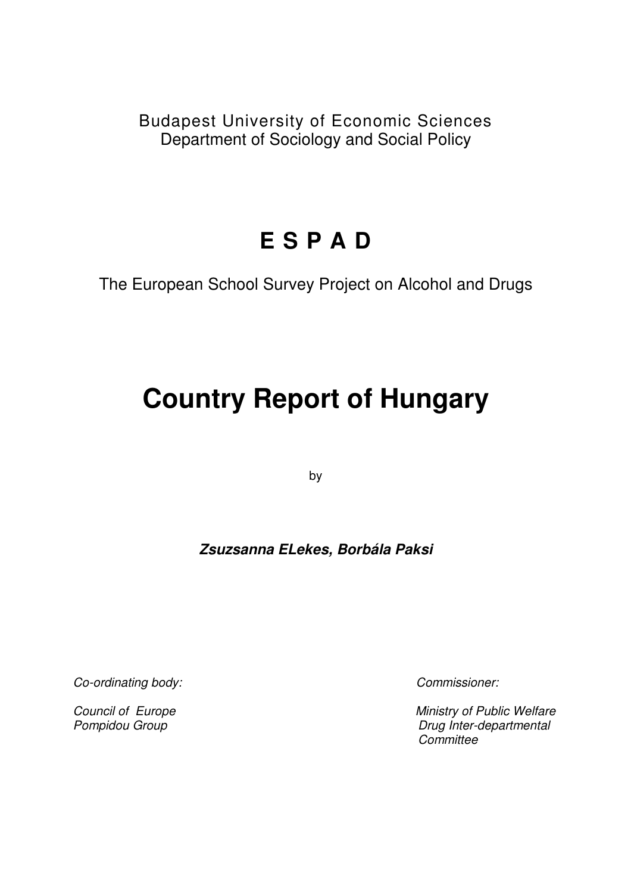Budapest University of Economic Sciences
Department of Sociology and Social Policy

# E S P A D

The European School Survey Project on Alcohol and Drugs

# Country Report of Hungary

by

***Zsuzsanna ELekes, Borbála Paksi***

*Co-ordinating body:*

*Council of Europe*
*Pompidou Group*

*Commissioner:*

*Ministry of Public Welfare*
*Drug Inter-departmental Committee*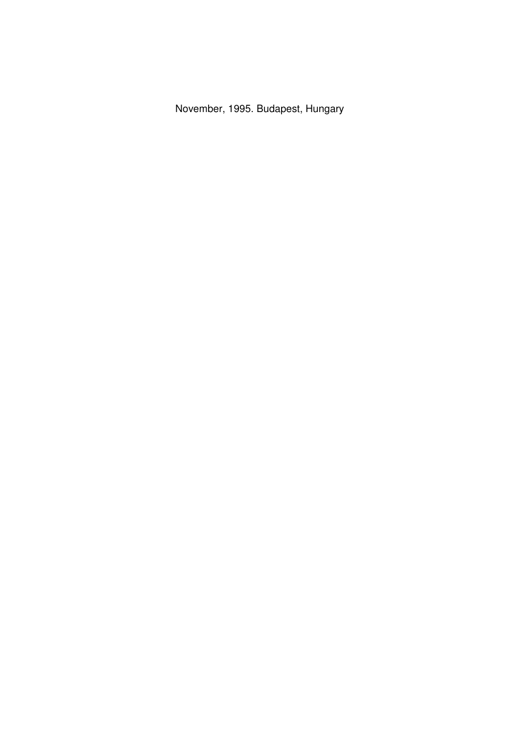November, 1995. Budapest, Hungary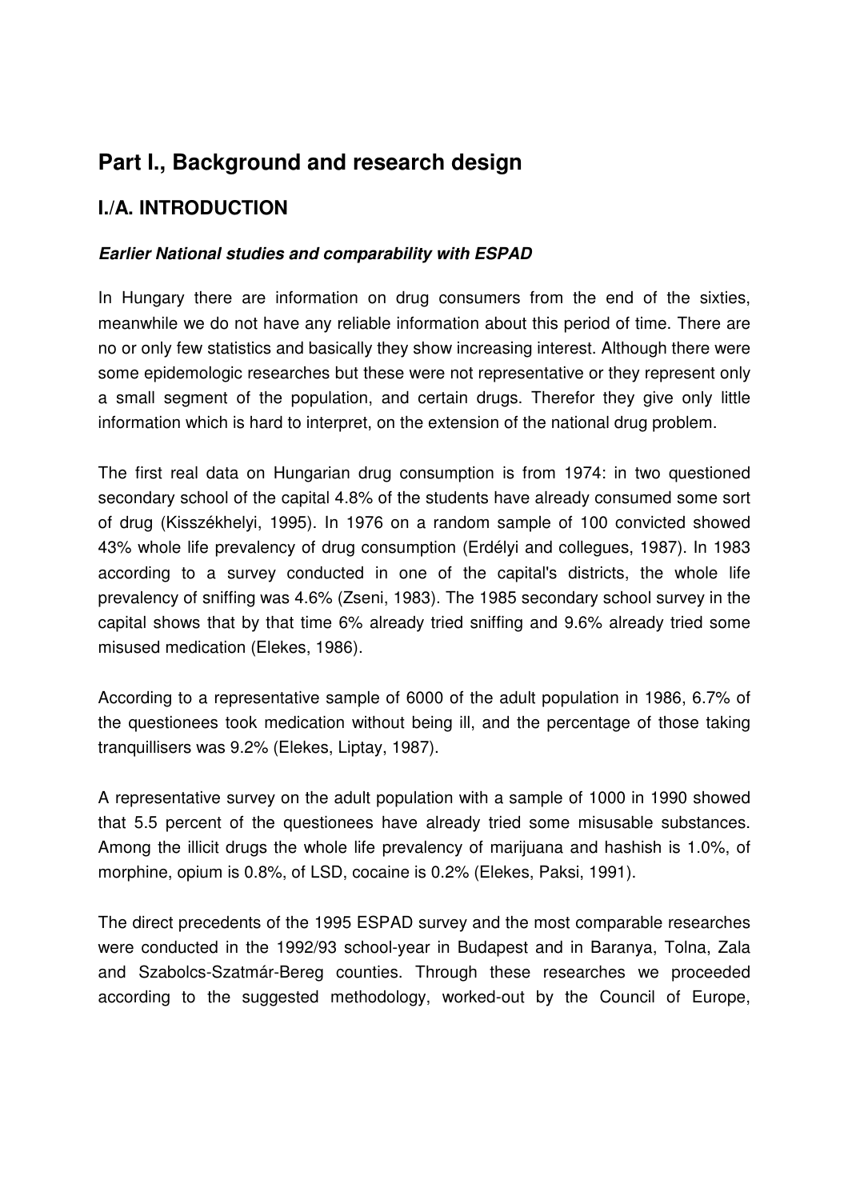# Part I., Background and research design

## I./A. INTRODUCTION

### *Earlier National studies and comparability with ESPAD*

In Hungary there are information on drug consumers from the end of the sixties, meanwhile we do not have any reliable information about this period of time. There are no or only few statistics and basically they show increasing interest. Although there were some epidemologic researches but these were not representative or they represent only a small segment of the population, and certain drugs. Therefor they give only little information which is hard to interpret, on the extension of the national drug problem.

The first real data on Hungarian drug consumption is from 1974: in two questioned secondary school of the capital 4.8% of the students have already consumed some sort of drug (Kisszékhelyi, 1995). In 1976 on a random sample of 100 convicted showed 43% whole life prevalency of drug consumption (Erdélyi and collegues, 1987). In 1983 according to a survey conducted in one of the capital's districts, the whole life prevalency of sniffing was 4.6% (Zseni, 1983). The 1985 secondary school survey in the capital shows that by that time 6% already tried sniffing and 9.6% already tried some misused medication (Elekes, 1986).

According to a representative sample of 6000 of the adult population in 1986, 6.7% of the questionees took medication without being ill, and the percentage of those taking tranquillisers was 9.2% (Elekes, Liptay, 1987).

A representative survey on the adult population with a sample of 1000 in 1990 showed that 5.5 percent of the questionees have already tried some misusable substances. Among the illicit drugs the whole life prevalency of marijuana and hashish is 1.0%, of morphine, opium is 0.8%, of LSD, cocaine is 0.2% (Elekes, Paksi, 1991).

The direct precedents of the 1995 ESPAD survey and the most comparable researches were conducted in the 1992/93 school-year in Budapest and in Baranya, Tolna, Zala and Szabolcs-Szatmár-Bereg counties. Through these researches we proceeded according to the suggested methodology, worked-out by the Council of Europe,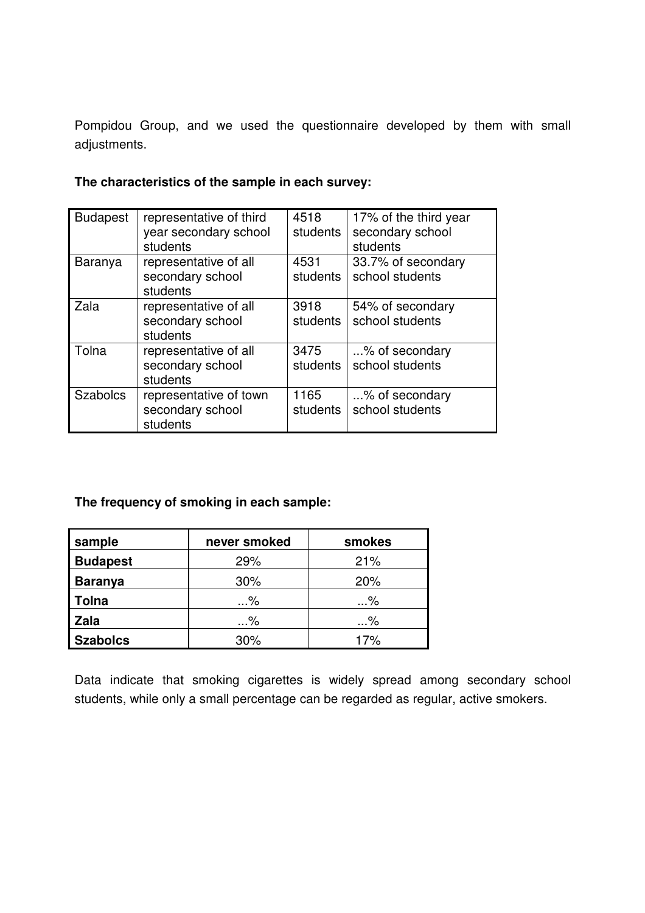Pompidou Group, and we used the questionnaire developed by them with small adjustments.

**The characteristics of the sample in each survey:**

| | | | |
|---|---|---|---|
| Budapest | representative of third year secondary school students | 4518 students | 17% of the third year secondary school students |
| Baranya | representative of all secondary school students | 4531 students | 33.7% of secondary school students |
| Zala | representative of all secondary school students | 3918 students | 54% of secondary school students |
| Tolna | representative of all secondary school students | 3475 students | ...% of secondary school students |
| Szabolcs | representative of town secondary school students | 1165 students | ...% of secondary school students |

**The frequency of smoking in each sample:**

| sample | never smoked | smokes |
|---|---|---|
| **Budapest** | 29% | 21% |
| **Baranya** | 30% | 20% |
| **Tolna** | ...% | ...% |
| **Zala** | ...% | ...% |
| **Szabolcs** | 30% | 17% |

Data indicate that smoking cigarettes is widely spread among secondary school students, while only a small percentage can be regarded as regular, active smokers.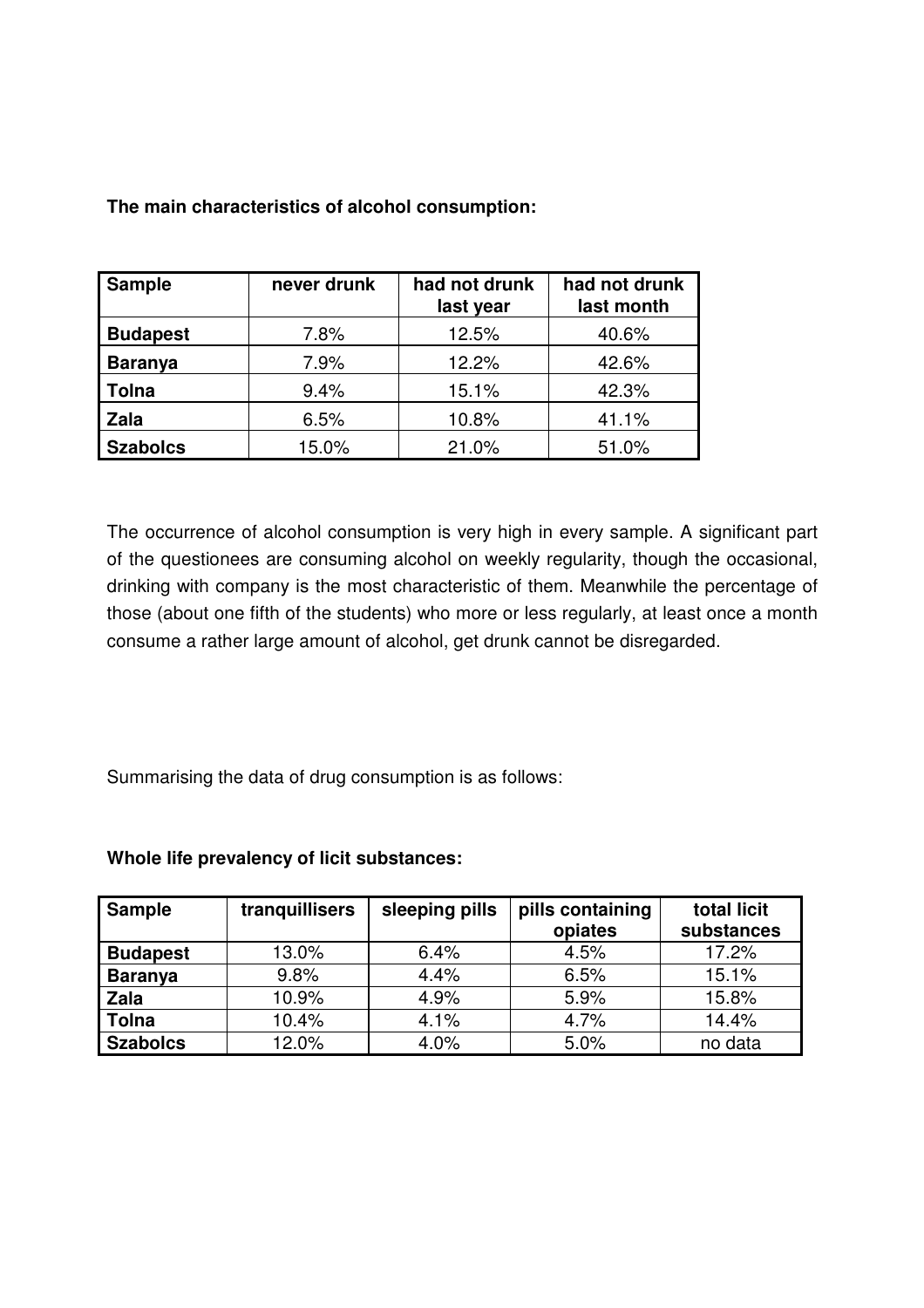**The main characteristics of alcohol consumption:**

| Sample | never drunk | had not drunk last year | had not drunk last month |
|---|---|---|---|
| **Budapest** | 7.8% | 12.5% | 40.6% |
| **Baranya** | 7.9% | 12.2% | 42.6% |
| **Tolna** | 9.4% | 15.1% | 42.3% |
| **Zala** | 6.5% | 10.8% | 41.1% |
| **Szabolcs** | 15.0% | 21.0% | 51.0% |

The occurrence of alcohol consumption is very high in every sample. A significant part of the questionees are consuming alcohol on weekly regularity, though the occasional, drinking with company is the most characteristic of them. Meanwhile the percentage of those (about one fifth of the students) who more or less regularly, at least once a month consume a rather large amount of alcohol, get drunk cannot be disregarded.

Summarising the data of drug consumption is as follows:

**Whole life prevalency of licit substances:**

| Sample | tranquillisers | sleeping pills | pills containing opiates | total licit substances |
|---|---|---|---|---|
| **Budapest** | 13.0% | 6.4% | 4.5% | 17.2% |
| **Baranya** | 9.8% | 4.4% | 6.5% | 15.1% |
| **Zala** | 10.9% | 4.9% | 5.9% | 15.8% |
| **Tolna** | 10.4% | 4.1% | 4.7% | 14.4% |
| **Szabolcs** | 12.0% | 4.0% | 5.0% | no data |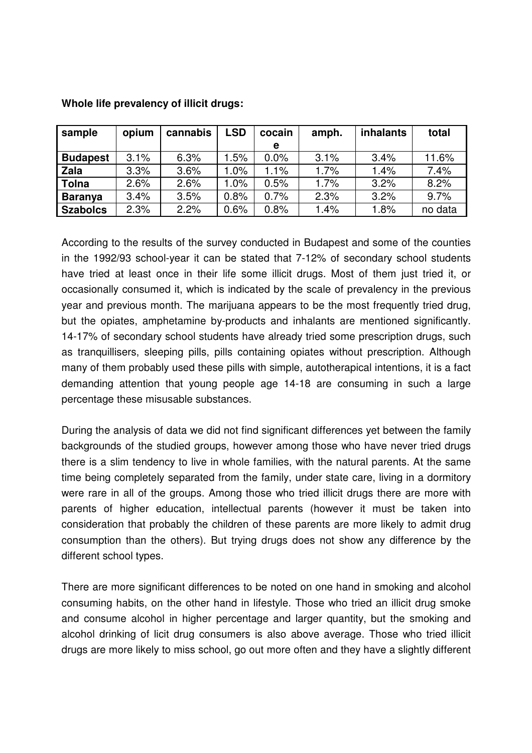**Whole life prevalency of illicit drugs:**

| sample | opium | cannabis | LSD | cocaine | amph. | inhalants | total |
|---|---|---|---|---|---|---|---|
| **Budapest** | 3.1% | 6.3% | 1.5% | 0.0% | 3.1% | 3.4% | 11.6% |
| **Zala** | 3.3% | 3.6% | 1.0% | 1.1% | 1.7% | 1.4% | 7.4% |
| **Tolna** | 2.6% | 2.6% | 1.0% | 0.5% | 1.7% | 3.2% | 8.2% |
| **Baranya** | 3.4% | 3.5% | 0.8% | 0.7% | 2.3% | 3.2% | 9.7% |
| **Szabolcs** | 2.3% | 2.2% | 0.6% | 0.8% | 1.4% | 1.8% | no data |

According to the results of the survey conducted in Budapest and some of the counties in the 1992/93 school-year it can be stated that 7-12% of secondary school students have tried at least once in their life some illicit drugs. Most of them just tried it, or occasionally consumed it, which is indicated by the scale of prevalency in the previous year and previous month. The marijuana appears to be the most frequently tried drug, but the opiates, amphetamine by-products and inhalants are mentioned significantly. 14-17% of secondary school students have already tried some prescription drugs, such as tranquillisers, sleeping pills, pills containing opiates without prescription. Although many of them probably used these pills with simple, autotherapical intentions, it is a fact demanding attention that young people age 14-18 are consuming in such a large percentage these misusable substances.

During the analysis of data we did not find significant differences yet between the family backgrounds of the studied groups, however among those who have never tried drugs there is a slim tendency to live in whole families, with the natural parents. At the same time being completely separated from the family, under state care, living in a dormitory were rare in all of the groups. Among those who tried illicit drugs there are more with parents of higher education, intellectual parents (however it must be taken into consideration that probably the children of these parents are more likely to admit drug consumption than the others). But trying drugs does not show any difference by the different school types.

There are more significant differences to be noted on one hand in smoking and alcohol consuming habits, on the other hand in lifestyle. Those who tried an illicit drug smoke and consume alcohol in higher percentage and larger quantity, but the smoking and alcohol drinking of licit drug consumers is also above average. Those who tried illicit drugs are more likely to miss school, go out more often and they have a slightly different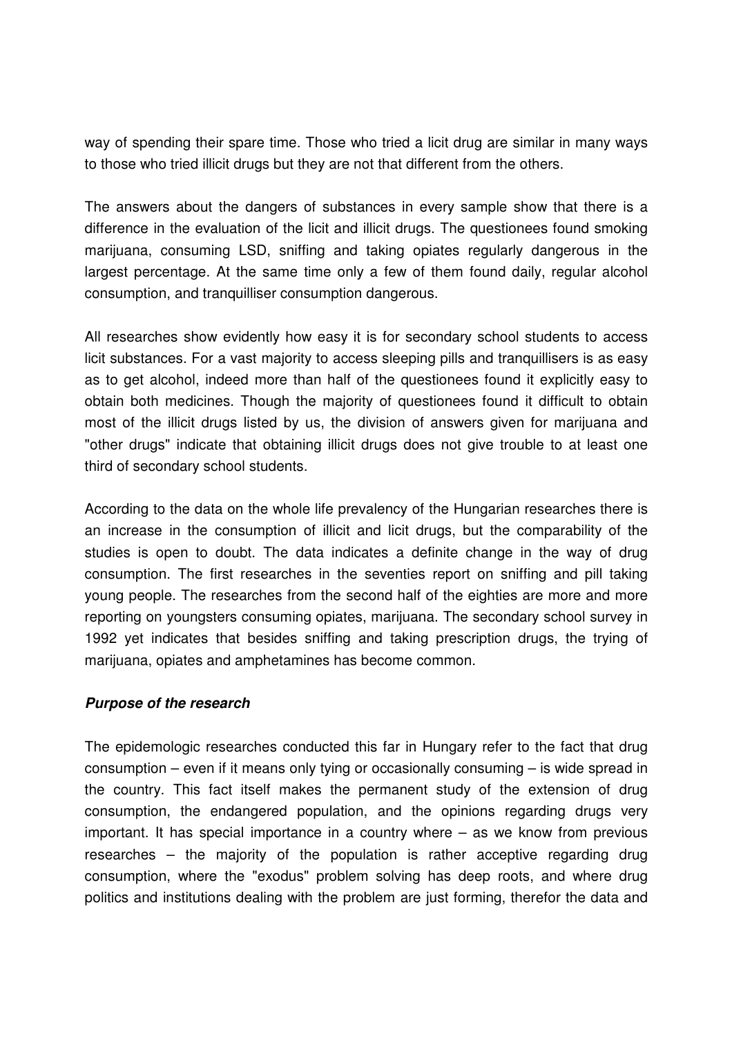way of spending their spare time. Those who tried a licit drug are similar in many ways to those who tried illicit drugs but they are not that different from the others.

The answers about the dangers of substances in every sample show that there is a difference in the evaluation of the licit and illicit drugs. The questionees found smoking marijuana, consuming LSD, sniffing and taking opiates regularly dangerous in the largest percentage. At the same time only a few of them found daily, regular alcohol consumption, and tranquilliser consumption dangerous.

All researches show evidently how easy it is for secondary school students to access licit substances. For a vast majority to access sleeping pills and tranquillisers is as easy as to get alcohol, indeed more than half of the questionees found it explicitly easy to obtain both medicines. Though the majority of questionees found it difficult to obtain most of the illicit drugs listed by us, the division of answers given for marijuana and "other drugs" indicate that obtaining illicit drugs does not give trouble to at least one third of secondary school students.

According to the data on the whole life prevalency of the Hungarian researches there is an increase in the consumption of illicit and licit drugs, but the comparability of the studies is open to doubt. The data indicates a definite change in the way of drug consumption. The first researches in the seventies report on sniffing and pill taking young people. The researches from the second half of the eighties are more and more reporting on youngsters consuming opiates, marijuana. The secondary school survey in 1992 yet indicates that besides sniffing and taking prescription drugs, the trying of marijuana, opiates and amphetamines has become common.

### *Purpose of the research*

The epidemologic researches conducted this far in Hungary refer to the fact that drug consumption – even if it means only tying or occasionally consuming – is wide spread in the country. This fact itself makes the permanent study of the extension of drug consumption, the endangered population, and the opinions regarding drugs very important. It has special importance in a country where – as we know from previous researches – the majority of the population is rather acceptive regarding drug consumption, where the "exodus" problem solving has deep roots, and where drug politics and institutions dealing with the problem are just forming, therefor the data and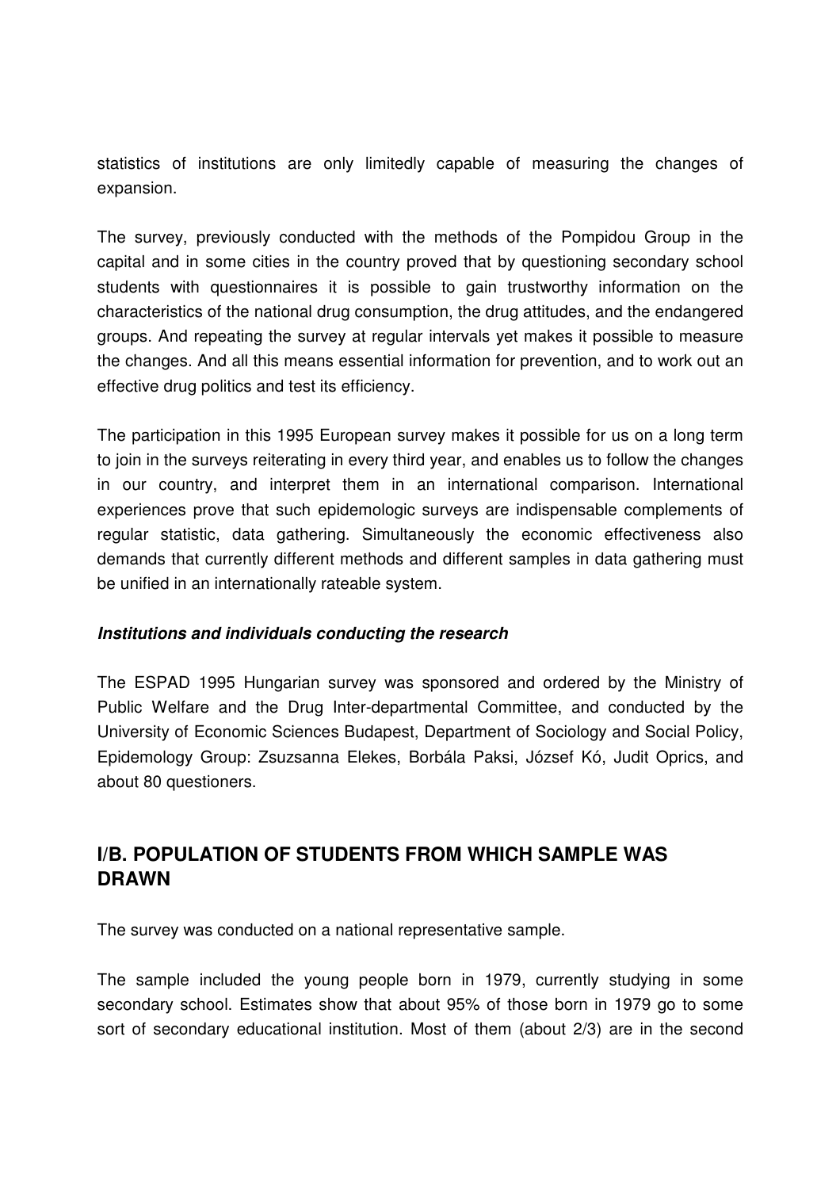statistics of institutions are only limitedly capable of measuring the changes of expansion.

The survey, previously conducted with the methods of the Pompidou Group in the capital and in some cities in the country proved that by questioning secondary school students with questionnaires it is possible to gain trustworthy information on the characteristics of the national drug consumption, the drug attitudes, and the endangered groups. And repeating the survey at regular intervals yet makes it possible to measure the changes. And all this means essential information for prevention, and to work out an effective drug politics and test its efficiency.

The participation in this 1995 European survey makes it possible for us on a long term to join in the surveys reiterating in every third year, and enables us to follow the changes in our country, and interpret them in an international comparison. International experiences prove that such epidemologic surveys are indispensable complements of regular statistic, data gathering. Simultaneously the economic effectiveness also demands that currently different methods and different samples in data gathering must be unified in an internationally rateable system.

***Institutions and individuals conducting the research***

The ESPAD 1995 Hungarian survey was sponsored and ordered by the Ministry of Public Welfare and the Drug Inter-departmental Committee, and conducted by the University of Economic Sciences Budapest, Department of Sociology and Social Policy, Epidemology Group: Zsuzsanna Elekes, Borbála Paksi, József Kó, Judit Oprics, and about 80 questioners.

## I/B. POPULATION OF STUDENTS FROM WHICH SAMPLE WAS DRAWN

The survey was conducted on a national representative sample.

The sample included the young people born in 1979, currently studying in some secondary school. Estimates show that about 95% of those born in 1979 go to some sort of secondary educational institution. Most of them (about 2/3) are in the second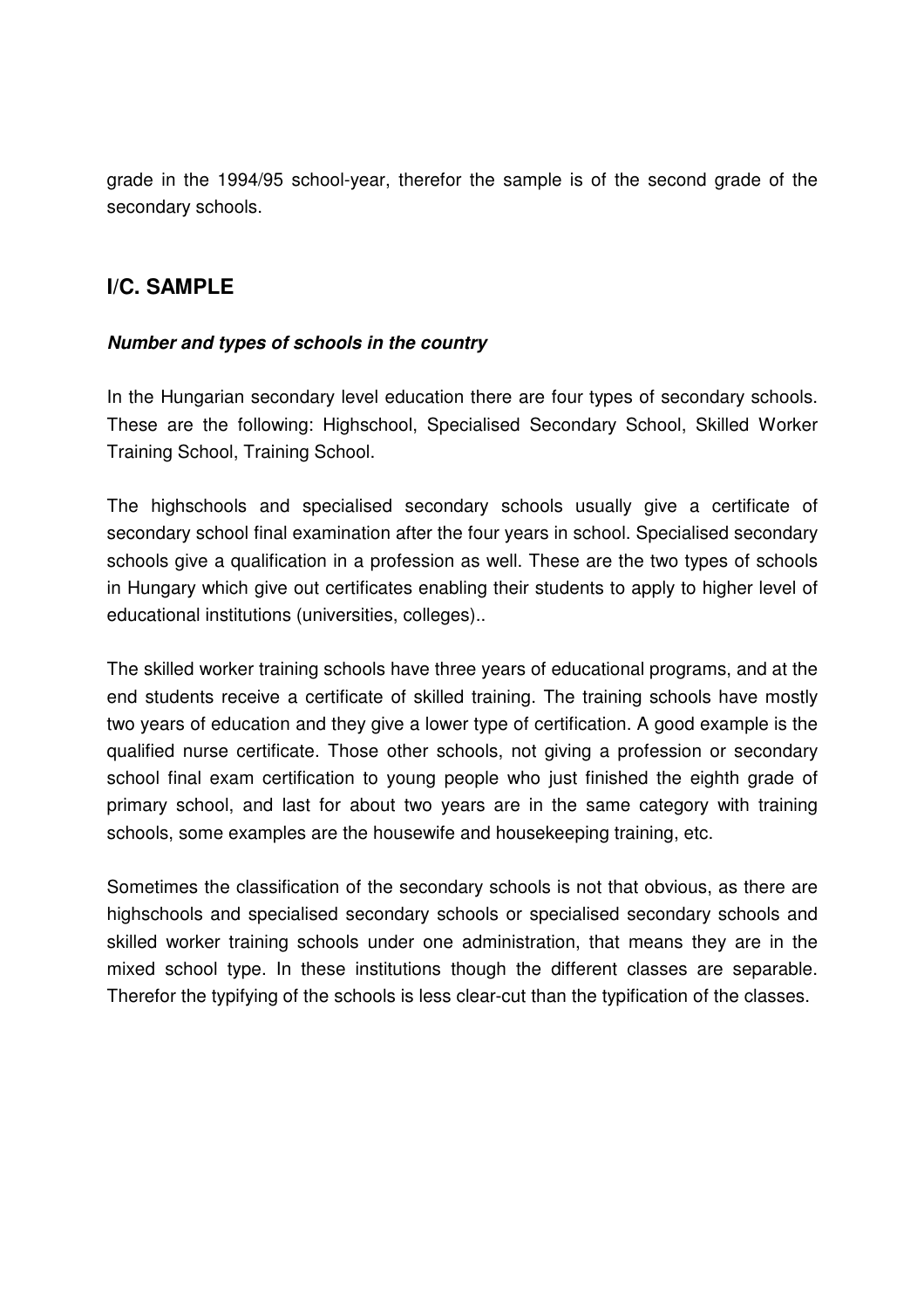grade in the 1994/95 school-year, therefor the sample is of the second grade of the secondary schools.

## I/C. SAMPLE

***Number and types of schools in the country***

In the Hungarian secondary level education there are four types of secondary schools. These are the following: Highschool, Specialised Secondary School, Skilled Worker Training School, Training School.

The highschools and specialised secondary schools usually give a certificate of secondary school final examination after the four years in school. Specialised secondary schools give a qualification in a profession as well. These are the two types of schools in Hungary which give out certificates enabling their students to apply to higher level of educational institutions (universities, colleges)..

The skilled worker training schools have three years of educational programs, and at the end students receive a certificate of skilled training. The training schools have mostly two years of education and they give a lower type of certification. A good example is the qualified nurse certificate. Those other schools, not giving a profession or secondary school final exam certification to young people who just finished the eighth grade of primary school, and last for about two years are in the same category with training schools, some examples are the housewife and housekeeping training, etc.

Sometimes the classification of the secondary schools is not that obvious, as there are highschools and specialised secondary schools or specialised secondary schools and skilled worker training schools under one administration, that means they are in the mixed school type. In these institutions though the different classes are separable. Therefor the typifying of the schools is less clear-cut than the typification of the classes.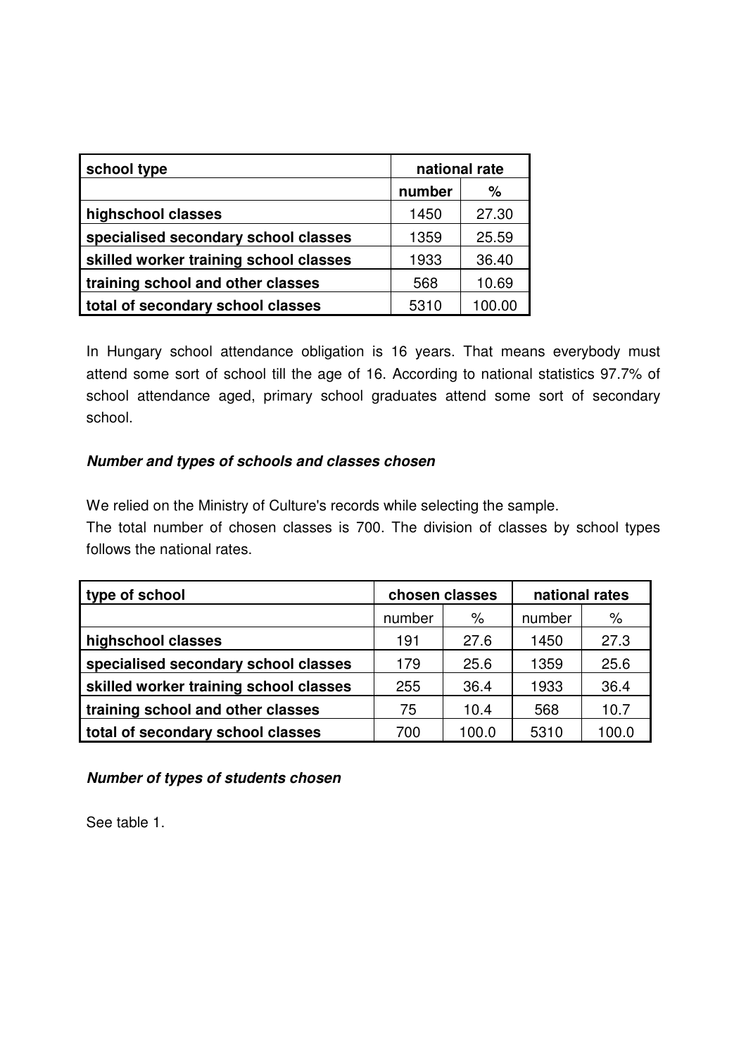| **school type** | **national rate** | |
|---|---|---|
| | **number** | **%** |
| **highschool classes** | 1450 | 27.30 |
| **specialised secondary school classes** | 1359 | 25.59 |
| **skilled worker training school classes** | 1933 | 36.40 |
| **training school and other classes** | 568 | 10.69 |
| **total of secondary school classes** | 5310 | 100.00 |

In Hungary school attendance obligation is 16 years. That means everybody must attend some sort of school till the age of 16. According to national statistics 97.7% of school attendance aged, primary school graduates attend some sort of secondary school.

***Number and types of schools and classes chosen***

We relied on the Ministry of Culture's records while selecting the sample.
The total number of chosen classes is 700. The division of classes by school types follows the national rates.

| **type of school** | **chosen classes** | | **national rates** | |
|---|---|---|---|---|
| | number | % | number | % |
| **highschool classes** | 191 | 27.6 | 1450 | 27.3 |
| **specialised secondary school classes** | 179 | 25.6 | 1359 | 25.6 |
| **skilled worker training school classes** | 255 | 36.4 | 1933 | 36.4 |
| **training school and other classes** | 75 | 10.4 | 568 | 10.7 |
| **total of secondary school classes** | 700 | 100.0 | 5310 | 100.0 |

***Number of types of students chosen***

See table 1.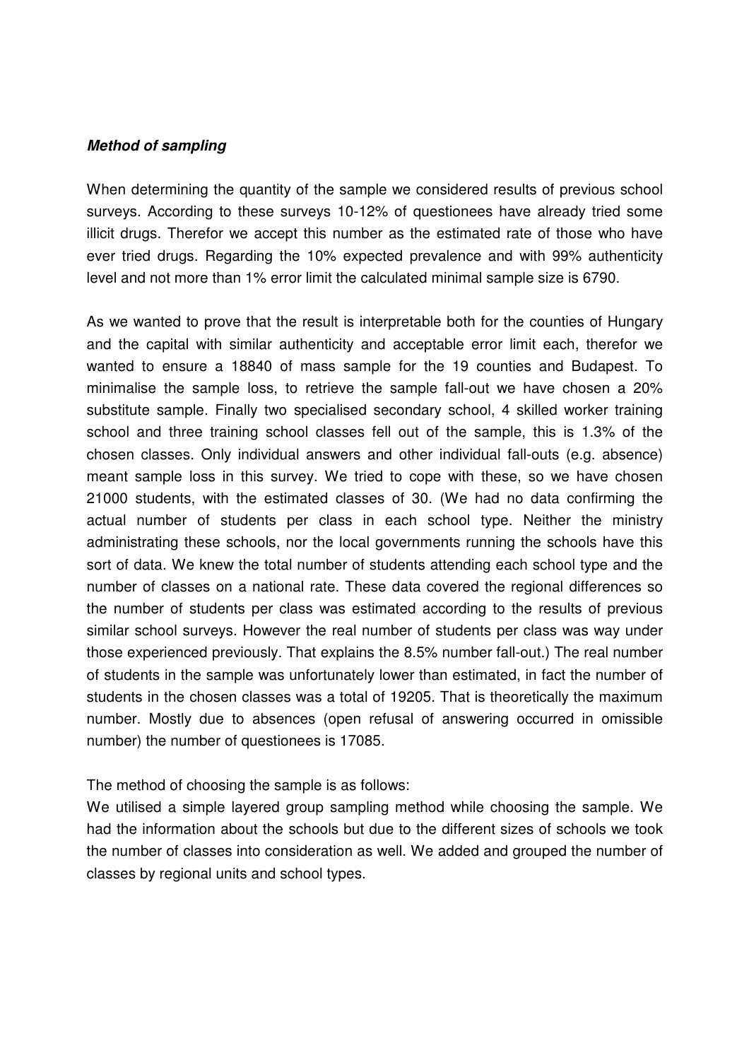***Method of sampling***

When determining the quantity of the sample we considered results of previous school surveys. According to these surveys 10-12% of questionees have already tried some illicit drugs. Therefor we accept this number as the estimated rate of those who have ever tried drugs. Regarding the 10% expected prevalence and with 99% authenticity level and not more than 1% error limit the calculated minimal sample size is 6790.

As we wanted to prove that the result is interpretable both for the counties of Hungary and the capital with similar authenticity and acceptable error limit each, therefor we wanted to ensure a 18840 of mass sample for the 19 counties and Budapest. To minimalise the sample loss, to retrieve the sample fall-out we have chosen a 20% substitute sample. Finally two specialised secondary school, 4 skilled worker training school and three training school classes fell out of the sample, this is 1.3% of the chosen classes. Only individual answers and other individual fall-outs (e.g. absence) meant sample loss in this survey. We tried to cope with these, so we have chosen 21000 students, with the estimated classes of 30. (We had no data confirming the actual number of students per class in each school type. Neither the ministry administrating these schools, nor the local governments running the schools have this sort of data. We knew the total number of students attending each school type and the number of classes on a national rate. These data covered the regional differences so the number of students per class was estimated according to the results of previous similar school surveys. However the real number of students per class was way under those experienced previously. That explains the 8.5% number fall-out.) The real number of students in the sample was unfortunately lower than estimated, in fact the number of students in the chosen classes was a total of 19205. That is theoretically the maximum number. Mostly due to absences (open refusal of answering occurred in omissible number) the number of questionees is 17085.

The method of choosing the sample is as follows:
We utilised a simple layered group sampling method while choosing the sample. We had the information about the schools but due to the different sizes of schools we took the number of classes into consideration as well. We added and grouped the number of classes by regional units and school types.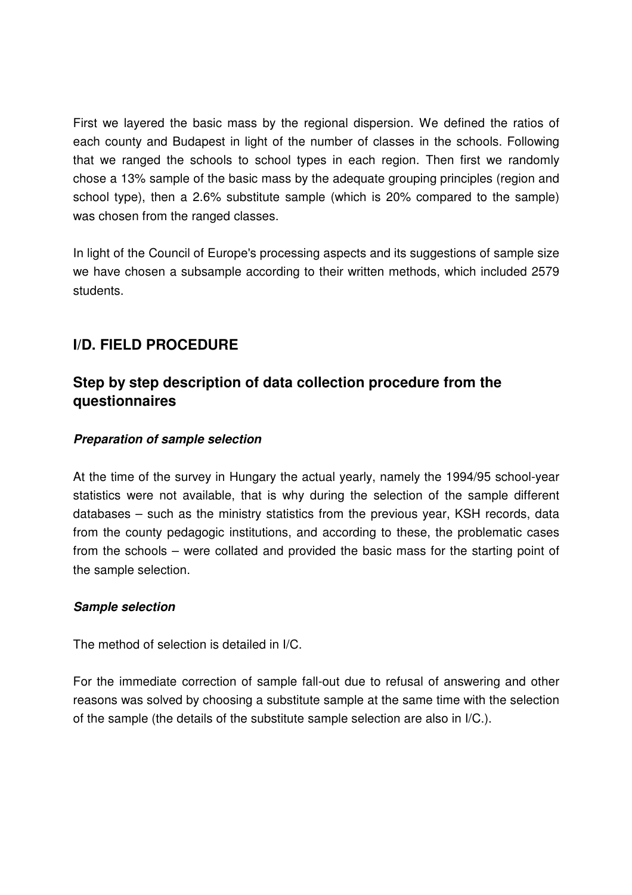First we layered the basic mass by the regional dispersion. We defined the ratios of each county and Budapest in light of the number of classes in the schools. Following that we ranged the schools to school types in each region. Then first we randomly chose a 13% sample of the basic mass by the adequate grouping principles (region and school type), then a 2.6% substitute sample (which is 20% compared to the sample) was chosen from the ranged classes.

In light of the Council of Europe's processing aspects and its suggestions of sample size we have chosen a subsample according to their written methods, which included 2579 students.

## I/D. FIELD PROCEDURE

## Step by step description of data collection procedure from the questionnaires

***Preparation of sample selection***

At the time of the survey in Hungary the actual yearly, namely the 1994/95 school-year statistics were not available, that is why during the selection of the sample different databases – such as the ministry statistics from the previous year, KSH records, data from the county pedagogic institutions, and according to these, the problematic cases from the schools – were collated and provided the basic mass for the starting point of the sample selection.

***Sample selection***

The method of selection is detailed in I/C.

For the immediate correction of sample fall-out due to refusal of answering and other reasons was solved by choosing a substitute sample at the same time with the selection of the sample (the details of the substitute sample selection are also in I/C.).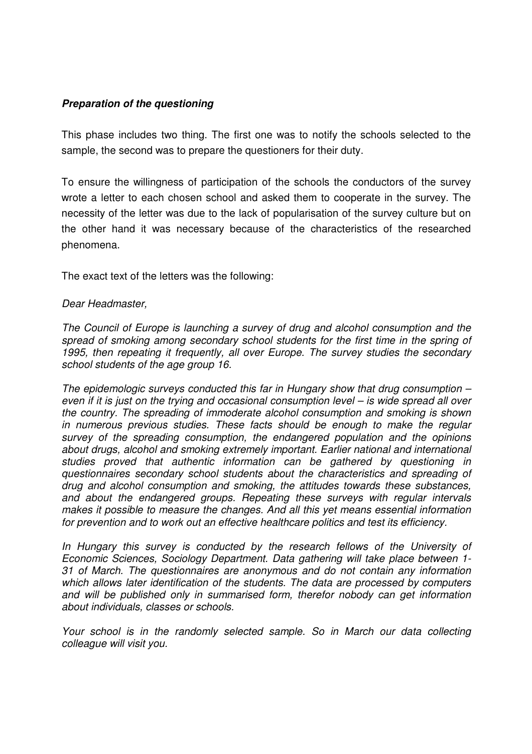***Preparation of the questioning***

This phase includes two thing. The first one was to notify the schools selected to the sample, the second was to prepare the questioners for their duty.

To ensure the willingness of participation of the schools the conductors of the survey wrote a letter to each chosen school and asked them to cooperate in the survey. The necessity of the letter was due to the lack of popularisation of the survey culture but on the other hand it was necessary because of the characteristics of the researched phenomena.

The exact text of the letters was the following:

*Dear Headmaster,*

*The Council of Europe is launching a survey of drug and alcohol consumption and the spread of smoking among secondary school students for the first time in the spring of 1995, then repeating it frequently, all over Europe. The survey studies the secondary school students of the age group 16.*

*The epidemologic surveys conducted this far in Hungary show that drug consumption – even if it is just on the trying and occasional consumption level – is wide spread all over the country. The spreading of immoderate alcohol consumption and smoking is shown in numerous previous studies. These facts should be enough to make the regular survey of the spreading consumption, the endangered population and the opinions about drugs, alcohol and smoking extremely important. Earlier national and international studies proved that authentic information can be gathered by questioning in questionnaires secondary school students about the characteristics and spreading of drug and alcohol consumption and smoking, the attitudes towards these substances, and about the endangered groups. Repeating these surveys with regular intervals makes it possible to measure the changes. And all this yet means essential information for prevention and to work out an effective healthcare politics and test its efficiency.*

*In Hungary this survey is conducted by the research fellows of the University of Economic Sciences, Sociology Department. Data gathering will take place between 1-31 of March. The questionnaires are anonymous and do not contain any information which allows later identification of the students. The data are processed by computers and will be published only in summarised form, therefor nobody can get information about individuals, classes or schools.*

*Your school is in the randomly selected sample. So in March our data collecting colleague will visit you.*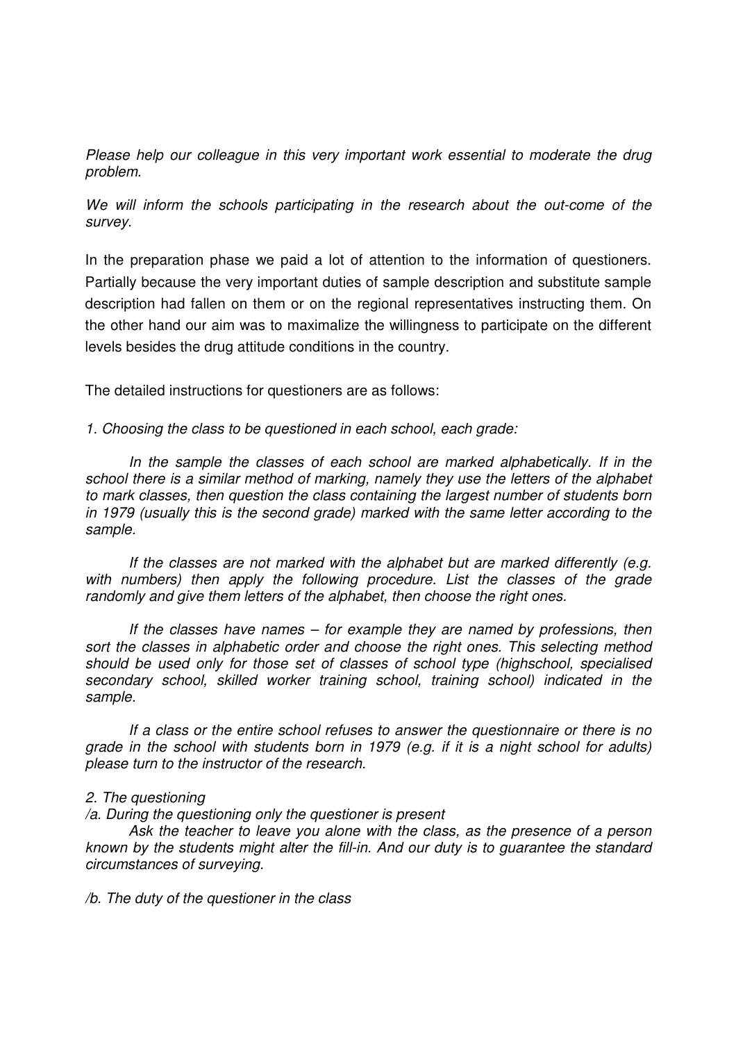*Please help our colleague in this very important work essential to moderate the drug problem.*

*We will inform the schools participating in the research about the out-come of the survey.*

In the preparation phase we paid a lot of attention to the information of questioners. Partially because the very important duties of sample description and substitute sample description had fallen on them or on the regional representatives instructing them. On the other hand our aim was to maximalize the willingness to participate on the different levels besides the drug attitude conditions in the country.

The detailed instructions for questioners are as follows:

*1. Choosing the class to be questioned in each school, each grade:*

*In the sample the classes of each school are marked alphabetically. If in the school there is a similar method of marking, namely they use the letters of the alphabet to mark classes, then question the class containing the largest number of students born in 1979 (usually this is the second grade) marked with the same letter according to the sample.*

*If the classes are not marked with the alphabet but are marked differently (e.g. with numbers) then apply the following procedure. List the classes of the grade randomly and give them letters of the alphabet, then choose the right ones.*

*If the classes have names – for example they are named by professions, then sort the classes in alphabetic order and choose the right ones. This selecting method should be used only for those set of classes of school type (highschool, specialised secondary school, skilled worker training school, training school) indicated in the sample.*

*If a class or the entire school refuses to answer the questionnaire or there is no grade in the school with students born in 1979 (e.g. if it is a night school for adults) please turn to the instructor of the research.*

*2. The questioning*

*/a. During the questioning only the questioner is present*

*Ask the teacher to leave you alone with the class, as the presence of a person known by the students might alter the fill-in. And our duty is to guarantee the standard circumstances of surveying.*

*/b. The duty of the questioner in the class*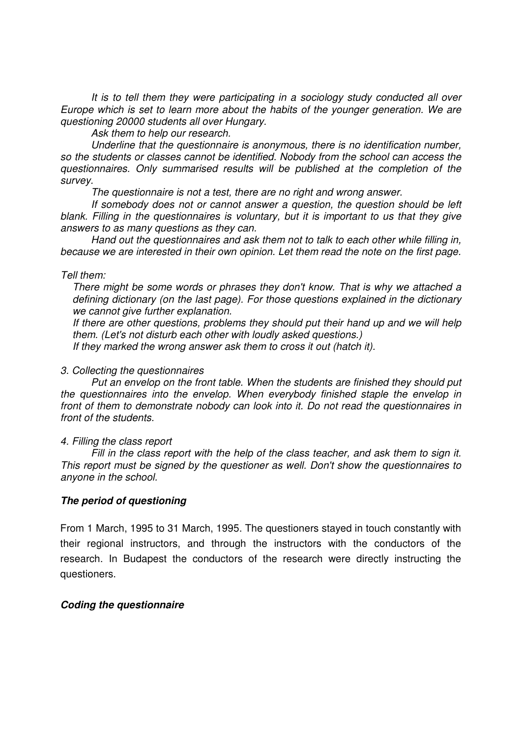*It is to tell them they were participating in a sociology study conducted all over Europe which is set to learn more about the habits of the younger generation. We are questioning 20000 students all over Hungary.*

*Ask them to help our research.*

*Underline that the questionnaire is anonymous, there is no identification number, so the students or classes cannot be identified. Nobody from the school can access the questionnaires. Only summarised results will be published at the completion of the survey.*

*The questionnaire is not a test, there are no right and wrong answer.*

*If somebody does not or cannot answer a question, the question should be left blank. Filling in the questionnaires is voluntary, but it is important to us that they give answers to as many questions as they can.*

*Hand out the questionnaires and ask them not to talk to each other while filling in, because we are interested in their own opinion. Let them read the note on the first page.*

*Tell them:*

*There might be some words or phrases they don't know. That is why we attached a defining dictionary (on the last page). For those questions explained in the dictionary we cannot give further explanation.*

*If there are other questions, problems they should put their hand up and we will help them. (Let's not disturb each other with loudly asked questions.)*

*If they marked the wrong answer ask them to cross it out (hatch it).*

*3. Collecting the questionnaires*

*Put an envelop on the front table. When the students are finished they should put the questionnaires into the envelop. When everybody finished staple the envelop in front of them to demonstrate nobody can look into it. Do not read the questionnaires in front of the students.*

*4. Filling the class report*

*Fill in the class report with the help of the class teacher, and ask them to sign it. This report must be signed by the questioner as well. Don't show the questionnaires to anyone in the school.*

### ***The period of questioning***

From 1 March, 1995 to 31 March, 1995. The questioners stayed in touch constantly with their regional instructors, and through the instructors with the conductors of the research. In Budapest the conductors of the research were directly instructing the questioners.

### ***Coding the questionnaire***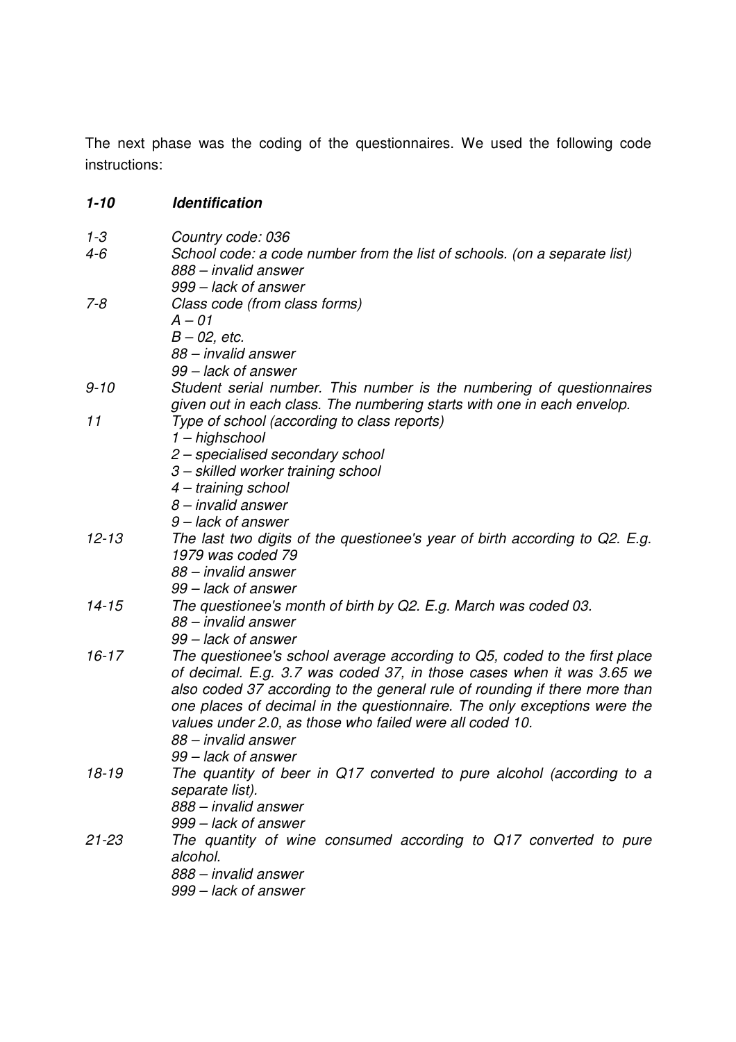The next phase was the coding of the questionnaires. We used the following code instructions:

***1-10 Identification***

| | |
|---|---|
| *1-3* | *Country code: 036* |
| *4-6* | *School code: a code number from the list of schools. (on a separate list)*<br>*888 – invalid answer*<br>*999 – lack of answer* |
| *7-8* | *Class code (from class forms)*<br>*A – 01*<br>*B – 02, etc.*<br>*88 – invalid answer*<br>*99 – lack of answer* |
| *9-10* | *Student serial number. This number is the numbering of questionnaires given out in each class. The numbering starts with one in each envelop.* |
| *11* | *Type of school (according to class reports)*<br>*1 – highschool*<br>*2 – specialised secondary school*<br>*3 – skilled worker training school*<br>*4 – training school*<br>*8 – invalid answer*<br>*9 – lack of answer* |
| *12-13* | *The last two digits of the questionee's year of birth according to Q2. E.g. 1979 was coded 79*<br>*88 – invalid answer*<br>*99 – lack of answer* |
| *14-15* | *The questionee's month of birth by Q2. E.g. March was coded 03.*<br>*88 – invalid answer*<br>*99 – lack of answer* |
| *16-17* | *The questionee's school average according to Q5, coded to the first place of decimal. E.g. 3.7 was coded 37, in those cases when it was 3.65 we also coded 37 according to the general rule of rounding if there more than one places of decimal in the questionnaire. The only exceptions were the values under 2.0, as those who failed were all coded 10.*<br>*88 – invalid answer*<br>*99 – lack of answer* |
| *18-19* | *The quantity of beer in Q17 converted to pure alcohol (according to a separate list).*<br>*888 – invalid answer*<br>*999 – lack of answer* |
| *21-23* | *The quantity of wine consumed according to Q17 converted to pure alcohol.*<br>*888 – invalid answer*<br>*999 – lack of answer* |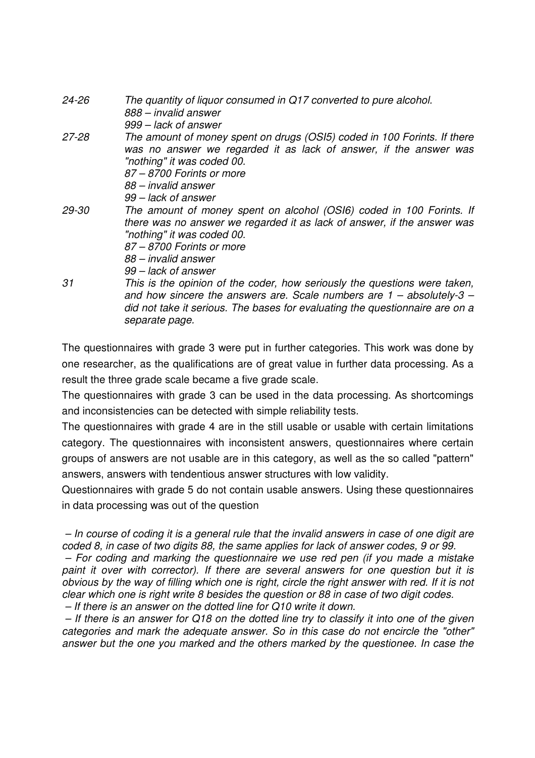*24-26* *The quantity of liquor consumed in Q17 converted to pure alcohol.*
*888 – invalid answer*
*999 – lack of answer*

*27-28* *The amount of money spent on drugs (OSI5) coded in 100 Forints. If there was no answer we regarded it as lack of answer, if the answer was "nothing" it was coded 00.*
*87 – 8700 Forints or more*
*88 – invalid answer*
*99 – lack of answer*

*29-30* *The amount of money spent on alcohol (OSI6) coded in 100 Forints. If there was no answer we regarded it as lack of answer, if the answer was "nothing" it was coded 00.*
*87 – 8700 Forints or more*
*88 – invalid answer*
*99 – lack of answer*

*31* *This is the opinion of the coder, how seriously the questions were taken, and how sincere the answers are. Scale numbers are 1 – absolutely-3 – did not take it serious. The bases for evaluating the questionnaire are on a separate page.*

The questionnaires with grade 3 were put in further categories. This work was done by one researcher, as the qualifications are of great value in further data processing. As a result the three grade scale became a five grade scale.

The questionnaires with grade 3 can be used in the data processing. As shortcomings and inconsistencies can be detected with simple reliability tests.

The questionnaires with grade 4 are in the still usable or usable with certain limitations category. The questionnaires with inconsistent answers, questionnaires where certain groups of answers are not usable are in this category, as well as the so called "pattern" answers, answers with tendentious answer structures with low validity.

Questionnaires with grade 5 do not contain usable answers. Using these questionnaires in data processing was out of the question

*– In course of coding it is a general rule that the invalid answers in case of one digit are coded 8, in case of two digits 88, the same applies for lack of answer codes, 9 or 99.*

*– For coding and marking the questionnaire we use red pen (if you made a mistake paint it over with corrector). If there are several answers for one question but it is obvious by the way of filling which one is right, circle the right answer with red. If it is not clear which one is right write 8 besides the question or 88 in case of two digit codes.*

*– If there is an answer on the dotted line for Q10 write it down.*

*– If there is an answer for Q18 on the dotted line try to classify it into one of the given categories and mark the adequate answer. So in this case do not encircle the "other" answer but the one you marked and the others marked by the questionee. In case the*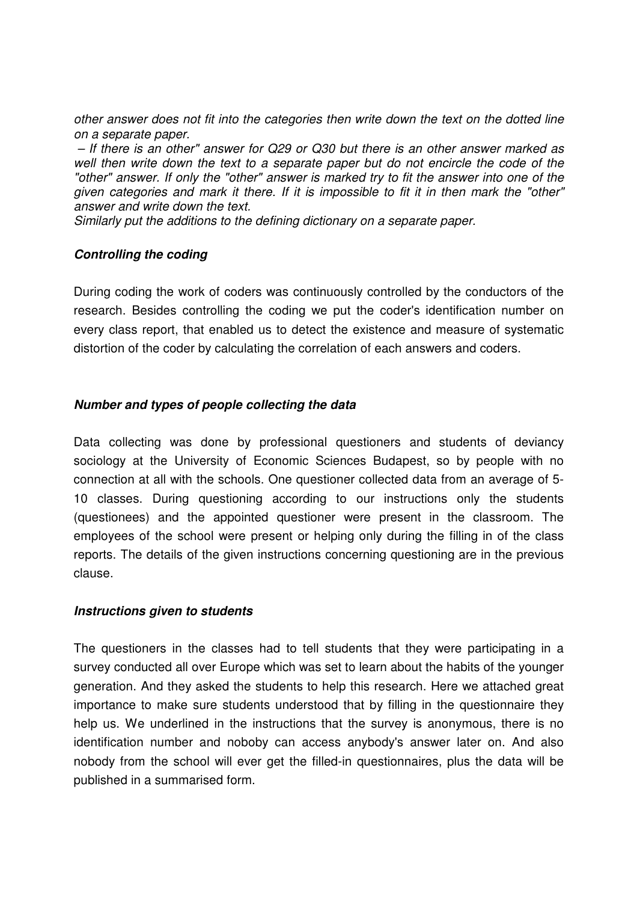*other answer does not fit into the categories then write down the text on the dotted line on a separate paper.*

*– If there is an other" answer for Q29 or Q30 but there is an other answer marked as well then write down the text to a separate paper but do not encircle the code of the "other" answer. If only the "other" answer is marked try to fit the answer into one of the given categories and mark it there. If it is impossible to fit it in then mark the "other" answer and write down the text.*

*Similarly put the additions to the defining dictionary on a separate paper.*

***Controlling the coding***

During coding the work of coders was continuously controlled by the conductors of the research. Besides controlling the coding we put the coder's identification number on every class report, that enabled us to detect the existence and measure of systematic distortion of the coder by calculating the correlation of each answers and coders.

***Number and types of people collecting the data***

Data collecting was done by professional questioners and students of deviancy sociology at the University of Economic Sciences Budapest, so by people with no connection at all with the schools. One questioner collected data from an average of 5-10 classes. During questioning according to our instructions only the students (questionees) and the appointed questioner were present in the classroom. The employees of the school were present or helping only during the filling in of the class reports. The details of the given instructions concerning questioning are in the previous clause.

***Instructions given to students***

The questioners in the classes had to tell students that they were participating in a survey conducted all over Europe which was set to learn about the habits of the younger generation. And they asked the students to help this research. Here we attached great importance to make sure students understood that by filling in the questionnaire they help us. We underlined in the instructions that the survey is anonymous, there is no identification number and noboby can access anybody's answer later on. And also nobody from the school will ever get the filled-in questionnaires, plus the data will be published in a summarised form.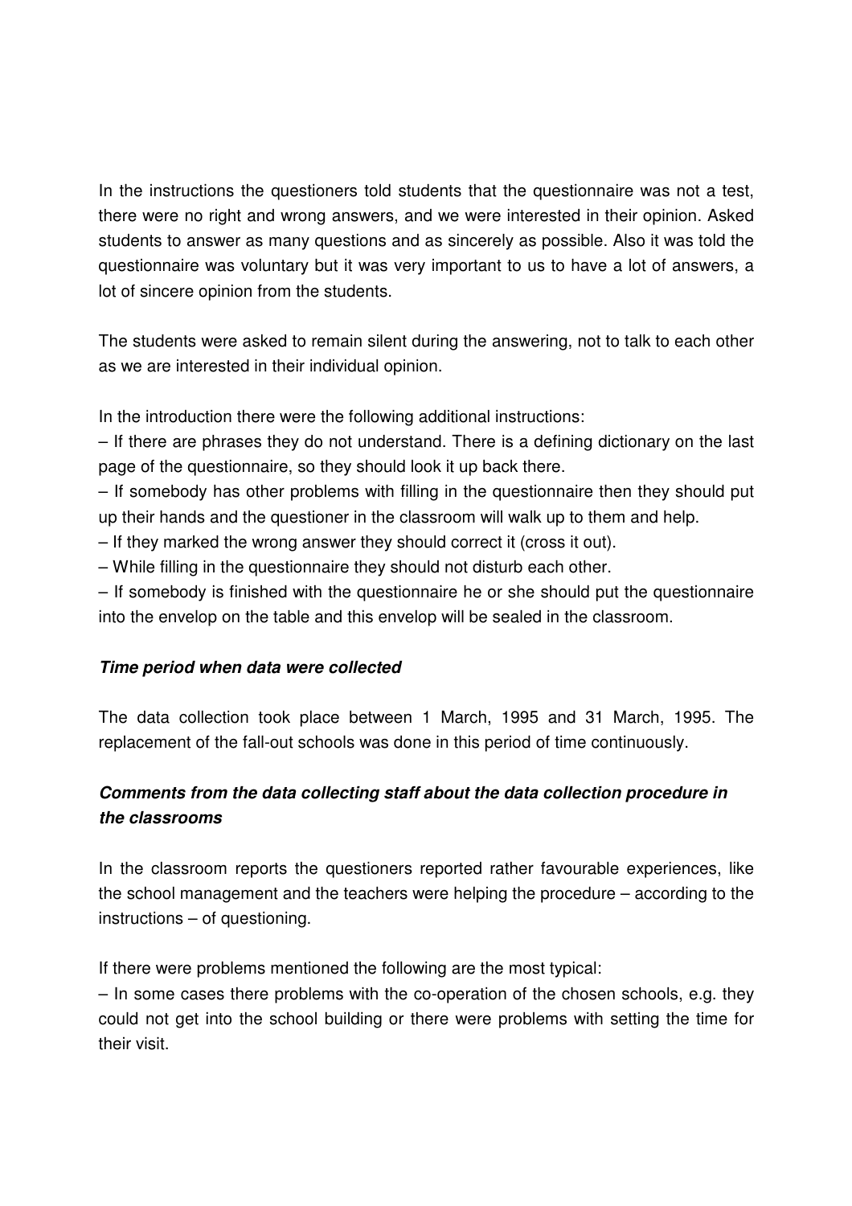In the instructions the questioners told students that the questionnaire was not a test, there were no right and wrong answers, and we were interested in their opinion. Asked students to answer as many questions and as sincerely as possible. Also it was told the questionnaire was voluntary but it was very important to us to have a lot of answers, a lot of sincere opinion from the students.

The students were asked to remain silent during the answering, not to talk to each other as we are interested in their individual opinion.

In the introduction there were the following additional instructions:

– If there are phrases they do not understand. There is a defining dictionary on the last page of the questionnaire, so they should look it up back there.

– If somebody has other problems with filling in the questionnaire then they should put up their hands and the questioner in the classroom will walk up to them and help.

– If they marked the wrong answer they should correct it (cross it out).

– While filling in the questionnaire they should not disturb each other.

– If somebody is finished with the questionnaire he or she should put the questionnaire into the envelop on the table and this envelop will be sealed in the classroom.

***Time period when data were collected***

The data collection took place between 1 March, 1995 and 31 March, 1995. The replacement of the fall-out schools was done in this period of time continuously.

***Comments from the data collecting staff about the data collection procedure in the classrooms***

In the classroom reports the questioners reported rather favourable experiences, like the school management and the teachers were helping the procedure – according to the instructions – of questioning.

If there were problems mentioned the following are the most typical:

– In some cases there problems with the co-operation of the chosen schools, e.g. they could not get into the school building or there were problems with setting the time for their visit.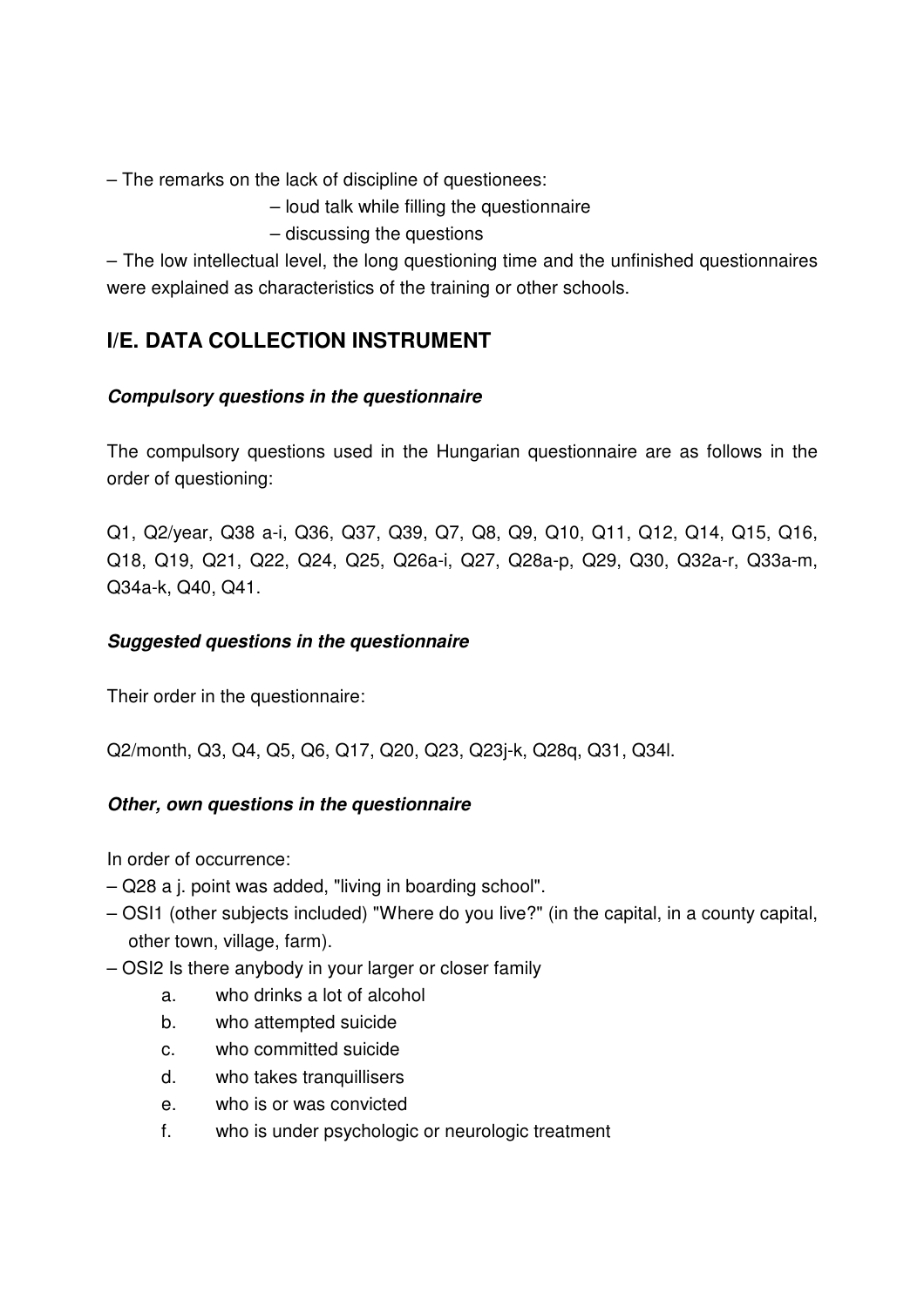– The remarks on the lack of discipline of questionees:

  – loud talk while filling the questionnaire

  – discussing the questions

– The low intellectual level, the long questioning time and the unfinished questionnaires were explained as characteristics of the training or other schools.

## I/E. DATA COLLECTION INSTRUMENT

### *Compulsory questions in the questionnaire*

The compulsory questions used in the Hungarian questionnaire are as follows in the order of questioning:

Q1, Q2/year, Q38 a-i, Q36, Q37, Q39, Q7, Q8, Q9, Q10, Q11, Q12, Q14, Q15, Q16, Q18, Q19, Q21, Q22, Q24, Q25, Q26a-i, Q27, Q28a-p, Q29, Q30, Q32a-r, Q33a-m, Q34a-k, Q40, Q41.

### *Suggested questions in the questionnaire*

Their order in the questionnaire:

Q2/month, Q3, Q4, Q5, Q6, Q17, Q20, Q23, Q23j-k, Q28q, Q31, Q34l.

### *Other, own questions in the questionnaire*

In order of occurrence:

– Q28 a j. point was added, "living in boarding school".

– OSI1 (other subjects included) "Where do you live?" (in the capital, in a county capital, other town, village, farm).

– OSI2 Is there anybody in your larger or closer family

  a. who drinks a lot of alcohol
  b. who attempted suicide
  c. who committed suicide
  d. who takes tranquillisers
  e. who is or was convicted
  f. who is under psychologic or neurologic treatment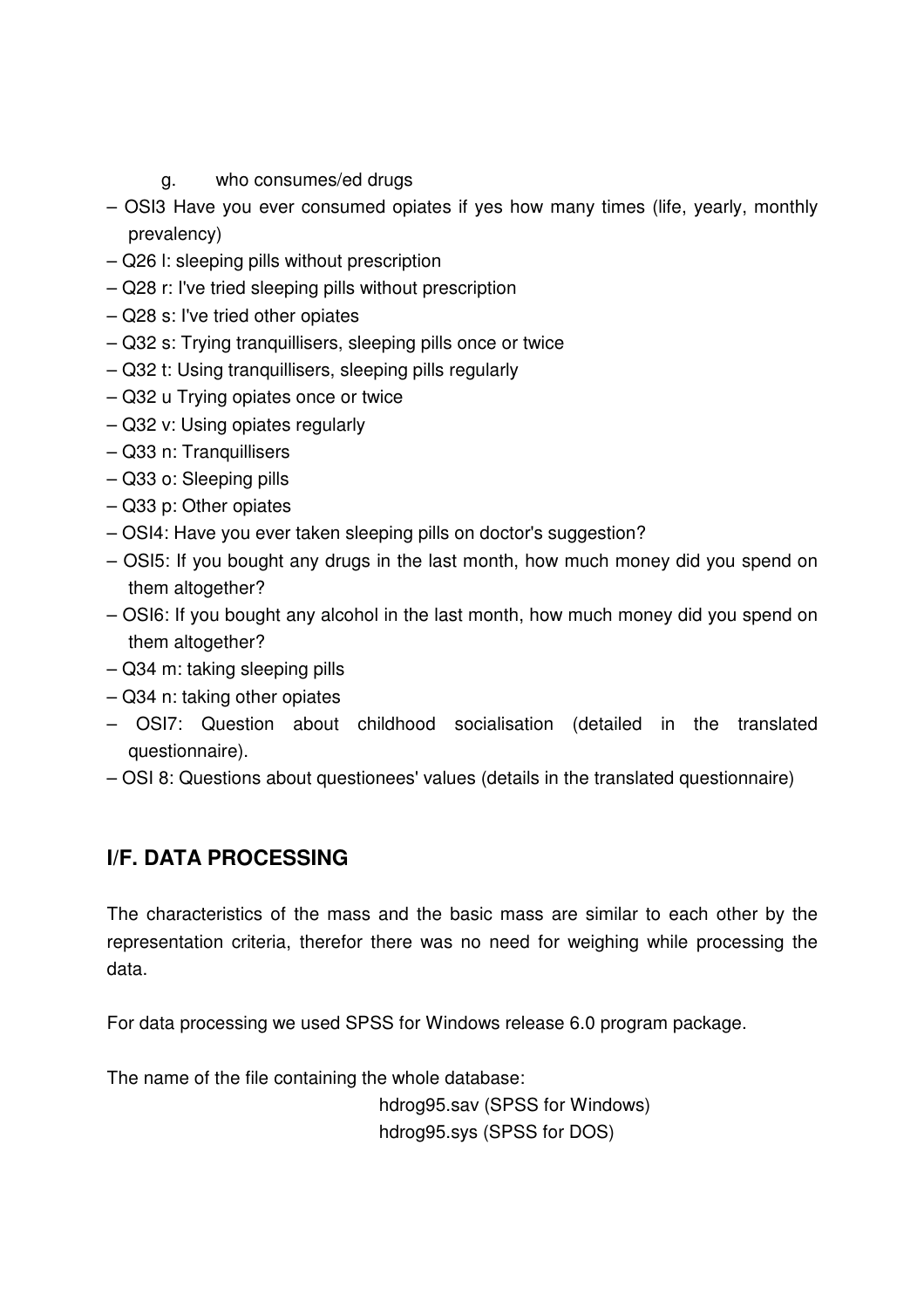g. who consumes/ed drugs

– OSI3 Have you ever consumed opiates if yes how many times (life, yearly, monthly prevalency)
– Q26 l: sleeping pills without prescription
– Q28 r: I've tried sleeping pills without prescription
– Q28 s: I've tried other opiates
– Q32 s: Trying tranquillisers, sleeping pills once or twice
– Q32 t: Using tranquillisers, sleeping pills regularly
– Q32 u Trying opiates once or twice
– Q32 v: Using opiates regularly
– Q33 n: Tranquillisers
– Q33 o: Sleeping pills
– Q33 p: Other opiates
– OSI4: Have you ever taken sleeping pills on doctor's suggestion?
– OSI5: If you bought any drugs in the last month, how much money did you spend on them altogether?
– OSI6: If you bought any alcohol in the last month, how much money did you spend on them altogether?
– Q34 m: taking sleeping pills
– Q34 n: taking other opiates
– OSI7: Question about childhood socialisation (detailed in the translated questionnaire).
– OSI 8: Questions about questionees' values (details in the translated questionnaire)

## I/F. DATA PROCESSING

The characteristics of the mass and the basic mass are similar to each other by the representation criteria, therefor there was no need for weighing while processing the data.

For data processing we used SPSS for Windows release 6.0 program package.

The name of the file containing the whole database:

hdrog95.sav (SPSS for Windows)
hdrog95.sys (SPSS for DOS)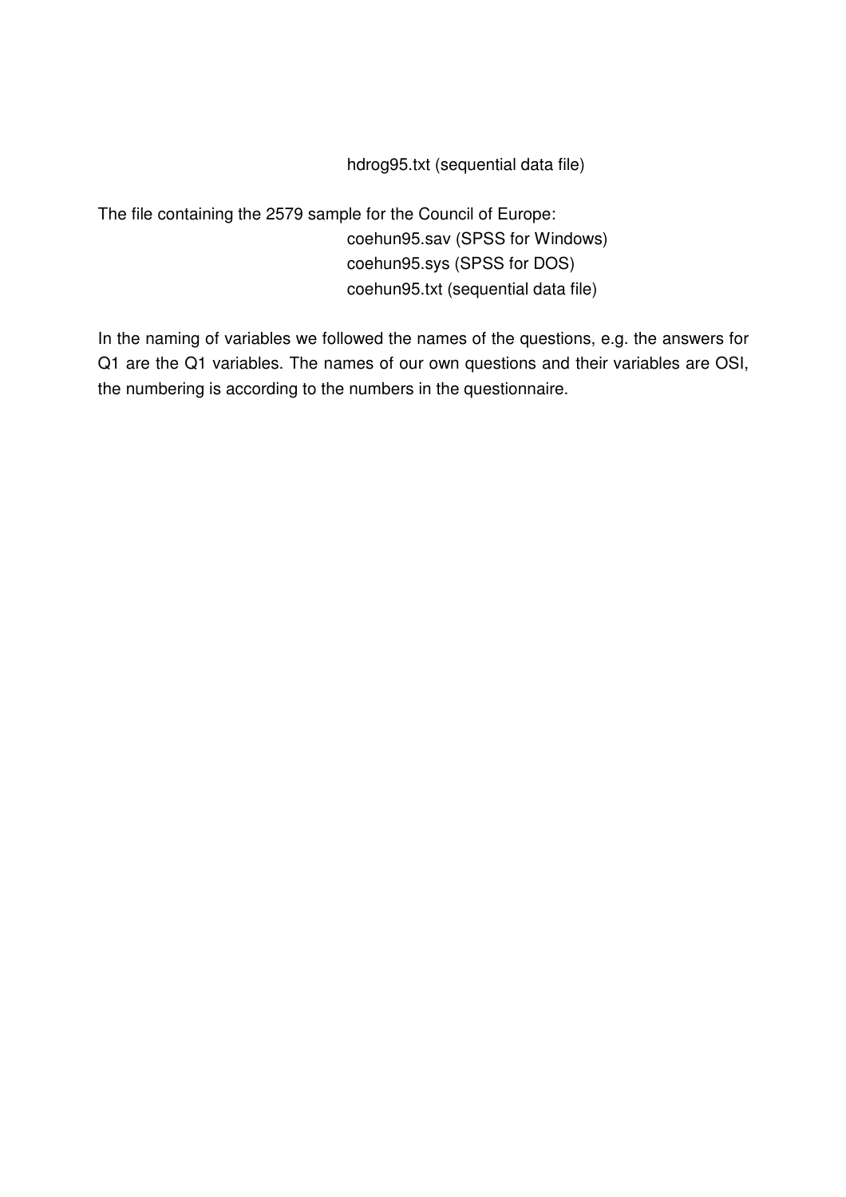hdrog95.txt (sequential data file)

The file containing the 2579 sample for the Council of Europe:

coehun95.sav (SPSS for Windows)
coehun95.sys (SPSS for DOS)
coehun95.txt (sequential data file)

In the naming of variables we followed the names of the questions, e.g. the answers for Q1 are the Q1 variables. The names of our own questions and their variables are OSI, the numbering is according to the numbers in the questionnaire.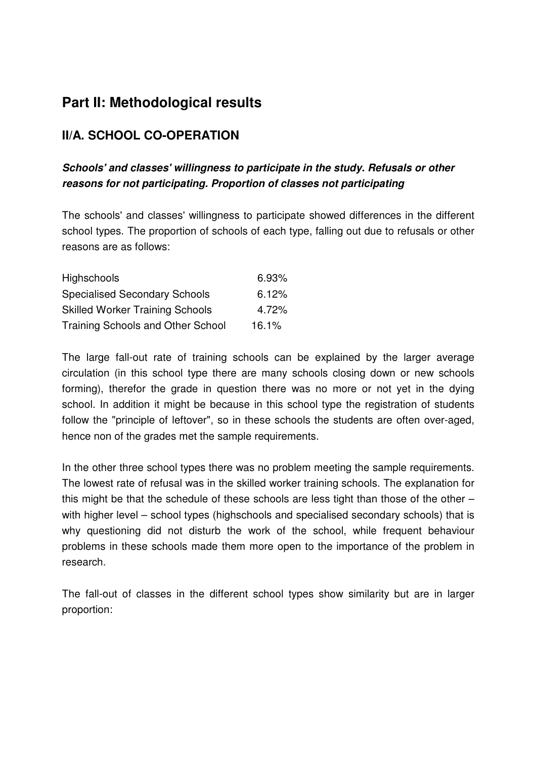# Part II: Methodological results

## II/A. SCHOOL CO-OPERATION

### *Schools' and classes' willingness to participate in the study. Refusals or other reasons for not participating. Proportion of classes not participating*

The schools' and classes' willingness to participate showed differences in the different school types. The proportion of schools of each type, falling out due to refusals or other reasons are as follows:

| | |
|---|---|
| Highschools | 6.93% |
| Specialised Secondary Schools | 6.12% |
| Skilled Worker Training Schools | 4.72% |
| Training Schools and Other School | 16.1% |

The large fall-out rate of training schools can be explained by the larger average circulation (in this school type there are many schools closing down or new schools forming), therefor the grade in question there was no more or not yet in the dying school. In addition it might be because in this school type the registration of students follow the "principle of leftover", so in these schools the students are often over-aged, hence non of the grades met the sample requirements.

In the other three school types there was no problem meeting the sample requirements. The lowest rate of refusal was in the skilled worker training schools. The explanation for this might be that the schedule of these schools are less tight than those of the other – with higher level – school types (highschools and specialised secondary schools) that is why questioning did not disturb the work of the school, while frequent behaviour problems in these schools made them more open to the importance of the problem in research.

The fall-out of classes in the different school types show similarity but are in larger proportion: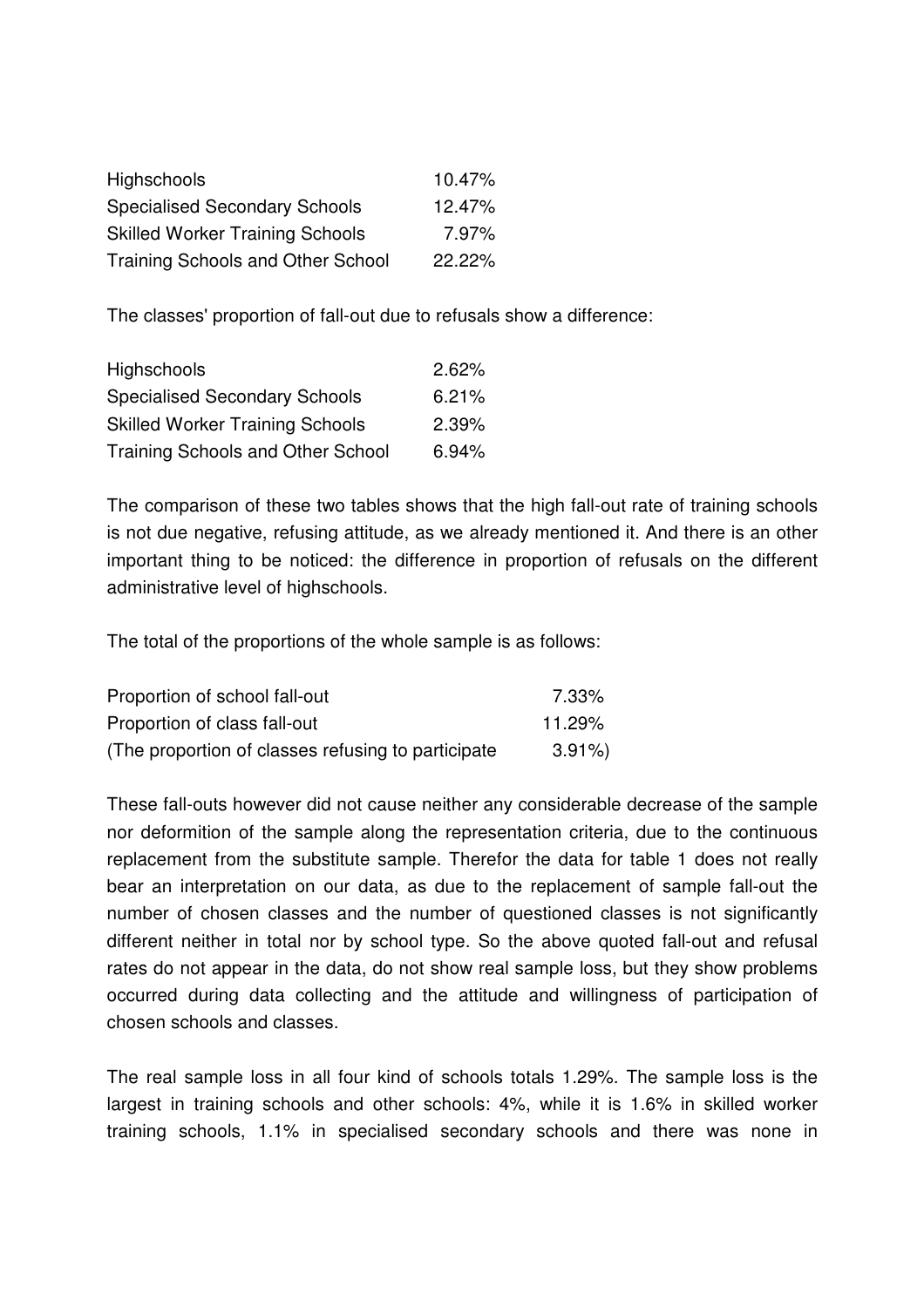| | |
|---|---|
| Highschools | 10.47% |
| Specialised Secondary Schools | 12.47% |
| Skilled Worker Training Schools | 7.97% |
| Training Schools and Other School | 22.22% |

The classes' proportion of fall-out due to refusals show a difference:

| | |
|---|---|
| Highschools | 2.62% |
| Specialised Secondary Schools | 6.21% |
| Skilled Worker Training Schools | 2.39% |
| Training Schools and Other School | 6.94% |

The comparison of these two tables shows that the high fall-out rate of training schools is not due negative, refusing attitude, as we already mentioned it. And there is an other important thing to be noticed: the difference in proportion of refusals on the different administrative level of highschools.

The total of the proportions of the whole sample is as follows:

| | |
|---|---|
| Proportion of school fall-out | 7.33% |
| Proportion of class fall-out | 11.29% |
| (The proportion of classes refusing to participate | 3.91%) |

These fall-outs however did not cause neither any considerable decrease of the sample nor deformition of the sample along the representation criteria, due to the continuous replacement from the substitute sample. Therefor the data for table 1 does not really bear an interpretation on our data, as due to the replacement of sample fall-out the number of chosen classes and the number of questioned classes is not significantly different neither in total nor by school type. So the above quoted fall-out and refusal rates do not appear in the data, do not show real sample loss, but they show problems occurred during data collecting and the attitude and willingness of participation of chosen schools and classes.

The real sample loss in all four kind of schools totals 1.29%. The sample loss is the largest in training schools and other schools: 4%, while it is 1.6% in skilled worker training schools, 1.1% in specialised secondary schools and there was none in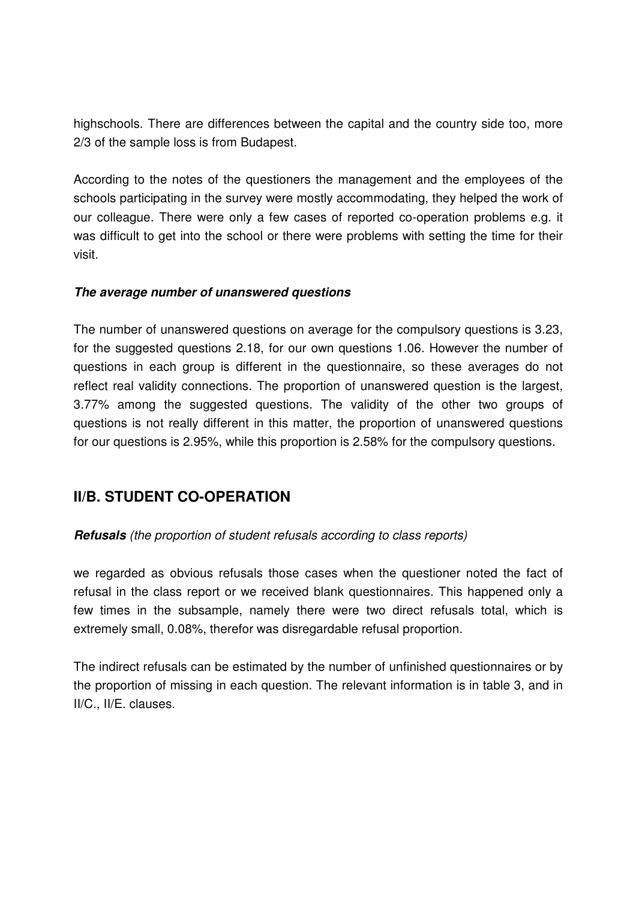highschools. There are differences between the capital and the country side too, more 2/3 of the sample loss is from Budapest.

According to the notes of the questioners the management and the employees of the schools participating in the survey were mostly accommodating, they helped the work of our colleague. There were only a few cases of reported co-operation problems e.g. it was difficult to get into the school or there were problems with setting the time for their visit.

***The average number of unanswered questions***

The number of unanswered questions on average for the compulsory questions is 3.23, for the suggested questions 2.18, for our own questions 1.06. However the number of questions in each group is different in the questionnaire, so these averages do not reflect real validity connections. The proportion of unanswered question is the largest, 3.77% among the suggested questions. The validity of the other two groups of questions is not really different in this matter, the proportion of unanswered questions for our questions is 2.95%, while this proportion is 2.58% for the compulsory questions.

## II/B. STUDENT CO-OPERATION

***Refusals*** *(the proportion of student refusals according to class reports)*

we regarded as obvious refusals those cases when the questioner noted the fact of refusal in the class report or we received blank questionnaires. This happened only a few times in the subsample, namely there were two direct refusals total, which is extremely small, 0.08%, therefor was disregardable refusal proportion.

The indirect refusals can be estimated by the number of unfinished questionnaires or by the proportion of missing in each question. The relevant information is in table 3, and in II/C., II/E. clauses.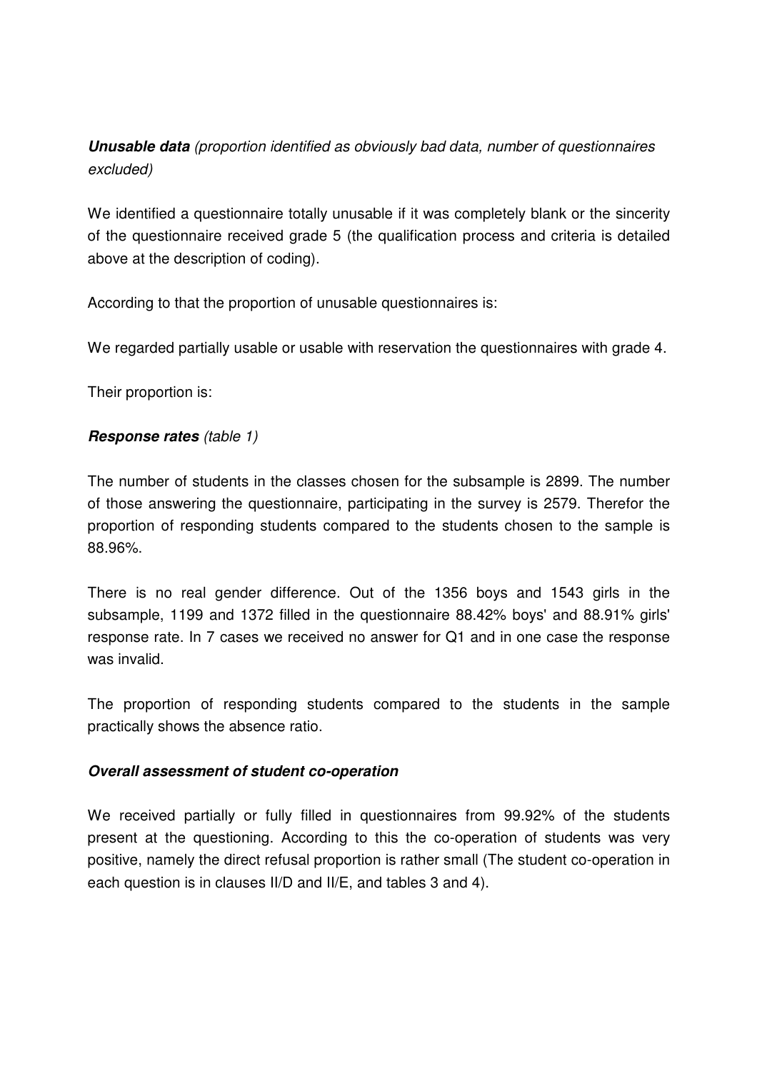***Unusable data*** *(proportion identified as obviously bad data, number of questionnaires excluded)*

We identified a questionnaire totally unusable if it was completely blank or the sincerity of the questionnaire received grade 5 (the qualification process and criteria is detailed above at the description of coding).

According to that the proportion of unusable questionnaires is:

We regarded partially usable or usable with reservation the questionnaires with grade 4.

Their proportion is:

***Response rates*** *(table 1)*

The number of students in the classes chosen for the subsample is 2899. The number of those answering the questionnaire, participating in the survey is 2579. Therefor the proportion of responding students compared to the students chosen to the sample is 88.96%.

There is no real gender difference. Out of the 1356 boys and 1543 girls in the subsample, 1199 and 1372 filled in the questionnaire 88.42% boys' and 88.91% girls' response rate. In 7 cases we received no answer for Q1 and in one case the response was invalid.

The proportion of responding students compared to the students in the sample practically shows the absence ratio.

***Overall assessment of student co-operation***

We received partially or fully filled in questionnaires from 99.92% of the students present at the questioning. According to this the co-operation of students was very positive, namely the direct refusal proportion is rather small (The student co-operation in each question is in clauses II/D and II/E, and tables 3 and 4).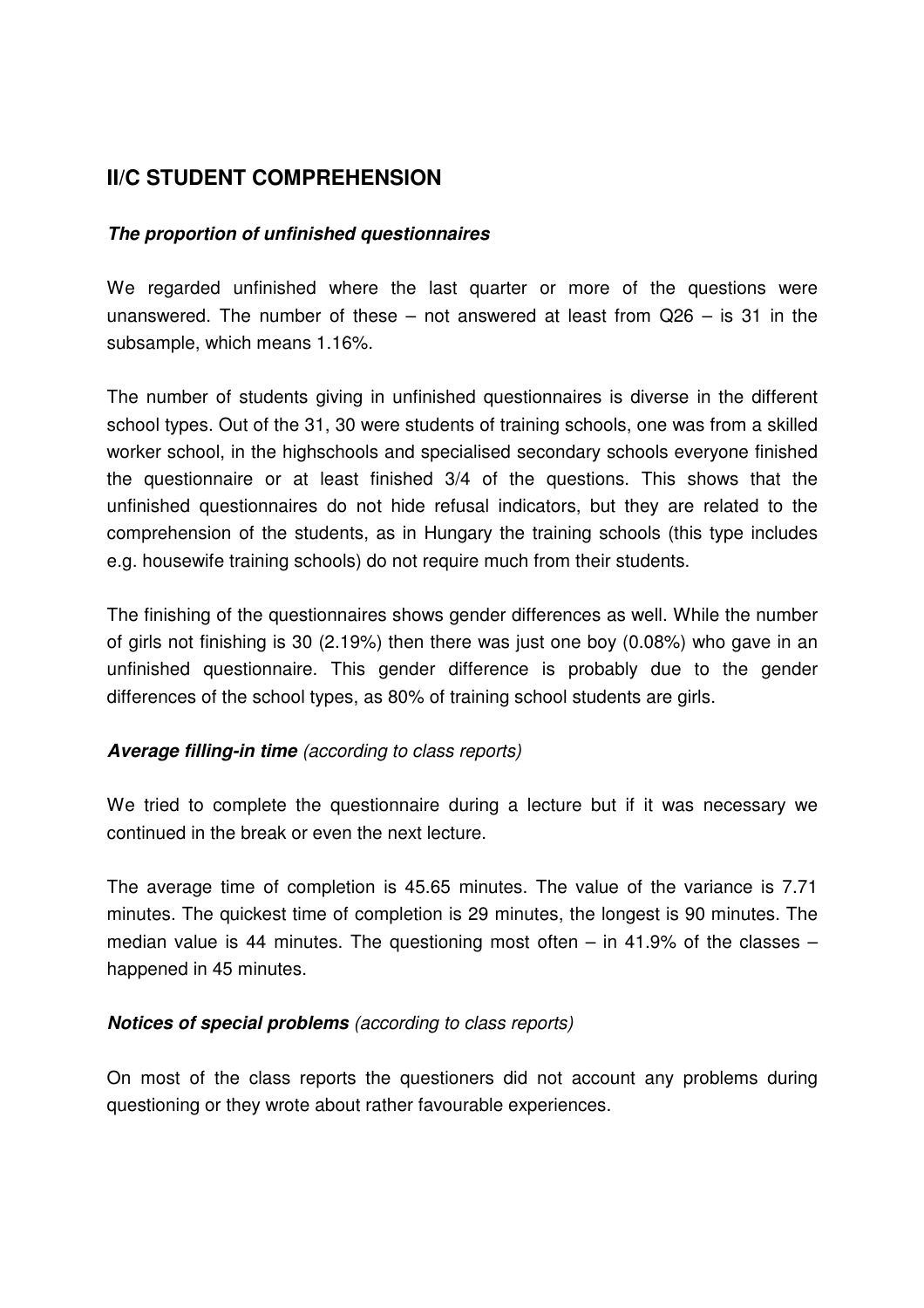## II/C STUDENT COMPREHENSION

***The proportion of unfinished questionnaires***

We regarded unfinished where the last quarter or more of the questions were unanswered. The number of these – not answered at least from Q26 – is 31 in the subsample, which means 1.16%.

The number of students giving in unfinished questionnaires is diverse in the different school types. Out of the 31, 30 were students of training schools, one was from a skilled worker school, in the highschools and specialised secondary schools everyone finished the questionnaire or at least finished 3/4 of the questions. This shows that the unfinished questionnaires do not hide refusal indicators, but they are related to the comprehension of the students, as in Hungary the training schools (this type includes e.g. housewife training schools) do not require much from their students.

The finishing of the questionnaires shows gender differences as well. While the number of girls not finishing is 30 (2.19%) then there was just one boy (0.08%) who gave in an unfinished questionnaire. This gender difference is probably due to the gender differences of the school types, as 80% of training school students are girls.

***Average filling-in time*** *(according to class reports)*

We tried to complete the questionnaire during a lecture but if it was necessary we continued in the break or even the next lecture.

The average time of completion is 45.65 minutes. The value of the variance is 7.71 minutes. The quickest time of completion is 29 minutes, the longest is 90 minutes. The median value is 44 minutes. The questioning most often – in 41.9% of the classes – happened in 45 minutes.

***Notices of special problems*** *(according to class reports)*

On most of the class reports the questioners did not account any problems during questioning or they wrote about rather favourable experiences.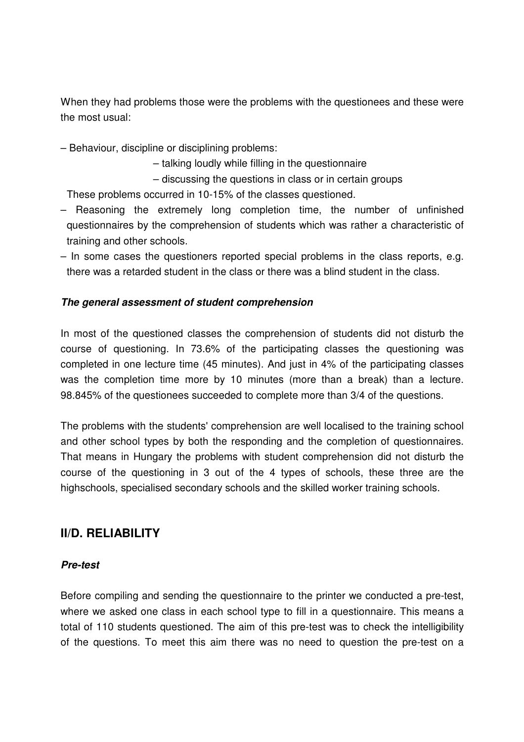When they had problems those were the problems with the questionees and these were the most usual:

– Behaviour, discipline or disciplining problems:
  – talking loudly while filling in the questionnaire
  – discussing the questions in class or in certain groups

  These problems occurred in 10-15% of the classes questioned.

– Reasoning the extremely long completion time, the number of unfinished questionnaires by the comprehension of students which was rather a characteristic of training and other schools.

– In some cases the questioners reported special problems in the class reports, e.g. there was a retarded student in the class or there was a blind student in the class.

***The general assessment of student comprehension***

In most of the questioned classes the comprehension of students did not disturb the course of questioning. In 73.6% of the participating classes the questioning was completed in one lecture time (45 minutes). And just in 4% of the participating classes was the completion time more by 10 minutes (more than a break) than a lecture. 98.845% of the questionees succeeded to complete more than 3/4 of the questions.

The problems with the students' comprehension are well localised to the training school and other school types by both the responding and the completion of questionnaires. That means in Hungary the problems with student comprehension did not disturb the course of the questioning in 3 out of the 4 types of schools, these three are the highschools, specialised secondary schools and the skilled worker training schools.

## II/D. RELIABILITY

***Pre-test***

Before compiling and sending the questionnaire to the printer we conducted a pre-test, where we asked one class in each school type to fill in a questionnaire. This means a total of 110 students questioned. The aim of this pre-test was to check the intelligibility of the questions. To meet this aim there was no need to question the pre-test on a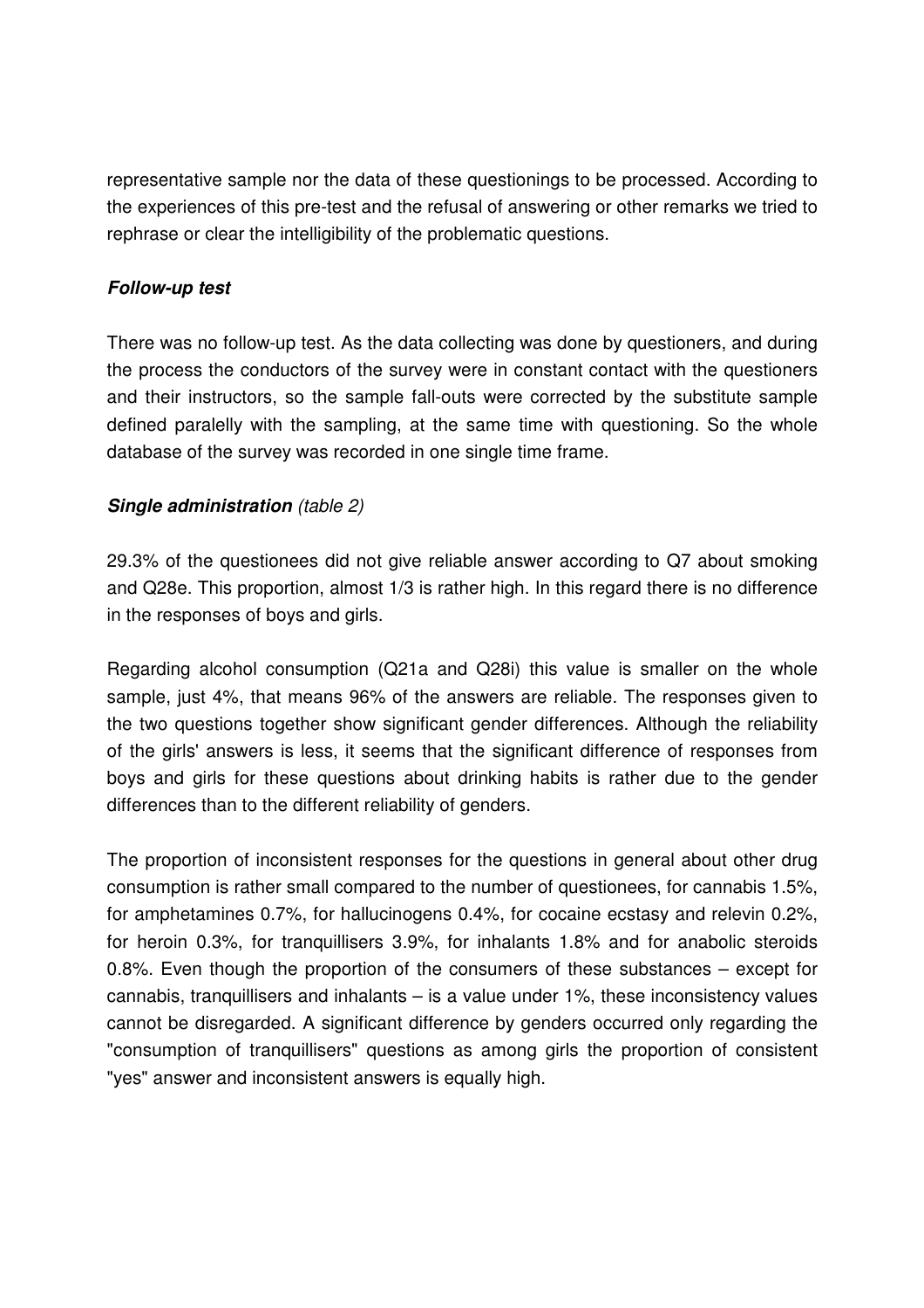representative sample nor the data of these questionings to be processed. According to the experiences of this pre-test and the refusal of answering or other remarks we tried to rephrase or clear the intelligibility of the problematic questions.

***Follow-up test***

There was no follow-up test. As the data collecting was done by questioners, and during the process the conductors of the survey were in constant contact with the questioners and their instructors, so the sample fall-outs were corrected by the substitute sample defined paralelly with the sampling, at the same time with questioning. So the whole database of the survey was recorded in one single time frame.

***Single administration*** *(table 2)*

29.3% of the questionees did not give reliable answer according to Q7 about smoking and Q28e. This proportion, almost 1/3 is rather high. In this regard there is no difference in the responses of boys and girls.

Regarding alcohol consumption (Q21a and Q28i) this value is smaller on the whole sample, just 4%, that means 96% of the answers are reliable. The responses given to the two questions together show significant gender differences. Although the reliability of the girls' answers is less, it seems that the significant difference of responses from boys and girls for these questions about drinking habits is rather due to the gender differences than to the different reliability of genders.

The proportion of inconsistent responses for the questions in general about other drug consumption is rather small compared to the number of questionees, for cannabis 1.5%, for amphetamines 0.7%, for hallucinogens 0.4%, for cocaine ecstasy and relevin 0.2%, for heroin 0.3%, for tranquillisers 3.9%, for inhalants 1.8% and for anabolic steroids 0.8%. Even though the proportion of the consumers of these substances – except for cannabis, tranquillisers and inhalants – is a value under 1%, these inconsistency values cannot be disregarded. A significant difference by genders occurred only regarding the "consumption of tranquillisers" questions as among girls the proportion of consistent "yes" answer and inconsistent answers is equally high.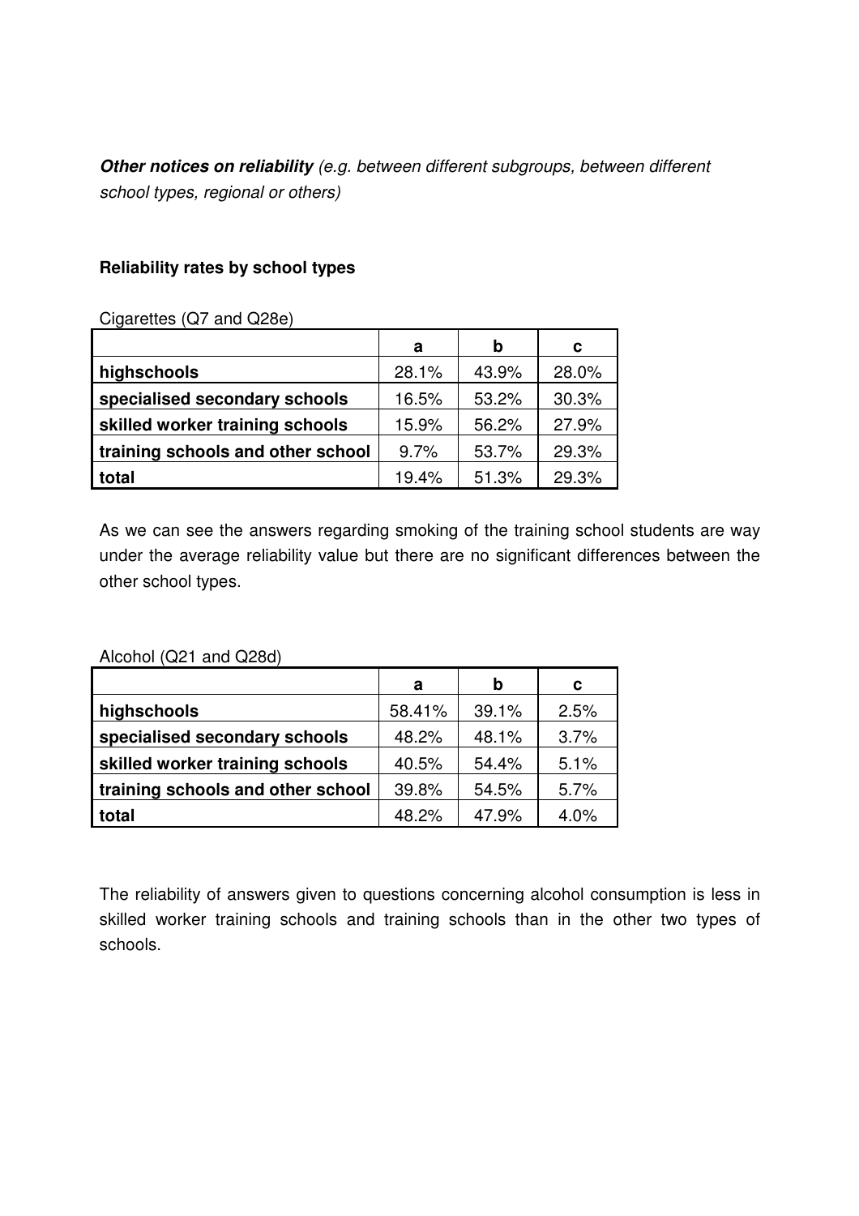***Other notices on reliability*** *(e.g. between different subgroups, between different school types, regional or others)*

**Reliability rates by school types**

Cigarettes (Q7 and Q28e)

| | **a** | **b** | **c** |
|---|---|---|---|
| **highschools** | 28.1% | 43.9% | 28.0% |
| **specialised secondary schools** | 16.5% | 53.2% | 30.3% |
| **skilled worker training schools** | 15.9% | 56.2% | 27.9% |
| **training schools and other school** | 9.7% | 53.7% | 29.3% |
| **total** | 19.4% | 51.3% | 29.3% |

As we can see the answers regarding smoking of the training school students are way under the average reliability value but there are no significant differences between the other school types.

Alcohol (Q21 and Q28d)

| | **a** | **b** | **c** |
|---|---|---|---|
| **highschools** | 58.41% | 39.1% | 2.5% |
| **specialised secondary schools** | 48.2% | 48.1% | 3.7% |
| **skilled worker training schools** | 40.5% | 54.4% | 5.1% |
| **training schools and other school** | 39.8% | 54.5% | 5.7% |
| **total** | 48.2% | 47.9% | 4.0% |

The reliability of answers given to questions concerning alcohol consumption is less in skilled worker training schools and training schools than in the other two types of schools.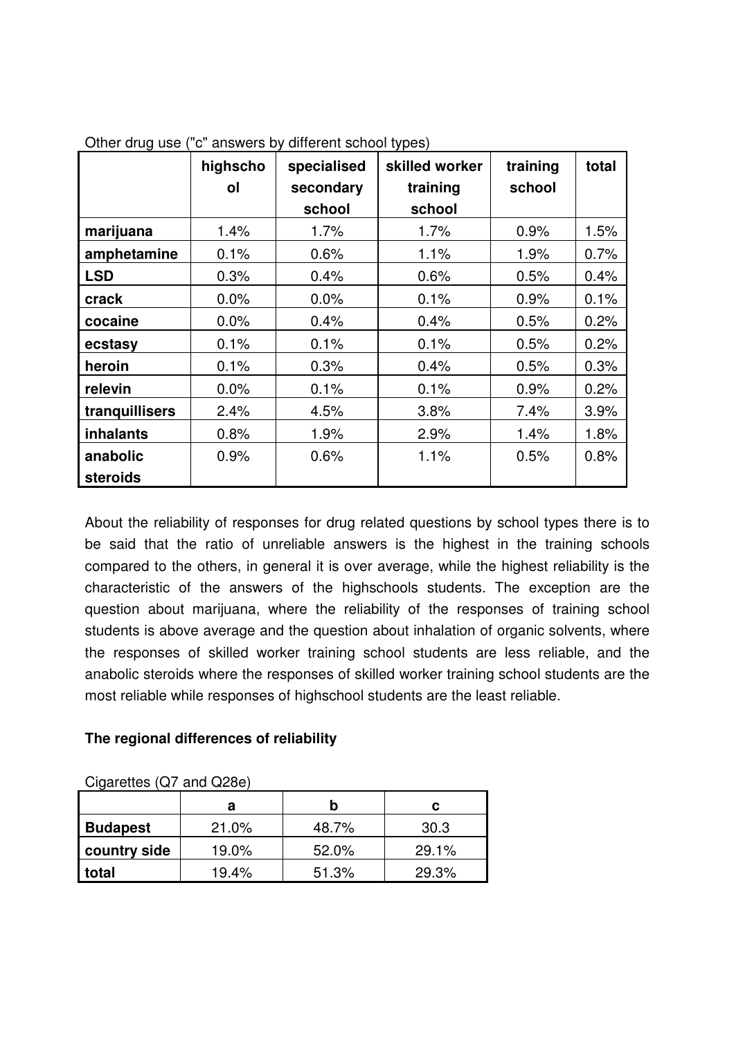Other drug use ("c" answers by different school types)

| | highschool | specialised secondary school | skilled worker training school | training school | total |
|---|---|---|---|---|---|
| **marijuana** | 1.4% | 1.7% | 1.7% | 0.9% | 1.5% |
| **amphetamine** | 0.1% | 0.6% | 1.1% | 1.9% | 0.7% |
| **LSD** | 0.3% | 0.4% | 0.6% | 0.5% | 0.4% |
| **crack** | 0.0% | 0.0% | 0.1% | 0.9% | 0.1% |
| **cocaine** | 0.0% | 0.4% | 0.4% | 0.5% | 0.2% |
| **ecstasy** | 0.1% | 0.1% | 0.1% | 0.5% | 0.2% |
| **heroin** | 0.1% | 0.3% | 0.4% | 0.5% | 0.3% |
| **relevin** | 0.0% | 0.1% | 0.1% | 0.9% | 0.2% |
| **tranquillisers** | 2.4% | 4.5% | 3.8% | 7.4% | 3.9% |
| **inhalants** | 0.8% | 1.9% | 2.9% | 1.4% | 1.8% |
| **anabolic steroids** | 0.9% | 0.6% | 1.1% | 0.5% | 0.8% |

About the reliability of responses for drug related questions by school types there is to be said that the ratio of unreliable answers is the highest in the training schools compared to the others, in general it is over average, while the highest reliability is the characteristic of the answers of the highschools students. The exception are the question about marijuana, where the reliability of the responses of training school students is above average and the question about inhalation of organic solvents, where the responses of skilled worker training school students are less reliable, and the anabolic steroids where the responses of skilled worker training school students are the most reliable while responses of highschool students are the least reliable.

**The regional differences of reliability**

Cigarettes (Q7 and Q28e)

| | a | b | c |
|---|---|---|---|
| **Budapest** | 21.0% | 48.7% | 30.3 |
| **country side** | 19.0% | 52.0% | 29.1% |
| **total** | 19.4% | 51.3% | 29.3% |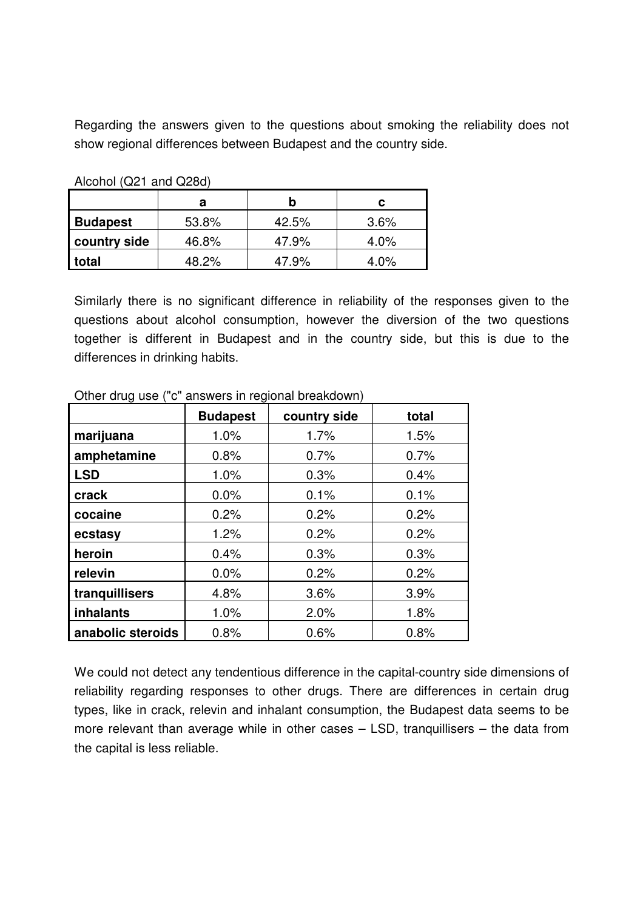Regarding the answers given to the questions about smoking the reliability does not show regional differences between Budapest and the country side.

Alcohol (Q21 and Q28d)

| | a | b | c |
|---|---|---|---|
| **Budapest** | 53.8% | 42.5% | 3.6% |
| **country side** | 46.8% | 47.9% | 4.0% |
| **total** | 48.2% | 47.9% | 4.0% |

Similarly there is no significant difference in reliability of the responses given to the questions about alcohol consumption, however the diversion of the two questions together is different in Budapest and in the country side, but this is due to the differences in drinking habits.

Other drug use ("c" answers in regional breakdown)

| | Budapest | country side | total |
|---|---|---|---|
| **marijuana** | 1.0% | 1.7% | 1.5% |
| **amphetamine** | 0.8% | 0.7% | 0.7% |
| **LSD** | 1.0% | 0.3% | 0.4% |
| **crack** | 0.0% | 0.1% | 0.1% |
| **cocaine** | 0.2% | 0.2% | 0.2% |
| **ecstasy** | 1.2% | 0.2% | 0.2% |
| **heroin** | 0.4% | 0.3% | 0.3% |
| **relevin** | 0.0% | 0.2% | 0.2% |
| **tranquillisers** | 4.8% | 3.6% | 3.9% |
| **inhalants** | 1.0% | 2.0% | 1.8% |
| **anabolic steroids** | 0.8% | 0.6% | 0.8% |

We could not detect any tendentious difference in the capital-country side dimensions of reliability regarding responses to other drugs. There are differences in certain drug types, like in crack, relevin and inhalant consumption, the Budapest data seems to be more relevant than average while in other cases – LSD, tranquillisers – the data from the capital is less reliable.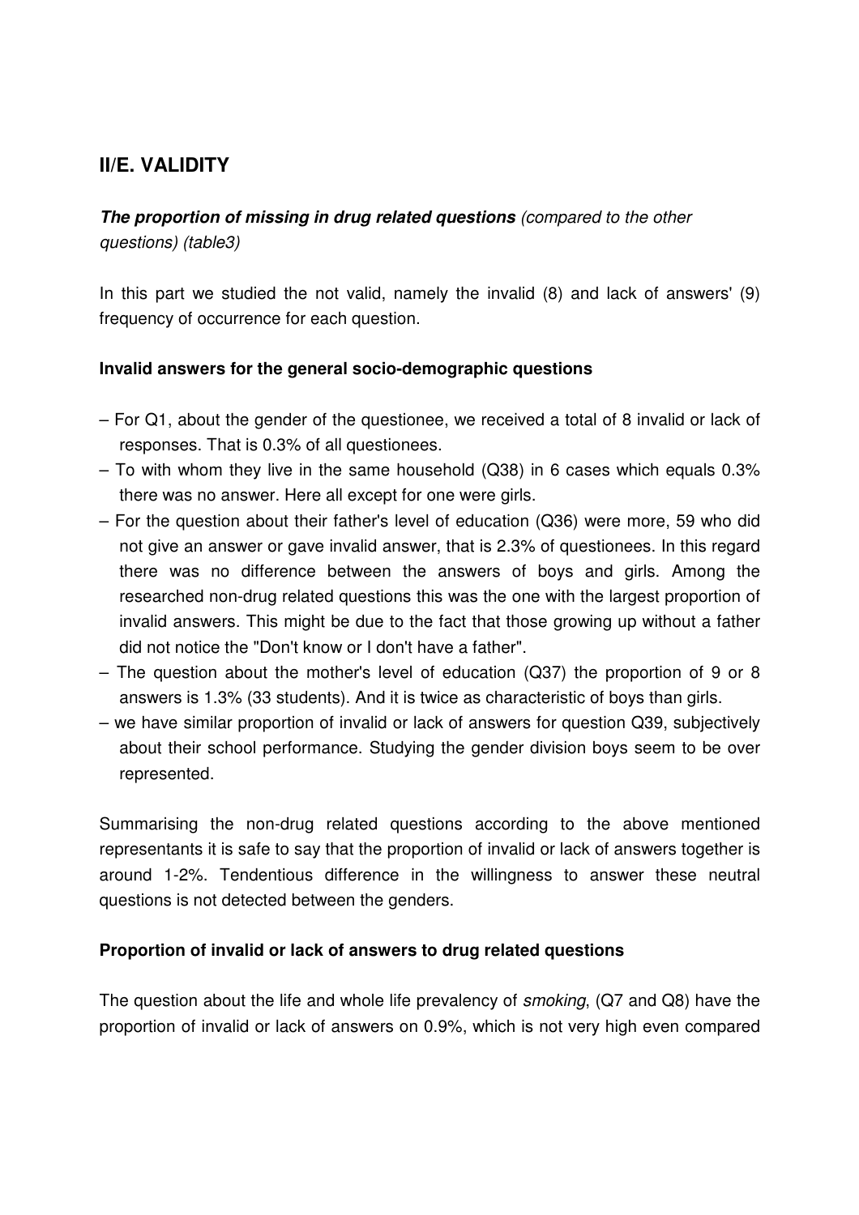## II/E. VALIDITY

***The proportion of missing in drug related questions*** *(compared to the other questions) (table3)*

In this part we studied the not valid, namely the invalid (8) and lack of answers' (9) frequency of occurrence for each question.

### Invalid answers for the general socio-demographic questions

– For Q1, about the gender of the questionee, we received a total of 8 invalid or lack of responses. That is 0.3% of all questionees.
– To with whom they live in the same household (Q38) in 6 cases which equals 0.3% there was no answer. Here all except for one were girls.
– For the question about their father's level of education (Q36) were more, 59 who did not give an answer or gave invalid answer, that is 2.3% of questionees. In this regard there was no difference between the answers of boys and girls. Among the researched non-drug related questions this was the one with the largest proportion of invalid answers. This might be due to the fact that those growing up without a father did not notice the "Don't know or I don't have a father".
– The question about the mother's level of education (Q37) the proportion of 9 or 8 answers is 1.3% (33 students). And it is twice as characteristic of boys than girls.
– we have similar proportion of invalid or lack of answers for question Q39, subjectively about their school performance. Studying the gender division boys seem to be over represented.

Summarising the non-drug related questions according to the above mentioned representants it is safe to say that the proportion of invalid or lack of answers together is around 1-2%. Tendentious difference in the willingness to answer these neutral questions is not detected between the genders.

### Proportion of invalid or lack of answers to drug related questions

The question about the life and whole life prevalency of *smoking*, (Q7 and Q8) have the proportion of invalid or lack of answers on 0.9%, which is not very high even compared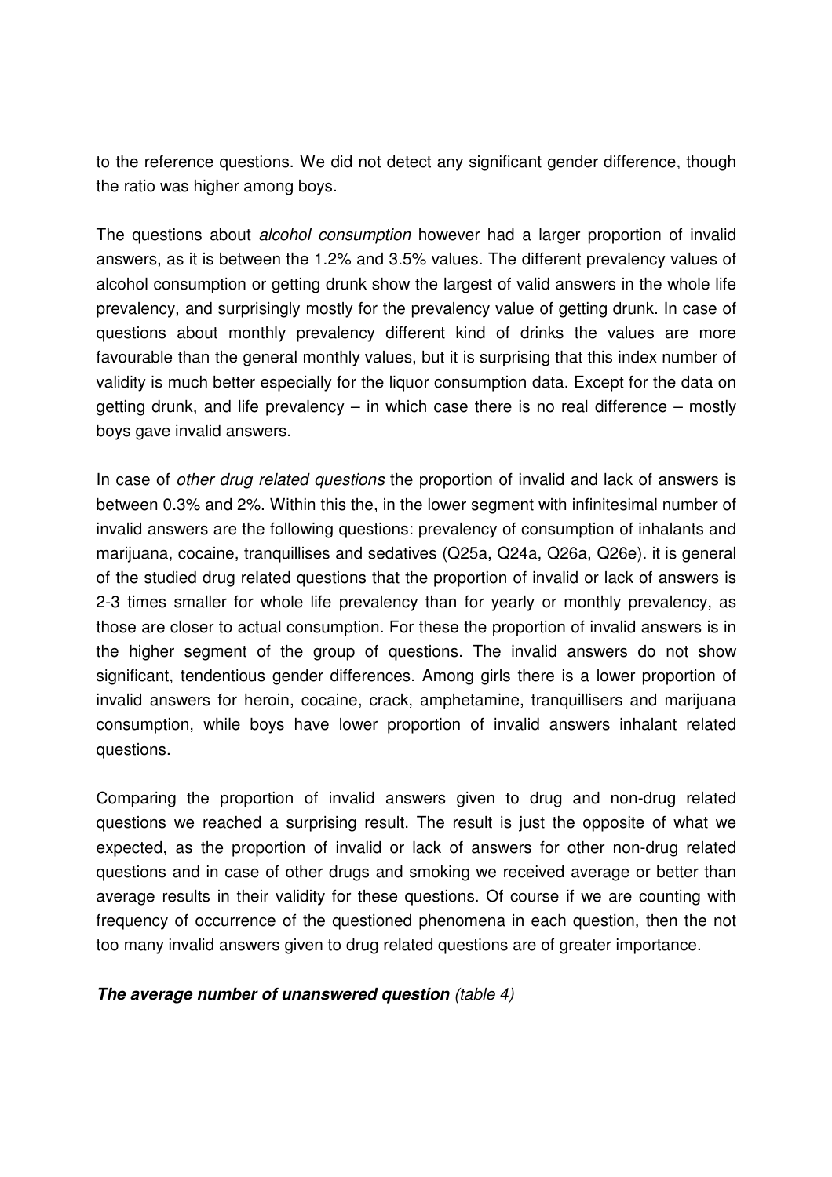to the reference questions. We did not detect any significant gender difference, though the ratio was higher among boys.

The questions about *alcohol consumption* however had a larger proportion of invalid answers, as it is between the 1.2% and 3.5% values. The different prevalency values of alcohol consumption or getting drunk show the largest of valid answers in the whole life prevalency, and surprisingly mostly for the prevalency value of getting drunk. In case of questions about monthly prevalency different kind of drinks the values are more favourable than the general monthly values, but it is surprising that this index number of validity is much better especially for the liquor consumption data. Except for the data on getting drunk, and life prevalency – in which case there is no real difference – mostly boys gave invalid answers.

In case of *other drug related questions* the proportion of invalid and lack of answers is between 0.3% and 2%. Within this the, in the lower segment with infinitesimal number of invalid answers are the following questions: prevalency of consumption of inhalants and marijuana, cocaine, tranquillises and sedatives (Q25a, Q24a, Q26a, Q26e). it is general of the studied drug related questions that the proportion of invalid or lack of answers is 2-3 times smaller for whole life prevalency than for yearly or monthly prevalency, as those are closer to actual consumption. For these the proportion of invalid answers is in the higher segment of the group of questions. The invalid answers do not show significant, tendentious gender differences. Among girls there is a lower proportion of invalid answers for heroin, cocaine, crack, amphetamine, tranquillisers and marijuana consumption, while boys have lower proportion of invalid answers inhalant related questions.

Comparing the proportion of invalid answers given to drug and non-drug related questions we reached a surprising result. The result is just the opposite of what we expected, as the proportion of invalid or lack of answers for other non-drug related questions and in case of other drugs and smoking we received average or better than average results in their validity for these questions. Of course if we are counting with frequency of occurrence of the questioned phenomena in each question, then the not too many invalid answers given to drug related questions are of greater importance.

***The average number of unanswered question*** *(table 4)*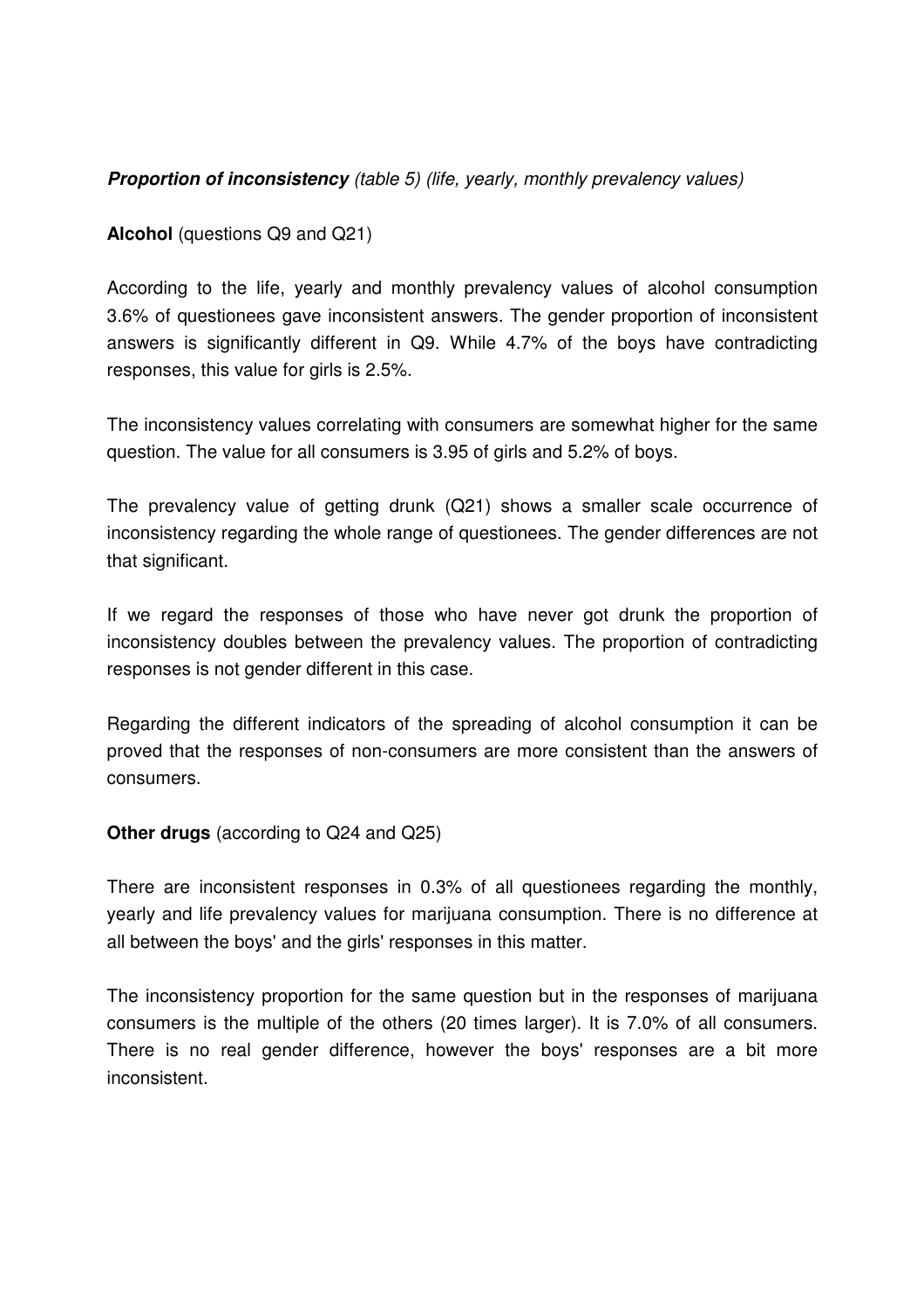***Proportion of inconsistency*** *(table 5) (life, yearly, monthly prevalency values)*

**Alcohol** (questions Q9 and Q21)

According to the life, yearly and monthly prevalency values of alcohol consumption 3.6% of questionees gave inconsistent answers. The gender proportion of inconsistent answers is significantly different in Q9. While 4.7% of the boys have contradicting responses, this value for girls is 2.5%.

The inconsistency values correlating with consumers are somewhat higher for the same question. The value for all consumers is 3.95 of girls and 5.2% of boys.

The prevalency value of getting drunk (Q21) shows a smaller scale occurrence of inconsistency regarding the whole range of questionees. The gender differences are not that significant.

If we regard the responses of those who have never got drunk the proportion of inconsistency doubles between the prevalency values. The proportion of contradicting responses is not gender different in this case.

Regarding the different indicators of the spreading of alcohol consumption it can be proved that the responses of non-consumers are more consistent than the answers of consumers.

**Other drugs** (according to Q24 and Q25)

There are inconsistent responses in 0.3% of all questionees regarding the monthly, yearly and life prevalency values for marijuana consumption. There is no difference at all between the boys' and the girls' responses in this matter.

The inconsistency proportion for the same question but in the responses of marijuana consumers is the multiple of the others (20 times larger). It is 7.0% of all consumers. There is no real gender difference, however the boys' responses are a bit more inconsistent.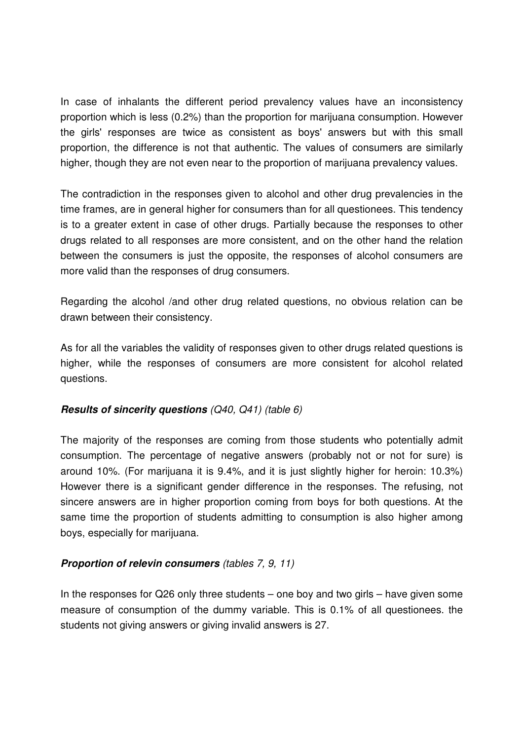In case of inhalants the different period prevalency values have an inconsistency proportion which is less (0.2%) than the proportion for marijuana consumption. However the girls' responses are twice as consistent as boys' answers but with this small proportion, the difference is not that authentic. The values of consumers are similarly higher, though they are not even near to the proportion of marijuana prevalency values.

The contradiction in the responses given to alcohol and other drug prevalencies in the time frames, are in general higher for consumers than for all questionees. This tendency is to a greater extent in case of other drugs. Partially because the responses to other drugs related to all responses are more consistent, and on the other hand the relation between the consumers is just the opposite, the responses of alcohol consumers are more valid than the responses of drug consumers.

Regarding the alcohol /and other drug related questions, no obvious relation can be drawn between their consistency.

As for all the variables the validity of responses given to other drugs related questions is higher, while the responses of consumers are more consistent for alcohol related questions.

#### ***Results of sincerity questions*** *(Q40, Q41) (table 6)*

The majority of the responses are coming from those students who potentially admit consumption. The percentage of negative answers (probably not or not for sure) is around 10%. (For marijuana it is 9.4%, and it is just slightly higher for heroin: 10.3%) However there is a significant gender difference in the responses. The refusing, not sincere answers are in higher proportion coming from boys for both questions. At the same time the proportion of students admitting to consumption is also higher among boys, especially for marijuana.

#### ***Proportion of relevin consumers*** *(tables 7, 9, 11)*

In the responses for Q26 only three students – one boy and two girls – have given some measure of consumption of the dummy variable. This is 0.1% of all questionees. the students not giving answers or giving invalid answers is 27.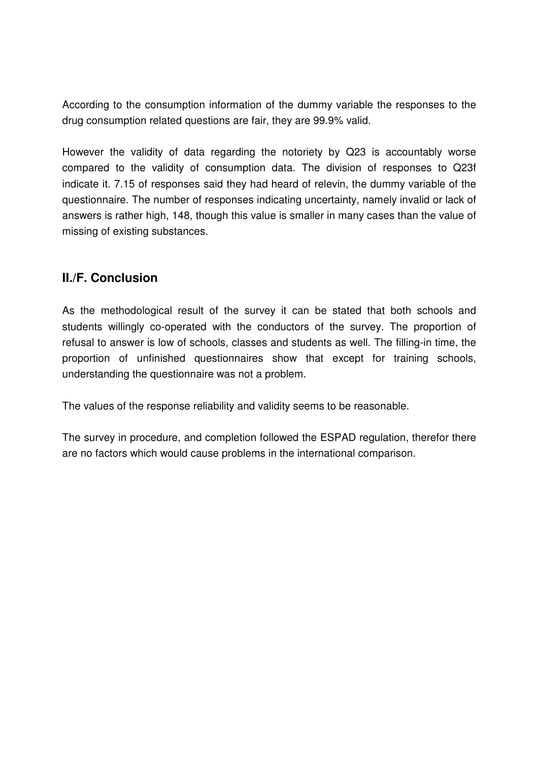According to the consumption information of the dummy variable the responses to the drug consumption related questions are fair, they are 99.9% valid.

However the validity of data regarding the notoriety by Q23 is accountably worse compared to the validity of consumption data. The division of responses to Q23f indicate it. 7.15 of responses said they had heard of relevin, the dummy variable of the questionnaire. The number of responses indicating uncertainty, namely invalid or lack of answers is rather high, 148, though this value is smaller in many cases than the value of missing of existing substances.

## II./F. Conclusion

As the methodological result of the survey it can be stated that both schools and students willingly co-operated with the conductors of the survey. The proportion of refusal to answer is low of schools, classes and students as well. The filling-in time, the proportion of unfinished questionnaires show that except for training schools, understanding the questionnaire was not a problem.

The values of the response reliability and validity seems to be reasonable.

The survey in procedure, and completion followed the ESPAD regulation, therefor there are no factors which would cause problems in the international comparison.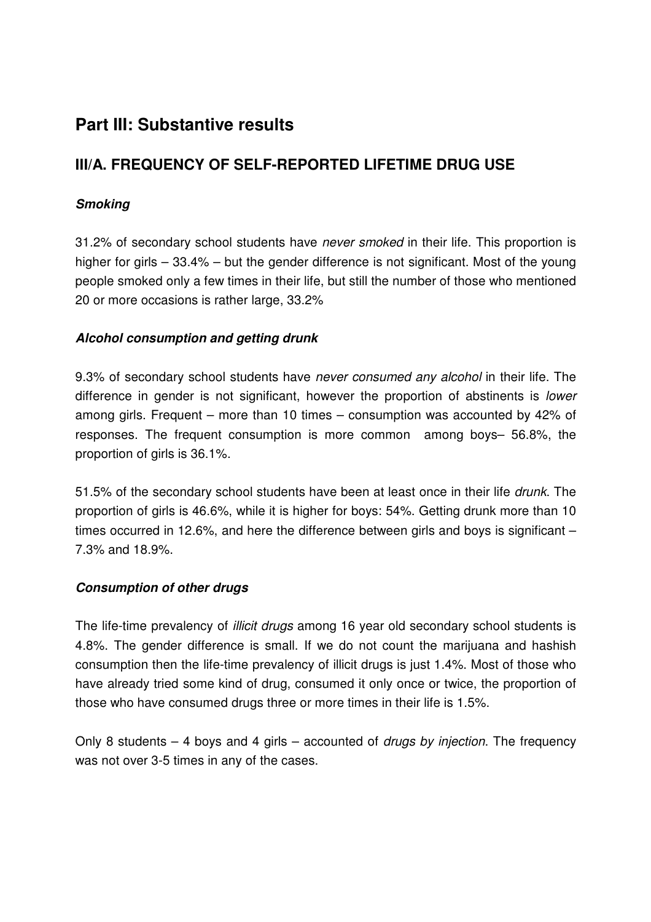# Part III: Substantive results

## III/A. FREQUENCY OF SELF-REPORTED LIFETIME DRUG USE

### *Smoking*

31.2% of secondary school students have *never smoked* in their life. This proportion is higher for girls – 33.4% – but the gender difference is not significant. Most of the young people smoked only a few times in their life, but still the number of those who mentioned 20 or more occasions is rather large, 33.2%

### *Alcohol consumption and getting drunk*

9.3% of secondary school students have *never consumed any alcohol* in their life. The difference in gender is not significant, however the proportion of abstinents is *lower* among girls. Frequent – more than 10 times – consumption was accounted by 42% of responses. The frequent consumption is more common among boys– 56.8%, the proportion of girls is 36.1%.

51.5% of the secondary school students have been at least once in their life *drunk*. The proportion of girls is 46.6%, while it is higher for boys: 54%. Getting drunk more than 10 times occurred in 12.6%, and here the difference between girls and boys is significant – 7.3% and 18.9%.

### *Consumption of other drugs*

The life-time prevalency of *illicit drugs* among 16 year old secondary school students is 4.8%. The gender difference is small. If we do not count the marijuana and hashish consumption then the life-time prevalency of illicit drugs is just 1.4%. Most of those who have already tried some kind of drug, consumed it only once or twice, the proportion of those who have consumed drugs three or more times in their life is 1.5%.

Only 8 students – 4 boys and 4 girls – accounted of *drugs by injection*. The frequency was not over 3-5 times in any of the cases.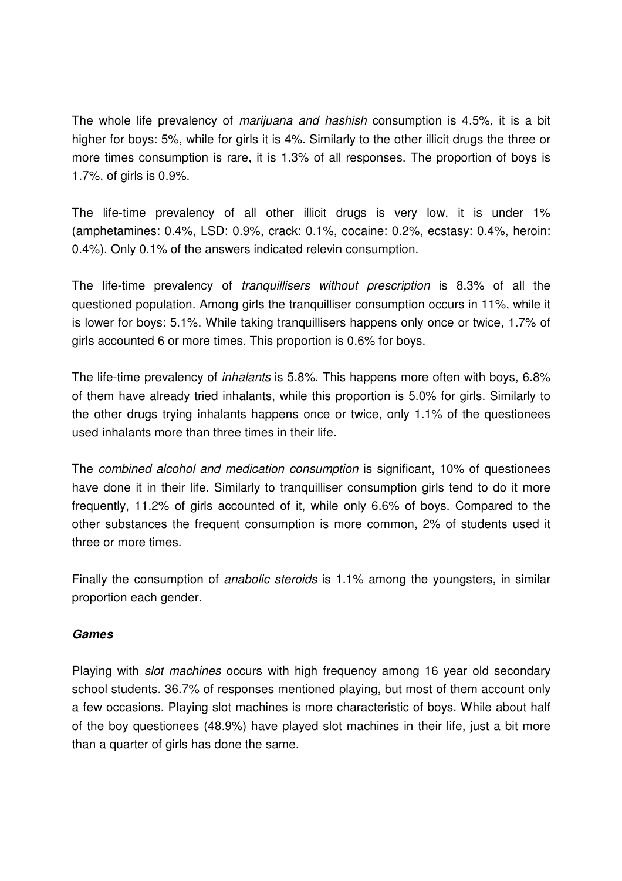The whole life prevalency of *marijuana and hashish* consumption is 4.5%, it is a bit higher for boys: 5%, while for girls it is 4%. Similarly to the other illicit drugs the three or more times consumption is rare, it is 1.3% of all responses. The proportion of boys is 1.7%, of girls is 0.9%.

The life-time prevalency of all other illicit drugs is very low, it is under 1% (amphetamines: 0.4%, LSD: 0.9%, crack: 0.1%, cocaine: 0.2%, ecstasy: 0.4%, heroin: 0.4%). Only 0.1% of the answers indicated relevin consumption.

The life-time prevalency of *tranquillisers without prescription* is 8.3% of all the questioned population. Among girls the tranquilliser consumption occurs in 11%, while it is lower for boys: 5.1%. While taking tranquillisers happens only once or twice, 1.7% of girls accounted 6 or more times. This proportion is 0.6% for boys.

The life-time prevalency of *inhalants* is 5.8%. This happens more often with boys, 6.8% of them have already tried inhalants, while this proportion is 5.0% for girls. Similarly to the other drugs trying inhalants happens once or twice, only 1.1% of the questionees used inhalants more than three times in their life.

The *combined alcohol and medication consumption* is significant, 10% of questionees have done it in their life. Similarly to tranquilliser consumption girls tend to do it more frequently, 11.2% of girls accounted of it, while only 6.6% of boys. Compared to the other substances the frequent consumption is more common, 2% of students used it three or more times.

Finally the consumption of *anabolic steroids* is 1.1% among the youngsters, in similar proportion each gender.

***Games***

Playing with *slot machines* occurs with high frequency among 16 year old secondary school students. 36.7% of responses mentioned playing, but most of them account only a few occasions. Playing slot machines is more characteristic of boys. While about half of the boy questionees (48.9%) have played slot machines in their life, just a bit more than a quarter of girls has done the same.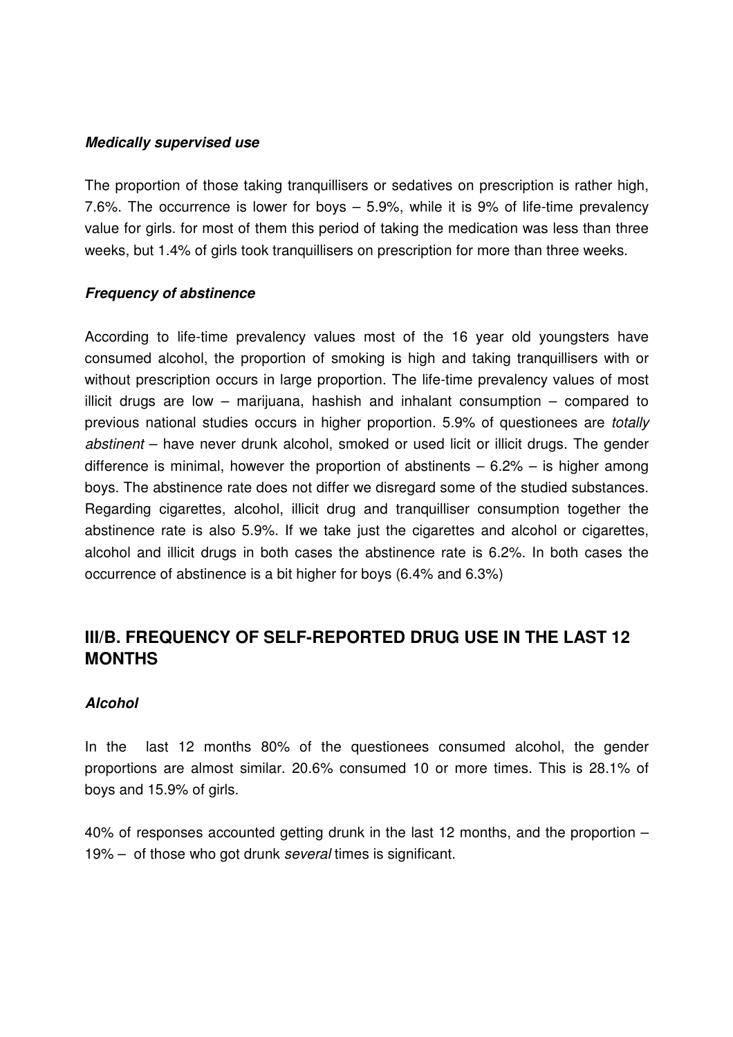***Medically supervised use***

The proportion of those taking tranquillisers or sedatives on prescription is rather high, 7.6%. The occurrence is lower for boys – 5.9%, while it is 9% of life-time prevalency value for girls. for most of them this period of taking the medication was less than three weeks, but 1.4% of girls took tranquillisers on prescription for more than three weeks.

***Frequency of abstinence***

According to life-time prevalency values most of the 16 year old youngsters have consumed alcohol, the proportion of smoking is high and taking tranquillisers with or without prescription occurs in large proportion. The life-time prevalency values of most illicit drugs are low – marijuana, hashish and inhalant consumption – compared to previous national studies occurs in higher proportion. 5.9% of questionees are *totally abstinent* – have never drunk alcohol, smoked or used licit or illicit drugs. The gender difference is minimal, however the proportion of abstinents – 6.2% – is higher among boys. The abstinence rate does not differ we disregard some of the studied substances. Regarding cigarettes, alcohol, illicit drug and tranquilliser consumption together the abstinence rate is also 5.9%. If we take just the cigarettes and alcohol or cigarettes, alcohol and illicit drugs in both cases the abstinence rate is 6.2%. In both cases the occurrence of abstinence is a bit higher for boys (6.4% and 6.3%)

## III/B. FREQUENCY OF SELF-REPORTED DRUG USE IN THE LAST 12 MONTHS

***Alcohol***

In the last 12 months 80% of the questionees consumed alcohol, the gender proportions are almost similar. 20.6% consumed 10 or more times. This is 28.1% of boys and 15.9% of girls.

40% of responses accounted getting drunk in the last 12 months, and the proportion – 19% – of those who got drunk *several* times is significant.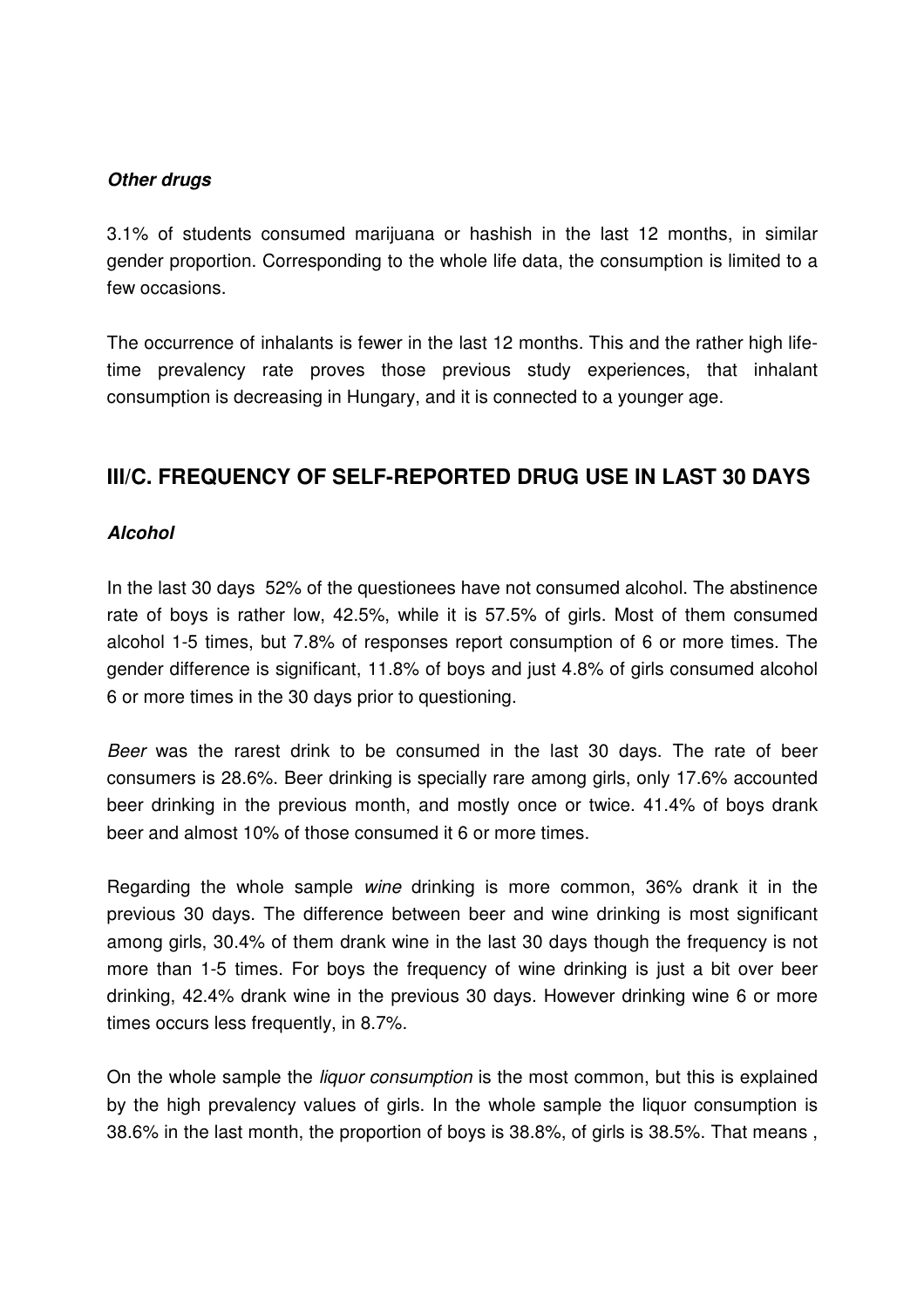***Other drugs***

3.1% of students consumed marijuana or hashish in the last 12 months, in similar gender proportion. Corresponding to the whole life data, the consumption is limited to a few occasions.

The occurrence of inhalants is fewer in the last 12 months. This and the rather high life-time prevalency rate proves those previous study experiences, that inhalant consumption is decreasing in Hungary, and it is connected to a younger age.

## III/C. FREQUENCY OF SELF-REPORTED DRUG USE IN LAST 30 DAYS

***Alcohol***

In the last 30 days 52% of the questionees have not consumed alcohol. The abstinence rate of boys is rather low, 42.5%, while it is 57.5% of girls. Most of them consumed alcohol 1-5 times, but 7.8% of responses report consumption of 6 or more times. The gender difference is significant, 11.8% of boys and just 4.8% of girls consumed alcohol 6 or more times in the 30 days prior to questioning.

*Beer* was the rarest drink to be consumed in the last 30 days. The rate of beer consumers is 28.6%. Beer drinking is specially rare among girls, only 17.6% accounted beer drinking in the previous month, and mostly once or twice. 41.4% of boys drank beer and almost 10% of those consumed it 6 or more times.

Regarding the whole sample *wine* drinking is more common, 36% drank it in the previous 30 days. The difference between beer and wine drinking is most significant among girls, 30.4% of them drank wine in the last 30 days though the frequency is not more than 1-5 times. For boys the frequency of wine drinking is just a bit over beer drinking, 42.4% drank wine in the previous 30 days. However drinking wine 6 or more times occurs less frequently, in 8.7%.

On the whole sample the *liquor consumption* is the most common, but this is explained by the high prevalency values of girls. In the whole sample the liquor consumption is 38.6% in the last month, the proportion of boys is 38.8%, of girls is 38.5%. That means ,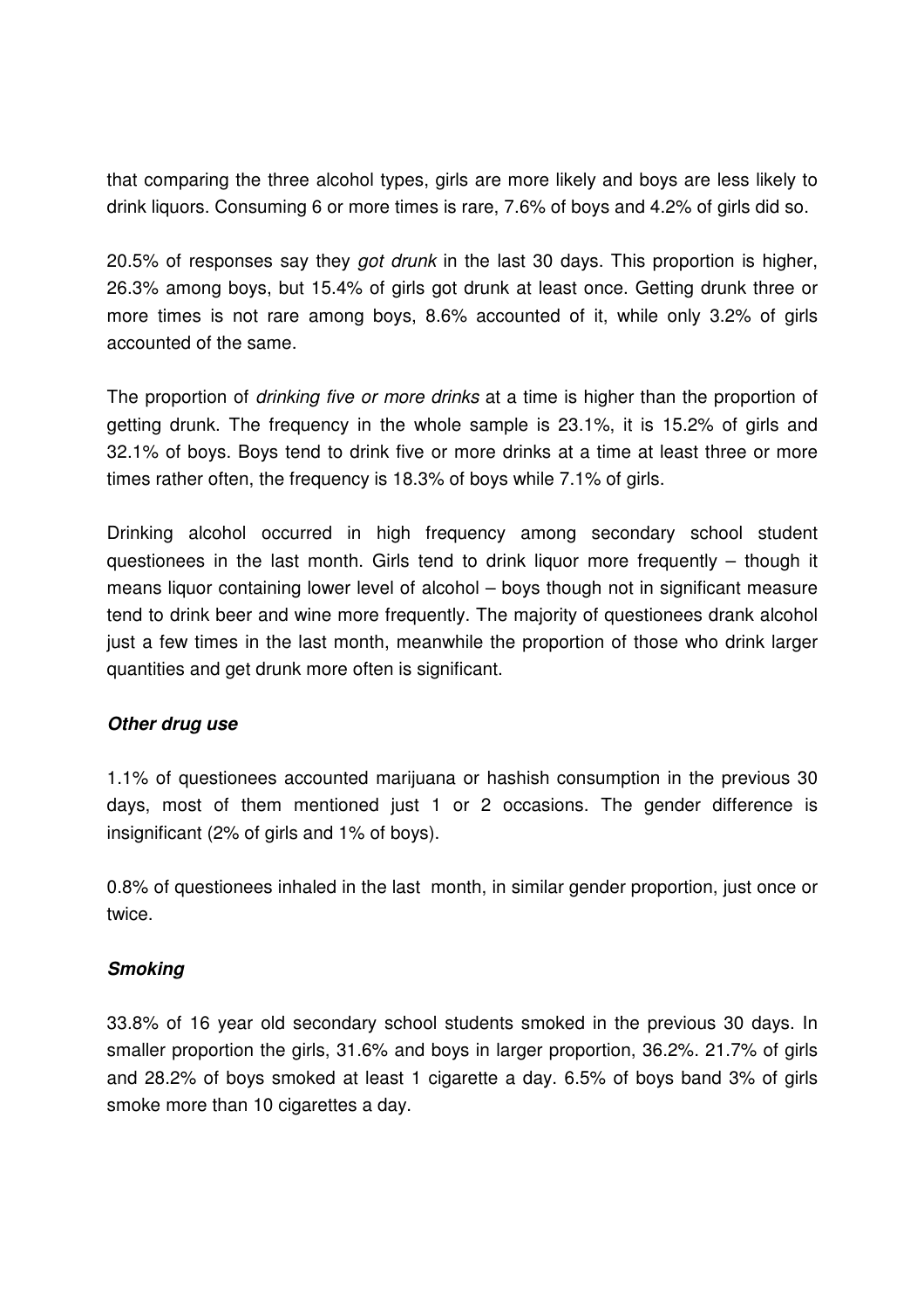that comparing the three alcohol types, girls are more likely and boys are less likely to drink liquors. Consuming 6 or more times is rare, 7.6% of boys and 4.2% of girls did so.

20.5% of responses say they *got drunk* in the last 30 days. This proportion is higher, 26.3% among boys, but 15.4% of girls got drunk at least once. Getting drunk three or more times is not rare among boys, 8.6% accounted of it, while only 3.2% of girls accounted of the same.

The proportion of *drinking five or more drinks* at a time is higher than the proportion of getting drunk. The frequency in the whole sample is 23.1%, it is 15.2% of girls and 32.1% of boys. Boys tend to drink five or more drinks at a time at least three or more times rather often, the frequency is 18.3% of boys while 7.1% of girls.

Drinking alcohol occurred in high frequency among secondary school student questionees in the last month. Girls tend to drink liquor more frequently – though it means liquor containing lower level of alcohol – boys though not in significant measure tend to drink beer and wine more frequently. The majority of questionees drank alcohol just a few times in the last month, meanwhile the proportion of those who drink larger quantities and get drunk more often is significant.

#### *Other drug use*

1.1% of questionees accounted marijuana or hashish consumption in the previous 30 days, most of them mentioned just 1 or 2 occasions. The gender difference is insignificant (2% of girls and 1% of boys).

0.8% of questionees inhaled in the last month, in similar gender proportion, just once or twice.

#### *Smoking*

33.8% of 16 year old secondary school students smoked in the previous 30 days. In smaller proportion the girls, 31.6% and boys in larger proportion, 36.2%. 21.7% of girls and 28.2% of boys smoked at least 1 cigarette a day. 6.5% of boys band 3% of girls smoke more than 10 cigarettes a day.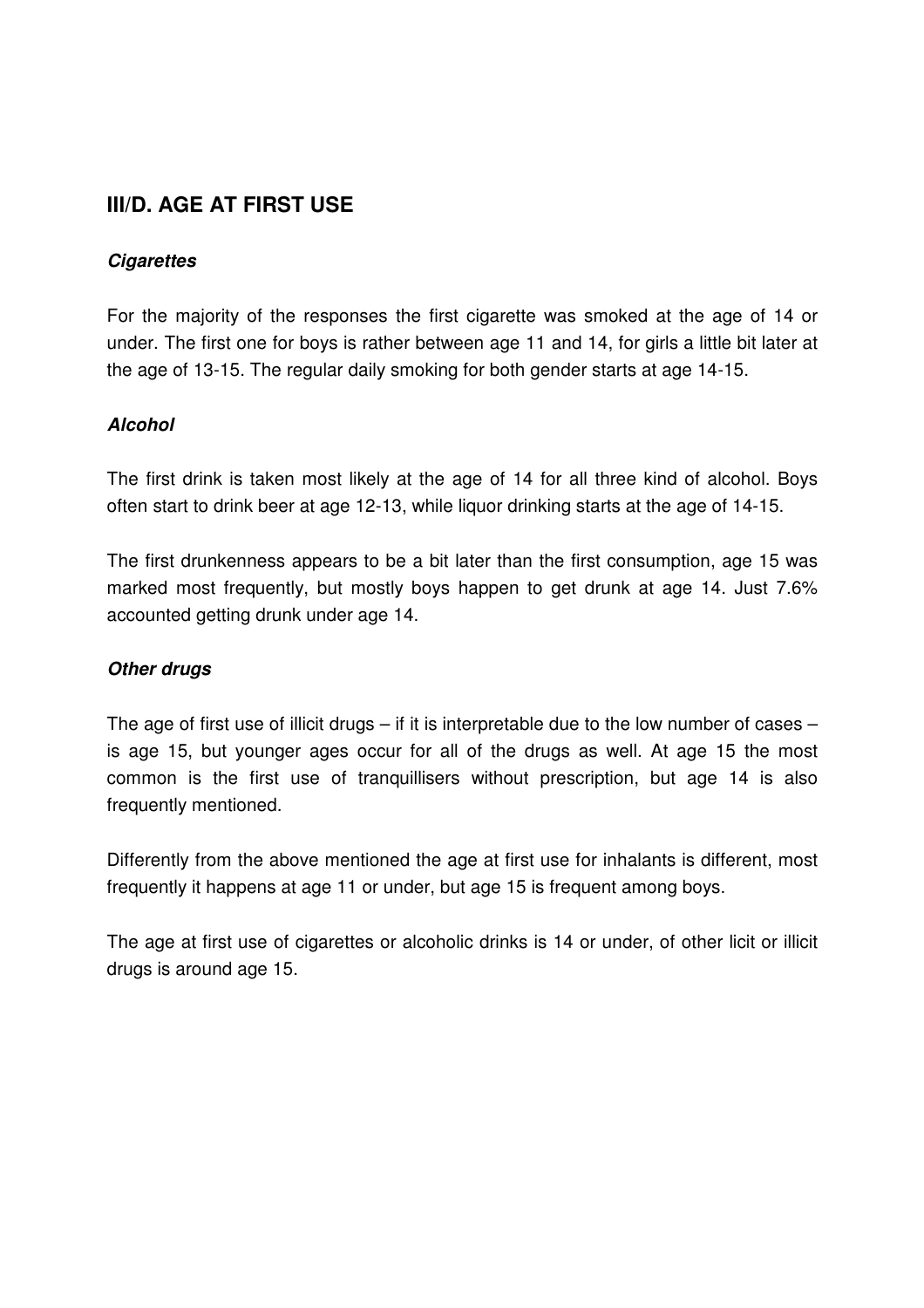## III/D. AGE AT FIRST USE

***Cigarettes***

For the majority of the responses the first cigarette was smoked at the age of 14 or under. The first one for boys is rather between age 11 and 14, for girls a little bit later at the age of 13-15. The regular daily smoking for both gender starts at age 14-15.

***Alcohol***

The first drink is taken most likely at the age of 14 for all three kind of alcohol. Boys often start to drink beer at age 12-13, while liquor drinking starts at the age of 14-15.

The first drunkenness appears to be a bit later than the first consumption, age 15 was marked most frequently, but mostly boys happen to get drunk at age 14. Just 7.6% accounted getting drunk under age 14.

***Other drugs***

The age of first use of illicit drugs – if it is interpretable due to the low number of cases – is age 15, but younger ages occur for all of the drugs as well. At age 15 the most common is the first use of tranquillisers without prescription, but age 14 is also frequently mentioned.

Differently from the above mentioned the age at first use for inhalants is different, most frequently it happens at age 11 or under, but age 15 is frequent among boys.

The age at first use of cigarettes or alcoholic drinks is 14 or under, of other licit or illicit drugs is around age 15.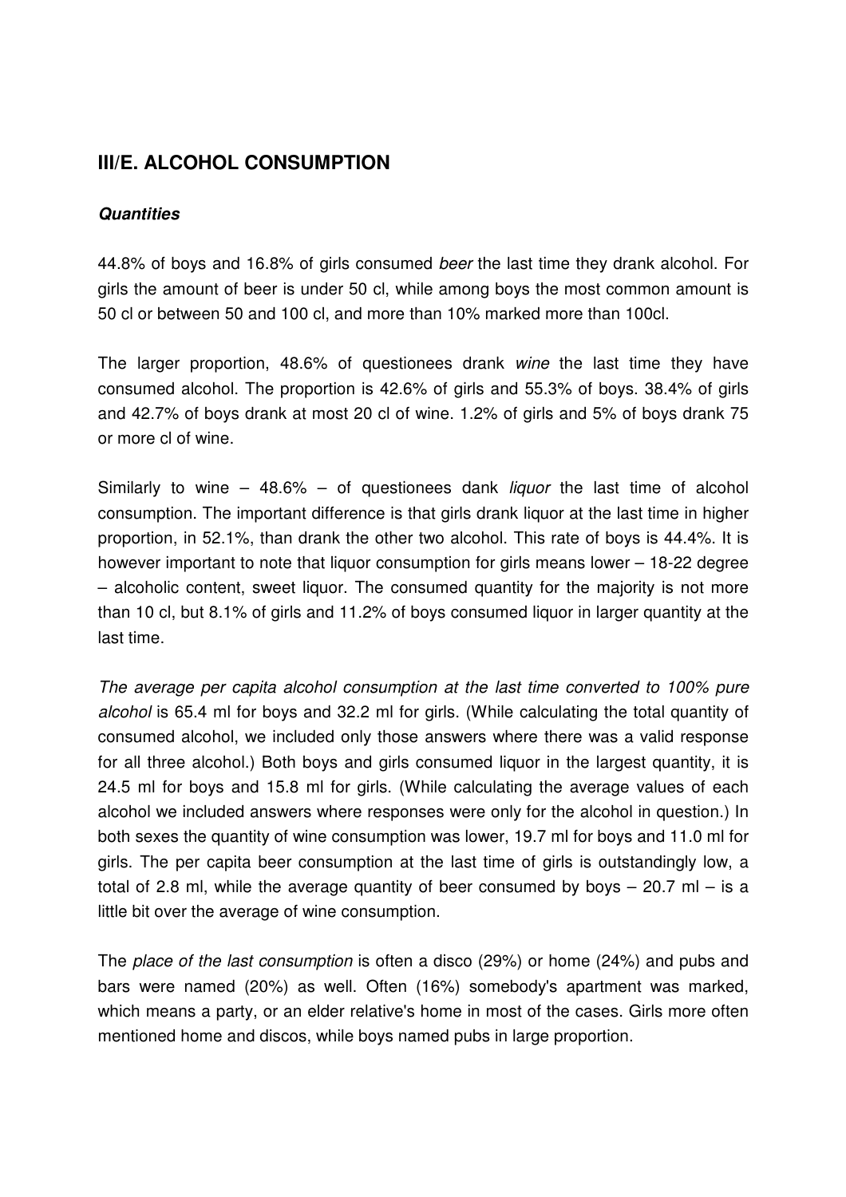## III/E. ALCOHOL CONSUMPTION

***Quantities***

44.8% of boys and 16.8% of girls consumed *beer* the last time they drank alcohol. For girls the amount of beer is under 50 cl, while among boys the most common amount is 50 cl or between 50 and 100 cl, and more than 10% marked more than 100cl.

The larger proportion, 48.6% of questionees drank *wine* the last time they have consumed alcohol. The proportion is 42.6% of girls and 55.3% of boys. 38.4% of girls and 42.7% of boys drank at most 20 cl of wine. 1.2% of girls and 5% of boys drank 75 or more cl of wine.

Similarly to wine – 48.6% – of questionees dank *liquor* the last time of alcohol consumption. The important difference is that girls drank liquor at the last time in higher proportion, in 52.1%, than drank the other two alcohol. This rate of boys is 44.4%. It is however important to note that liquor consumption for girls means lower – 18-22 degree – alcoholic content, sweet liquor. The consumed quantity for the majority is not more than 10 cl, but 8.1% of girls and 11.2% of boys consumed liquor in larger quantity at the last time.

*The average per capita alcohol consumption at the last time converted to 100% pure alcohol* is 65.4 ml for boys and 32.2 ml for girls. (While calculating the total quantity of consumed alcohol, we included only those answers where there was a valid response for all three alcohol.) Both boys and girls consumed liquor in the largest quantity, it is 24.5 ml for boys and 15.8 ml for girls. (While calculating the average values of each alcohol we included answers where responses were only for the alcohol in question.) In both sexes the quantity of wine consumption was lower, 19.7 ml for boys and 11.0 ml for girls. The per capita beer consumption at the last time of girls is outstandingly low, a total of 2.8 ml, while the average quantity of beer consumed by boys – 20.7 ml – is a little bit over the average of wine consumption.

The *place of the last consumption* is often a disco (29%) or home (24%) and pubs and bars were named (20%) as well. Often (16%) somebody's apartment was marked, which means a party, or an elder relative's home in most of the cases. Girls more often mentioned home and discos, while boys named pubs in large proportion.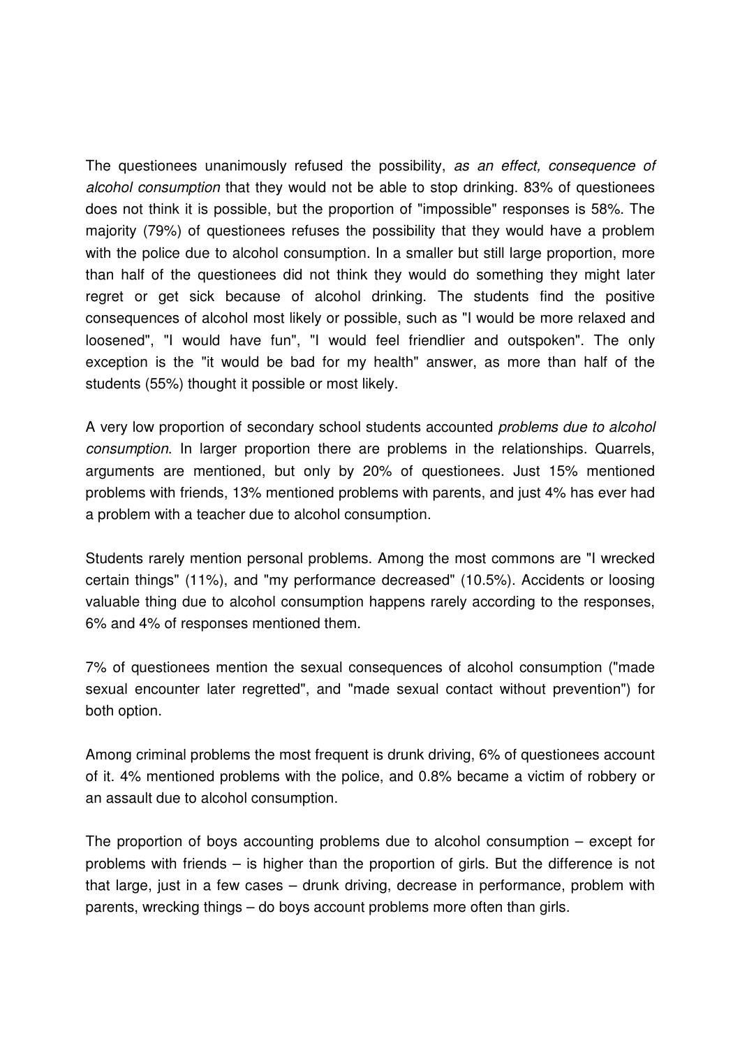The questionees unanimously refused the possibility, *as an effect, consequence of alcohol consumption* that they would not be able to stop drinking. 83% of questionees does not think it is possible, but the proportion of "impossible" responses is 58%. The majority (79%) of questionees refuses the possibility that they would have a problem with the police due to alcohol consumption. In a smaller but still large proportion, more than half of the questionees did not think they would do something they might later regret or get sick because of alcohol drinking. The students find the positive consequences of alcohol most likely or possible, such as "I would be more relaxed and loosened", "I would have fun", "I would feel friendlier and outspoken". The only exception is the "it would be bad for my health" answer, as more than half of the students (55%) thought it possible or most likely.

A very low proportion of secondary school students accounted *problems due to alcohol consumption*. In larger proportion there are problems in the relationships. Quarrels, arguments are mentioned, but only by 20% of questionees. Just 15% mentioned problems with friends, 13% mentioned problems with parents, and just 4% has ever had a problem with a teacher due to alcohol consumption.

Students rarely mention personal problems. Among the most commons are "I wrecked certain things" (11%), and "my performance decreased" (10.5%). Accidents or loosing valuable thing due to alcohol consumption happens rarely according to the responses, 6% and 4% of responses mentioned them.

7% of questionees mention the sexual consequences of alcohol consumption ("made sexual encounter later regretted", and "made sexual contact without prevention") for both option.

Among criminal problems the most frequent is drunk driving, 6% of questionees account of it. 4% mentioned problems with the police, and 0.8% became a victim of robbery or an assault due to alcohol consumption.

The proportion of boys accounting problems due to alcohol consumption – except for problems with friends – is higher than the proportion of girls. But the difference is not that large, just in a few cases – drunk driving, decrease in performance, problem with parents, wrecking things – do boys account problems more often than girls.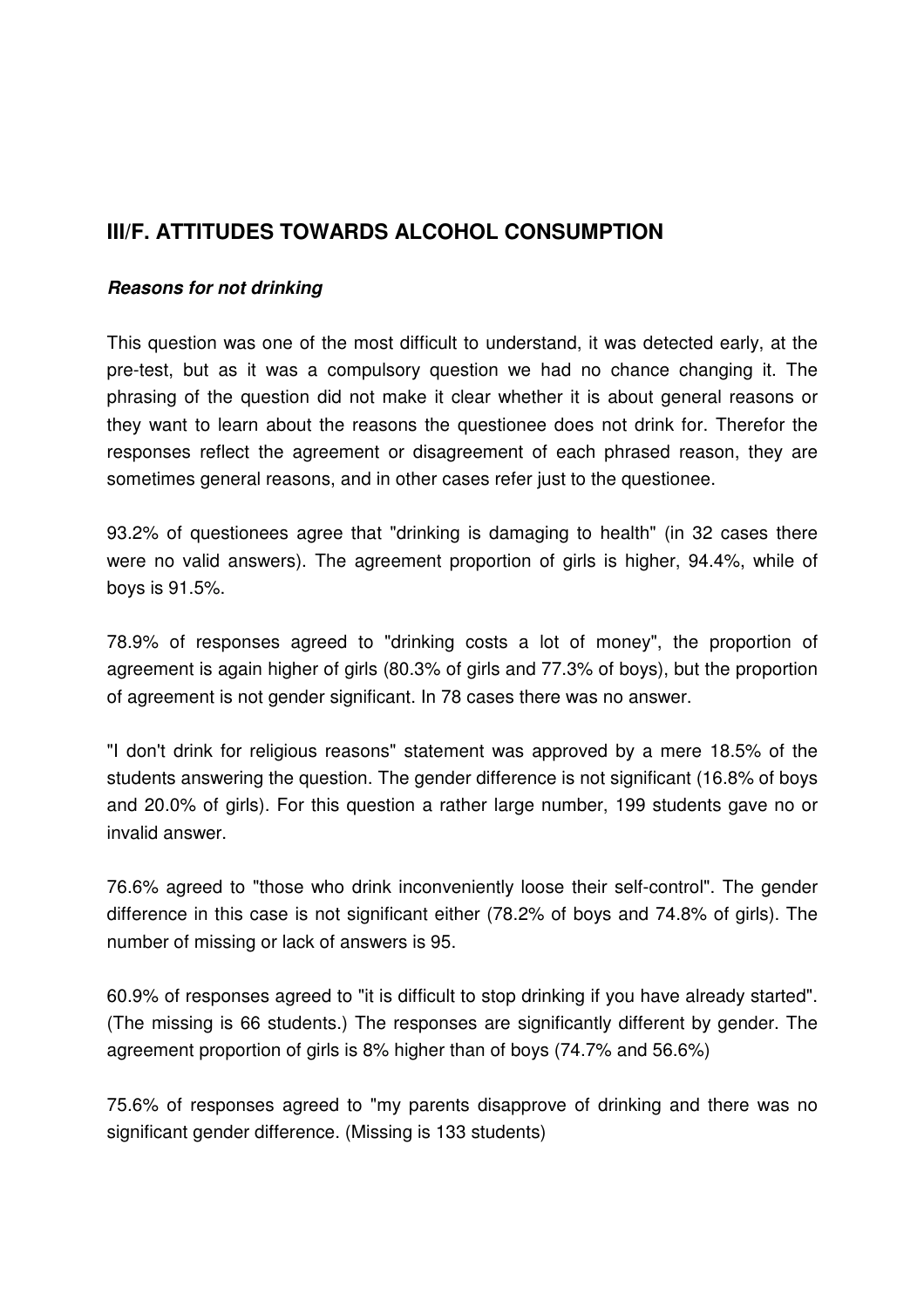## III/F. ATTITUDES TOWARDS ALCOHOL CONSUMPTION

***Reasons for not drinking***

This question was one of the most difficult to understand, it was detected early, at the pre-test, but as it was a compulsory question we had no chance changing it. The phrasing of the question did not make it clear whether it is about general reasons or they want to learn about the reasons the questionee does not drink for. Therefor the responses reflect the agreement or disagreement of each phrased reason, they are sometimes general reasons, and in other cases refer just to the questionee.

93.2% of questionees agree that "drinking is damaging to health" (in 32 cases there were no valid answers). The agreement proportion of girls is higher, 94.4%, while of boys is 91.5%.

78.9% of responses agreed to "drinking costs a lot of money", the proportion of agreement is again higher of girls (80.3% of girls and 77.3% of boys), but the proportion of agreement is not gender significant. In 78 cases there was no answer.

"I don't drink for religious reasons" statement was approved by a mere 18.5% of the students answering the question. The gender difference is not significant (16.8% of boys and 20.0% of girls). For this question a rather large number, 199 students gave no or invalid answer.

76.6% agreed to "those who drink inconveniently loose their self-control". The gender difference in this case is not significant either (78.2% of boys and 74.8% of girls). The number of missing or lack of answers is 95.

60.9% of responses agreed to "it is difficult to stop drinking if you have already started". (The missing is 66 students.) The responses are significantly different by gender. The agreement proportion of girls is 8% higher than of boys (74.7% and 56.6%)

75.6% of responses agreed to "my parents disapprove of drinking and there was no significant gender difference. (Missing is 133 students)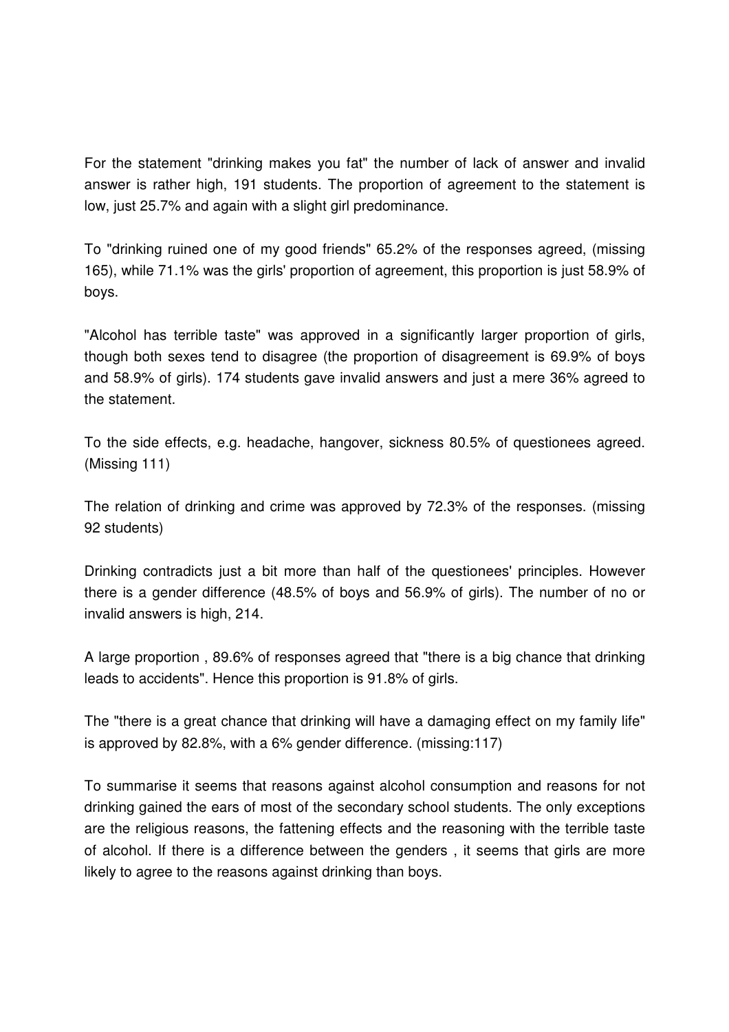For the statement "drinking makes you fat" the number of lack of answer and invalid answer is rather high, 191 students. The proportion of agreement to the statement is low, just 25.7% and again with a slight girl predominance.

To "drinking ruined one of my good friends" 65.2% of the responses agreed, (missing 165), while 71.1% was the girls' proportion of agreement, this proportion is just 58.9% of boys.

"Alcohol has terrible taste" was approved in a significantly larger proportion of girls, though both sexes tend to disagree (the proportion of disagreement is 69.9% of boys and 58.9% of girls). 174 students gave invalid answers and just a mere 36% agreed to the statement.

To the side effects, e.g. headache, hangover, sickness 80.5% of questionees agreed. (Missing 111)

The relation of drinking and crime was approved by 72.3% of the responses. (missing 92 students)

Drinking contradicts just a bit more than half of the questionees' principles. However there is a gender difference (48.5% of boys and 56.9% of girls). The number of no or invalid answers is high, 214.

A large proportion , 89.6% of responses agreed that "there is a big chance that drinking leads to accidents". Hence this proportion is 91.8% of girls.

The "there is a great chance that drinking will have a damaging effect on my family life" is approved by 82.8%, with a 6% gender difference. (missing:117)

To summarise it seems that reasons against alcohol consumption and reasons for not drinking gained the ears of most of the secondary school students. The only exceptions are the religious reasons, the fattening effects and the reasoning with the terrible taste of alcohol. If there is a difference between the genders , it seems that girls are more likely to agree to the reasons against drinking than boys.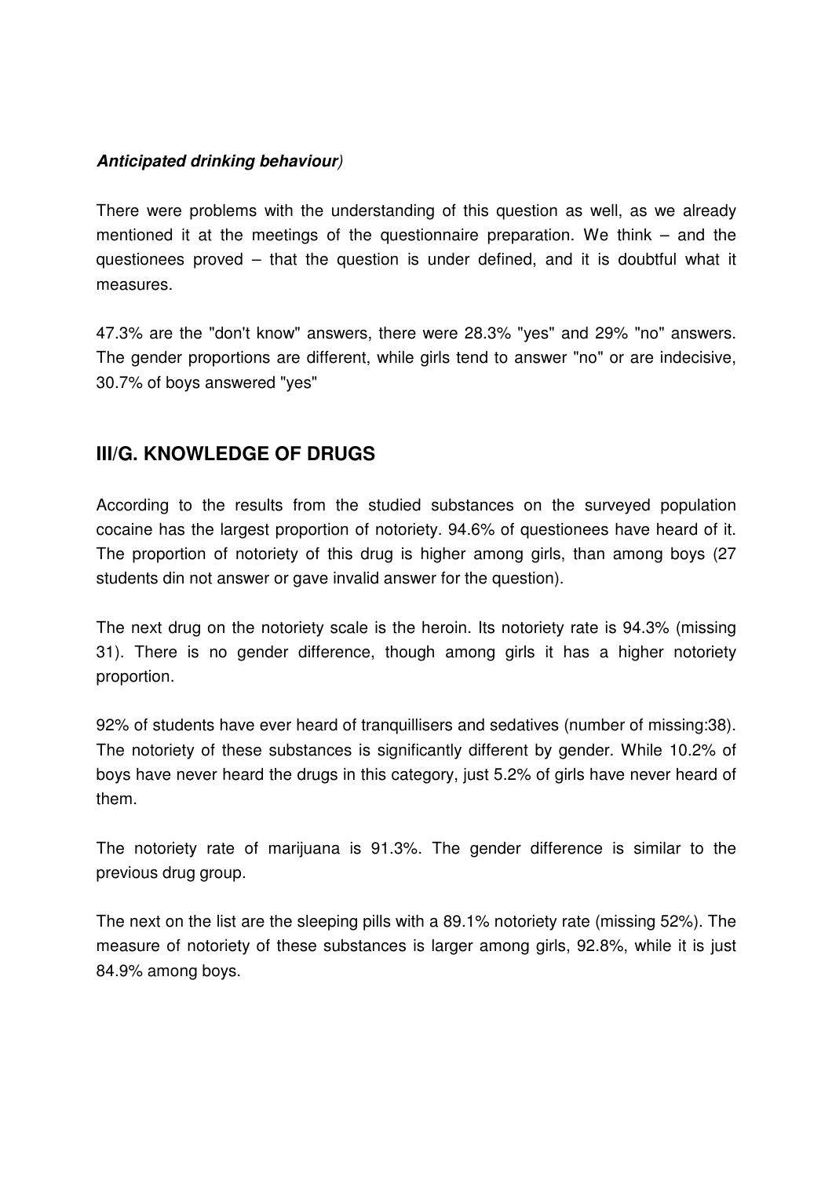***Anticipated drinking behaviour**)*

There were problems with the understanding of this question as well, as we already mentioned it at the meetings of the questionnaire preparation. We think – and the questionees proved – that the question is under defined, and it is doubtful what it measures.

47.3% are the "don't know" answers, there were 28.3% "yes" and 29% "no" answers. The gender proportions are different, while girls tend to answer "no" or are indecisive, 30.7% of boys answered "yes"

## III/G. KNOWLEDGE OF DRUGS

According to the results from the studied substances on the surveyed population cocaine has the largest proportion of notoriety. 94.6% of questionees have heard of it. The proportion of notoriety of this drug is higher among girls, than among boys (27 students din not answer or gave invalid answer for the question).

The next drug on the notoriety scale is the heroin. Its notoriety rate is 94.3% (missing 31). There is no gender difference, though among girls it has a higher notoriety proportion.

92% of students have ever heard of tranquillisers and sedatives (number of missing:38). The notoriety of these substances is significantly different by gender. While 10.2% of boys have never heard the drugs in this category, just 5.2% of girls have never heard of them.

The notoriety rate of marijuana is 91.3%. The gender difference is similar to the previous drug group.

The next on the list are the sleeping pills with a 89.1% notoriety rate (missing 52%). The measure of notoriety of these substances is larger among girls, 92.8%, while it is just 84.9% among boys.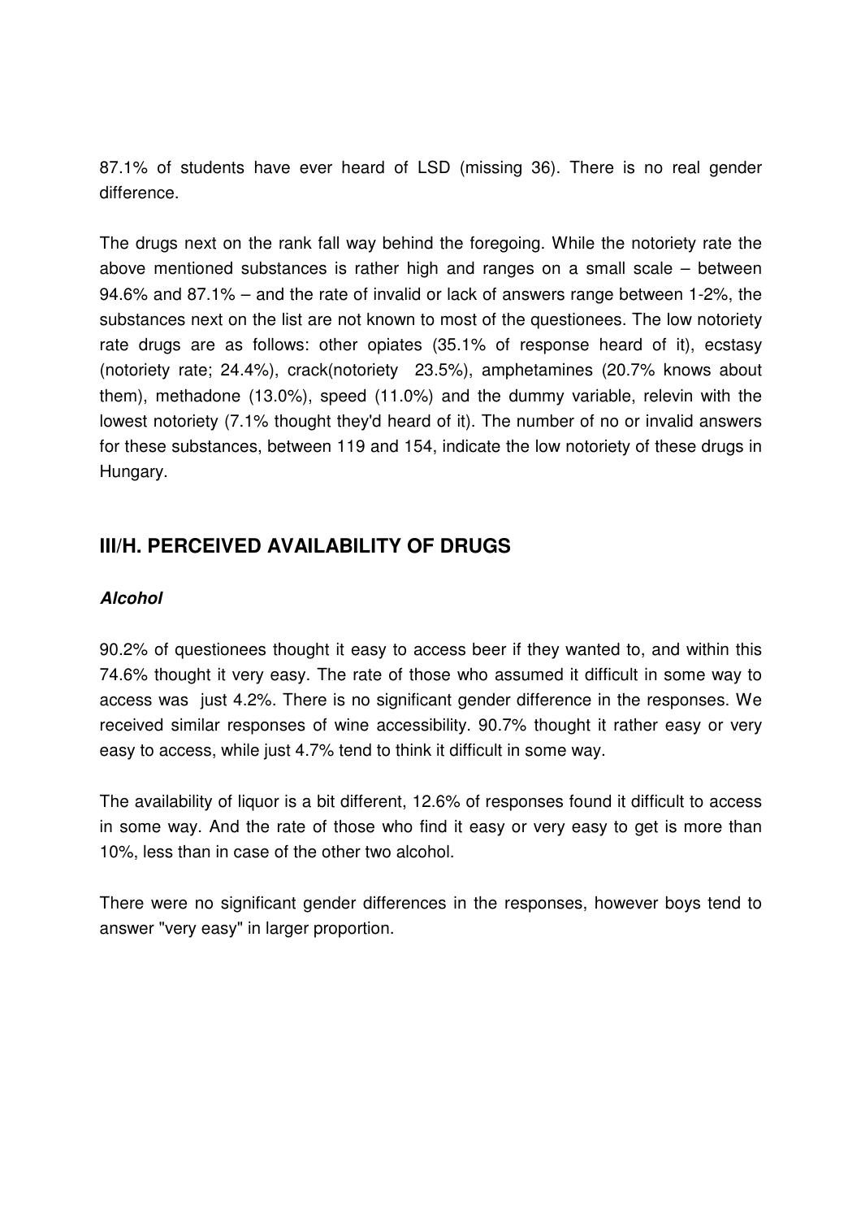87.1% of students have ever heard of LSD (missing 36). There is no real gender difference.

The drugs next on the rank fall way behind the foregoing. While the notoriety rate the above mentioned substances is rather high and ranges on a small scale – between 94.6% and 87.1% – and the rate of invalid or lack of answers range between 1-2%, the substances next on the list are not known to most of the questionees. The low notoriety rate drugs are as follows: other opiates (35.1% of response heard of it), ecstasy (notoriety rate; 24.4%), crack(notoriety 23.5%), amphetamines (20.7% knows about them), methadone (13.0%), speed (11.0%) and the dummy variable, relevin with the lowest notoriety (7.1% thought they'd heard of it). The number of no or invalid answers for these substances, between 119 and 154, indicate the low notoriety of these drugs in Hungary.

## III/H. PERCEIVED AVAILABILITY OF DRUGS

### *Alcohol*

90.2% of questionees thought it easy to access beer if they wanted to, and within this 74.6% thought it very easy. The rate of those who assumed it difficult in some way to access was just 4.2%. There is no significant gender difference in the responses. We received similar responses of wine accessibility. 90.7% thought it rather easy or very easy to access, while just 4.7% tend to think it difficult in some way.

The availability of liquor is a bit different, 12.6% of responses found it difficult to access in some way. And the rate of those who find it easy or very easy to get is more than 10%, less than in case of the other two alcohol.

There were no significant gender differences in the responses, however boys tend to answer "very easy" in larger proportion.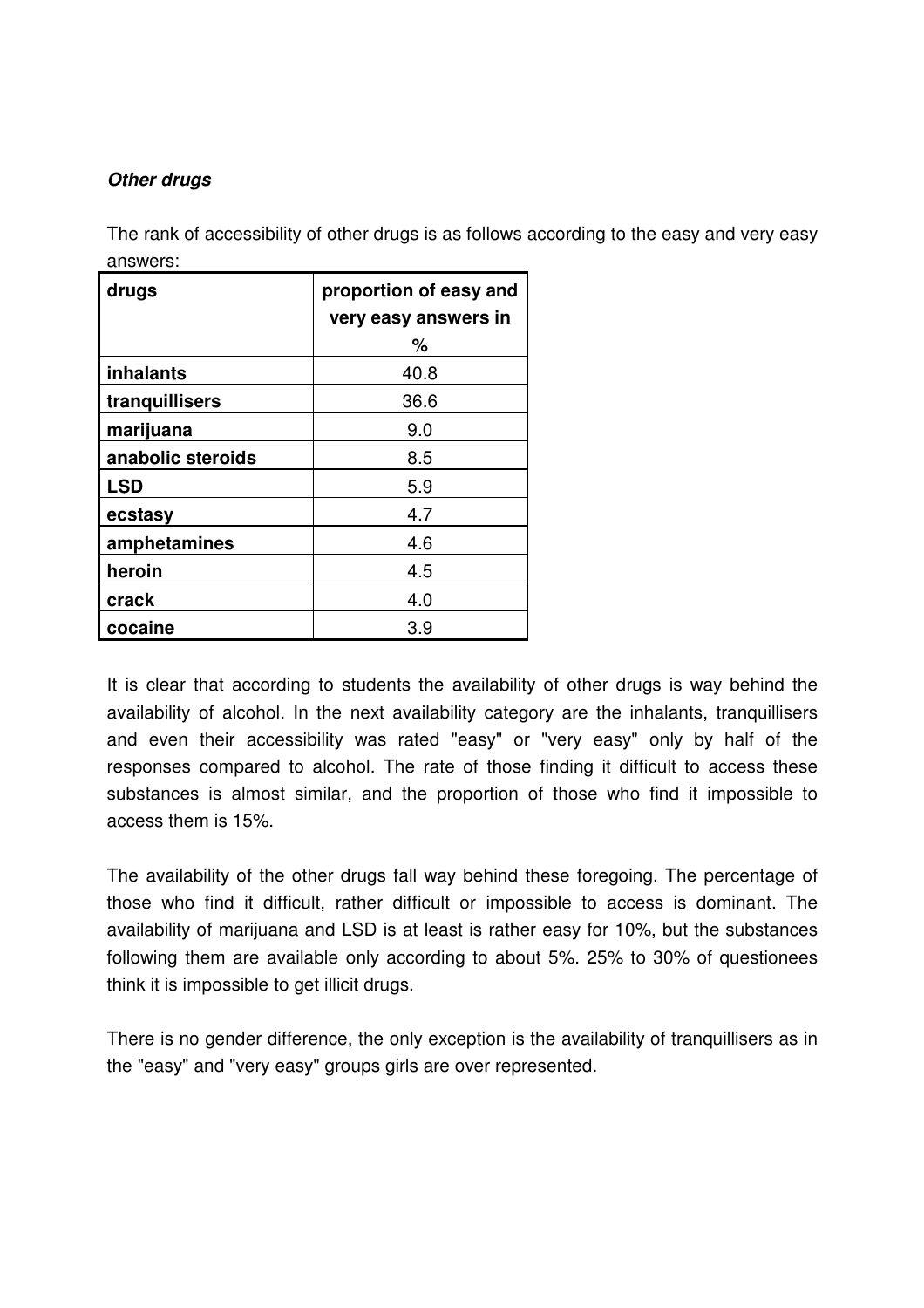***Other drugs***

The rank of accessibility of other drugs is as follows according to the easy and very easy answers:

| drugs | proportion of easy and very easy answers in % |
|---|---|
| **inhalants** | 40.8 |
| **tranquillisers** | 36.6 |
| **marijuana** | 9.0 |
| **anabolic steroids** | 8.5 |
| **LSD** | 5.9 |
| **ecstasy** | 4.7 |
| **amphetamines** | 4.6 |
| **heroin** | 4.5 |
| **crack** | 4.0 |
| **cocaine** | 3.9 |

It is clear that according to students the availability of other drugs is way behind the availability of alcohol. In the next availability category are the inhalants, tranquillisers and even their accessibility was rated "easy" or "very easy" only by half of the responses compared to alcohol. The rate of those finding it difficult to access these substances is almost similar, and the proportion of those who find it impossible to access them is 15%.

The availability of the other drugs fall way behind these foregoing. The percentage of those who find it difficult, rather difficult or impossible to access is dominant. The availability of marijuana and LSD is at least is rather easy for 10%, but the substances following them are available only according to about 5%. 25% to 30% of questionees think it is impossible to get illicit drugs.

There is no gender difference, the only exception is the availability of tranquillisers as in the "easy" and "very easy" groups girls are over represented.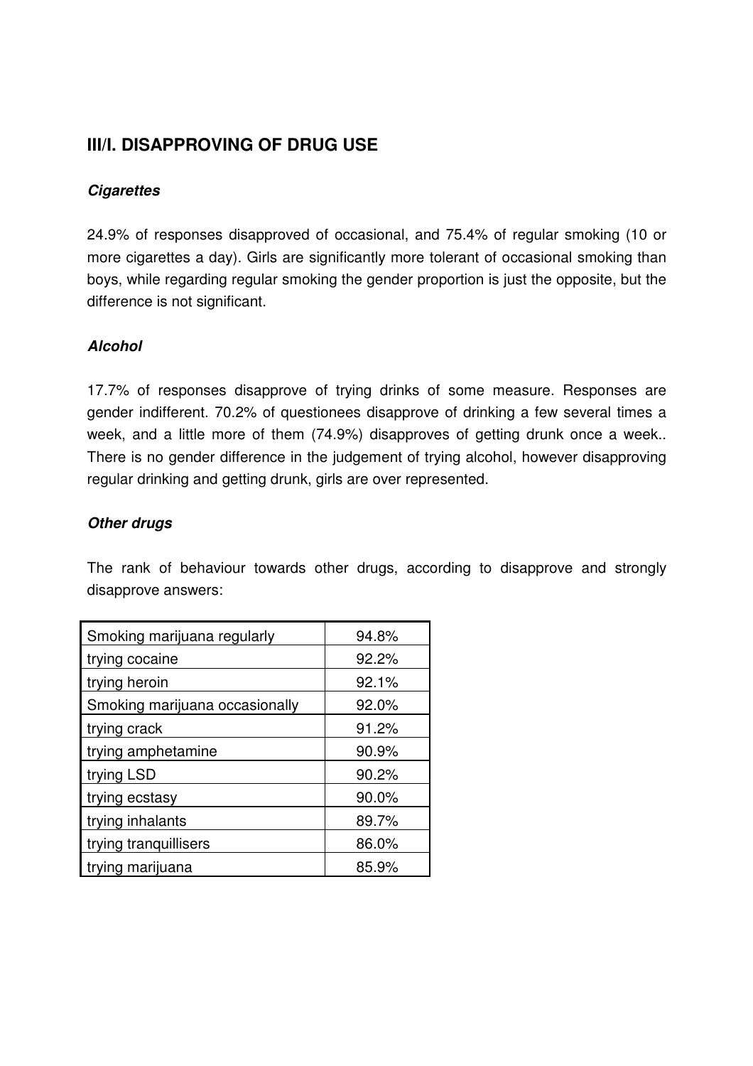## III/I. DISAPPROVING OF DRUG USE

### *Cigarettes*

24.9% of responses disapproved of occasional, and 75.4% of regular smoking (10 or more cigarettes a day). Girls are significantly more tolerant of occasional smoking than boys, while regarding regular smoking the gender proportion is just the opposite, but the difference is not significant.

### *Alcohol*

17.7% of responses disapprove of trying drinks of some measure. Responses are gender indifferent. 70.2% of questionees disapprove of drinking a few several times a week, and a little more of them (74.9%) disapproves of getting drunk once a week.. There is no gender difference in the judgement of trying alcohol, however disapproving regular drinking and getting drunk, girls are over represented.

### *Other drugs*

The rank of behaviour towards other drugs, according to disapprove and strongly disapprove answers:

| | |
|---|---|
| Smoking marijuana regularly | 94.8% |
| trying cocaine | 92.2% |
| trying heroin | 92.1% |
| Smoking marijuana occasionally | 92.0% |
| trying crack | 91.2% |
| trying amphetamine | 90.9% |
| trying LSD | 90.2% |
| trying ecstasy | 90.0% |
| trying inhalants | 89.7% |
| trying tranquillisers | 86.0% |
| trying marijuana | 85.9% |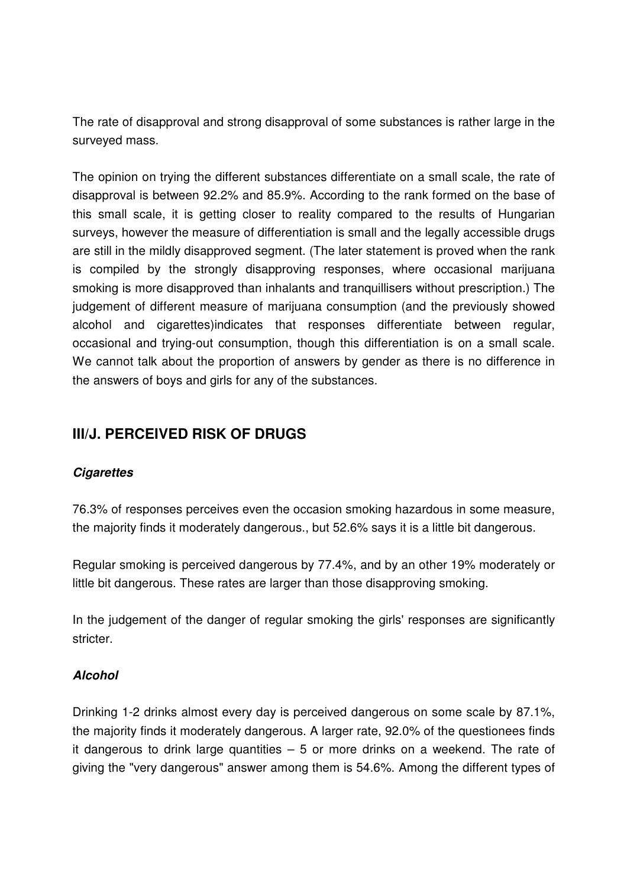The rate of disapproval and strong disapproval of some substances is rather large in the surveyed mass.

The opinion on trying the different substances differentiate on a small scale, the rate of disapproval is between 92.2% and 85.9%. According to the rank formed on the base of this small scale, it is getting closer to reality compared to the results of Hungarian surveys, however the measure of differentiation is small and the legally accessible drugs are still in the mildly disapproved segment. (The later statement is proved when the rank is compiled by the strongly disapproving responses, where occasional marijuana smoking is more disapproved than inhalants and tranquillisers without prescription.) The judgement of different measure of marijuana consumption (and the previously showed alcohol and cigarettes)indicates that responses differentiate between regular, occasional and trying-out consumption, though this differentiation is on a small scale. We cannot talk about the proportion of answers by gender as there is no difference in the answers of boys and girls for any of the substances.

## III/J. PERCEIVED RISK OF DRUGS

### *Cigarettes*

76.3% of responses perceives even the occasion smoking hazardous in some measure, the majority finds it moderately dangerous., but 52.6% says it is a little bit dangerous.

Regular smoking is perceived dangerous by 77.4%, and by an other 19% moderately or little bit dangerous. These rates are larger than those disapproving smoking.

In the judgement of the danger of regular smoking the girls' responses are significantly stricter.

### *Alcohol*

Drinking 1-2 drinks almost every day is perceived dangerous on some scale by 87.1%, the majority finds it moderately dangerous. A larger rate, 92.0% of the questionees finds it dangerous to drink large quantities – 5 or more drinks on a weekend. The rate of giving the "very dangerous" answer among them is 54.6%. Among the different types of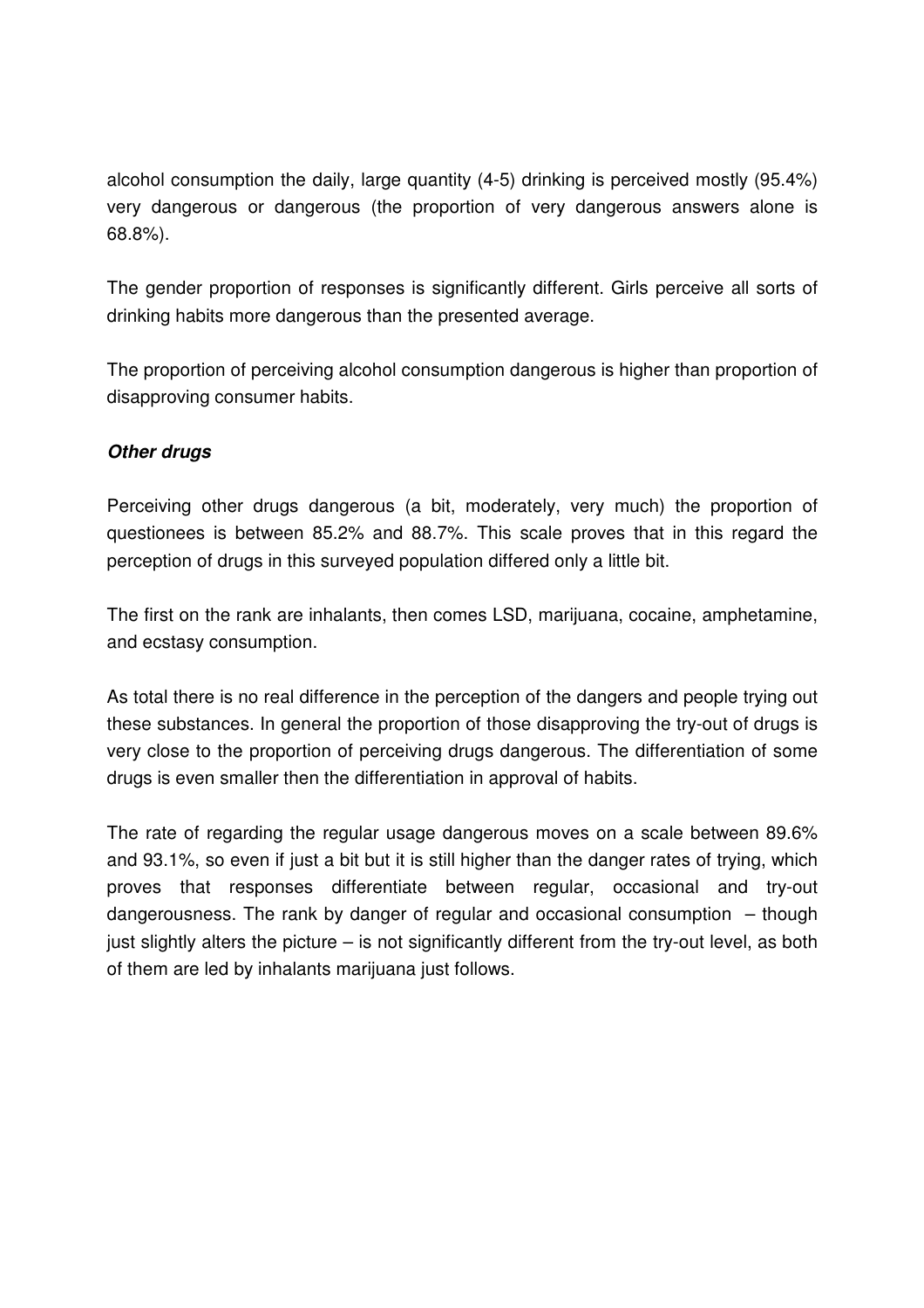alcohol consumption the daily, large quantity (4-5) drinking is perceived mostly (95.4%) very dangerous or dangerous (the proportion of very dangerous answers alone is 68.8%).

The gender proportion of responses is significantly different. Girls perceive all sorts of drinking habits more dangerous than the presented average.

The proportion of perceiving alcohol consumption dangerous is higher than proportion of disapproving consumer habits.

### ***Other drugs***

Perceiving other drugs dangerous (a bit, moderately, very much) the proportion of questionees is between 85.2% and 88.7%. This scale proves that in this regard the perception of drugs in this surveyed population differed only a little bit.

The first on the rank are inhalants, then comes LSD, marijuana, cocaine, amphetamine, and ecstasy consumption.

As total there is no real difference in the perception of the dangers and people trying out these substances. In general the proportion of those disapproving the try-out of drugs is very close to the proportion of perceiving drugs dangerous. The differentiation of some drugs is even smaller then the differentiation in approval of habits.

The rate of regarding the regular usage dangerous moves on a scale between 89.6% and 93.1%, so even if just a bit but it is still higher than the danger rates of trying, which proves that responses differentiate between regular, occasional and try-out dangerousness. The rank by danger of regular and occasional consumption – though just slightly alters the picture – is not significantly different from the try-out level, as both of them are led by inhalants marijuana just follows.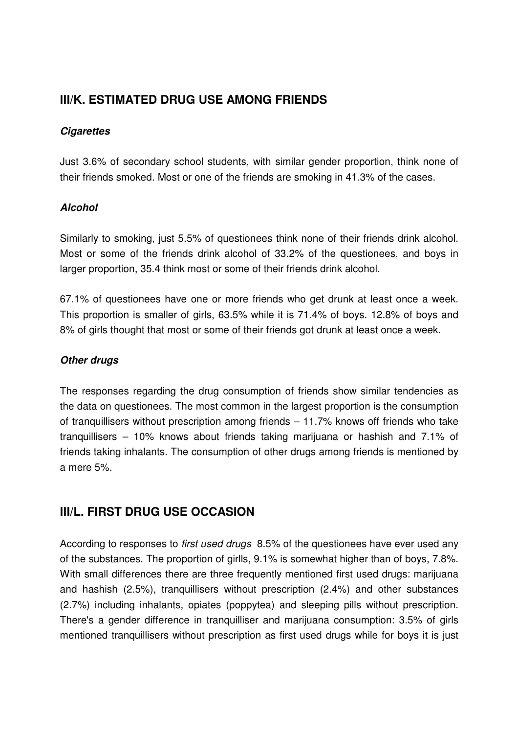## III/K. ESTIMATED DRUG USE AMONG FRIENDS

### *Cigarettes*

Just 3.6% of secondary school students, with similar gender proportion, think none of their friends smoked. Most or one of the friends are smoking in 41.3% of the cases.

### *Alcohol*

Similarly to smoking, just 5.5% of questionees think none of their friends drink alcohol. Most or some of the friends drink alcohol of 33.2% of the questionees, and boys in larger proportion, 35.4 think most or some of their friends drink alcohol.

67.1% of questionees have one or more friends who get drunk at least once a week. This proportion is smaller of girls, 63.5% while it is 71.4% of boys. 12.8% of boys and 8% of girls thought that most or some of their friends got drunk at least once a week.

### *Other drugs*

The responses regarding the drug consumption of friends show similar tendencies as the data on questionees. The most common in the largest proportion is the consumption of tranquillisers without prescription among friends – 11.7% knows off friends who take tranquillisers – 10% knows about friends taking marijuana or hashish and 7.1% of friends taking inhalants. The consumption of other drugs among friends is mentioned by a mere 5%.

## III/L. FIRST DRUG USE OCCASION

According to responses to *first used drugs* 8.5% of the questionees have ever used any of the substances. The proportion of girlls, 9.1% is somewhat higher than of boys, 7.8%. With small differences there are three frequently mentioned first used drugs: marijuana and hashish (2.5%), tranquillisers without prescription (2.4%) and other substances (2.7%) including inhalants, opiates (poppytea) and sleeping pills without prescription. There's a gender difference in tranquilliser and marijuana consumption: 3.5% of girls mentioned tranquillisers without prescription as first used drugs while for boys it is just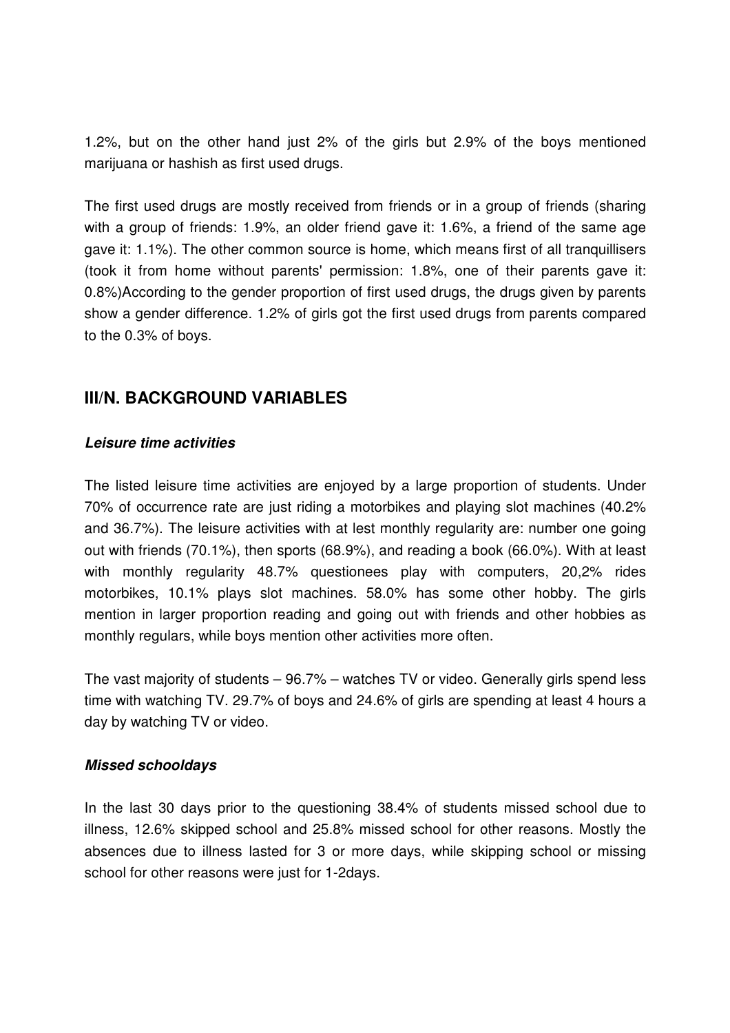1.2%, but on the other hand just 2% of the girls but 2.9% of the boys mentioned marijuana or hashish as first used drugs.

The first used drugs are mostly received from friends or in a group of friends (sharing with a group of friends: 1.9%, an older friend gave it: 1.6%, a friend of the same age gave it: 1.1%). The other common source is home, which means first of all tranquillisers (took it from home without parents' permission: 1.8%, one of their parents gave it: 0.8%)According to the gender proportion of first used drugs, the drugs given by parents show a gender difference. 1.2% of girls got the first used drugs from parents compared to the 0.3% of boys.

## III/N. BACKGROUND VARIABLES

### *Leisure time activities*

The listed leisure time activities are enjoyed by a large proportion of students. Under 70% of occurrence rate are just riding a motorbikes and playing slot machines (40.2% and 36.7%). The leisure activities with at lest monthly regularity are: number one going out with friends (70.1%), then sports (68.9%), and reading a book (66.0%). With at least with monthly regularity 48.7% questionees play with computers, 20,2% rides motorbikes, 10.1% plays slot machines. 58.0% has some other hobby. The girls mention in larger proportion reading and going out with friends and other hobbies as monthly regulars, while boys mention other activities more often.

The vast majority of students – 96.7% – watches TV or video. Generally girls spend less time with watching TV. 29.7% of boys and 24.6% of girls are spending at least 4 hours a day by watching TV or video.

### *Missed schooldays*

In the last 30 days prior to the questioning 38.4% of students missed school due to illness, 12.6% skipped school and 25.8% missed school for other reasons. Mostly the absences due to illness lasted for 3 or more days, while skipping school or missing school for other reasons were just for 1-2days.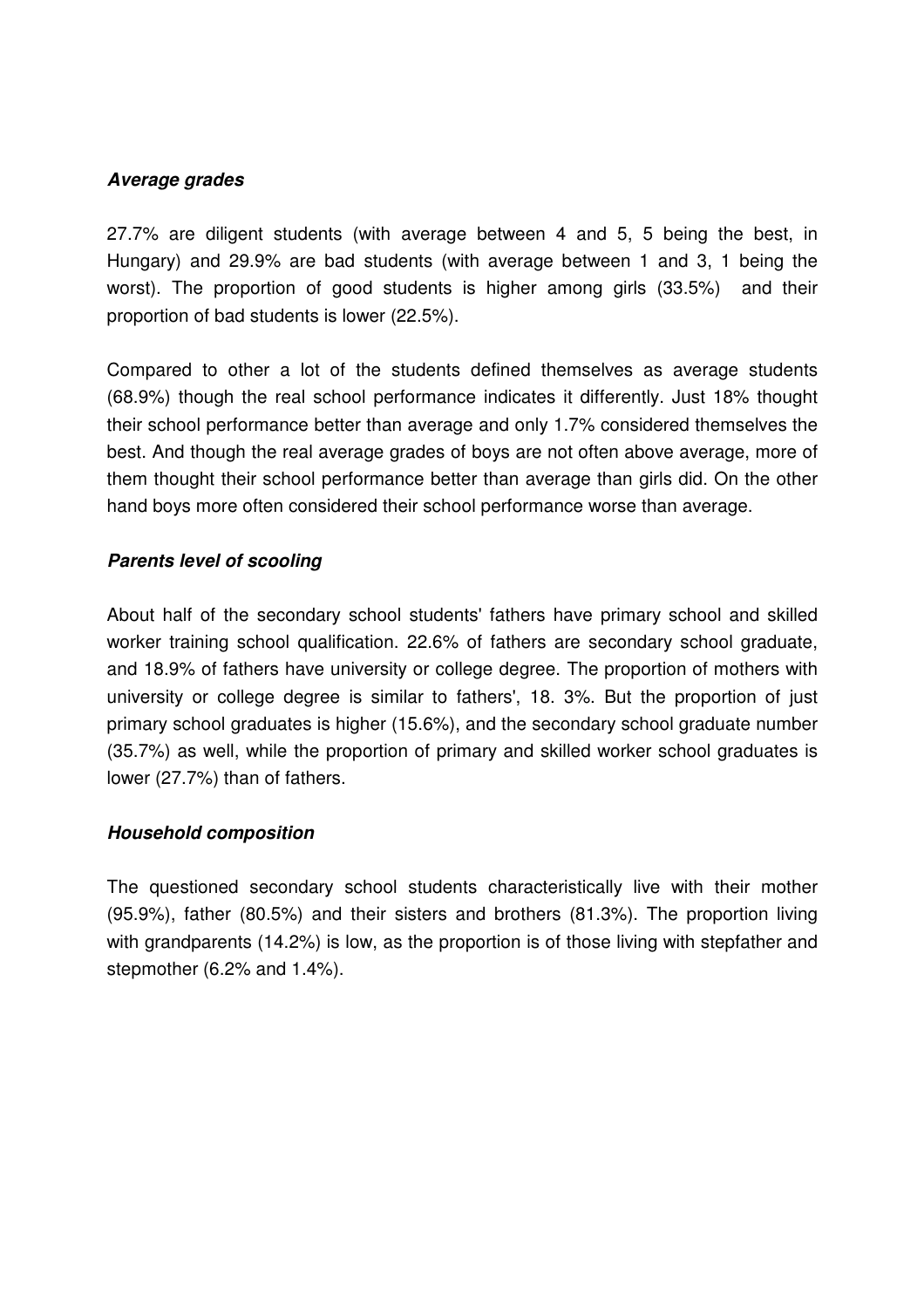***Average grades***

27.7% are diligent students (with average between 4 and 5, 5 being the best, in Hungary) and 29.9% are bad students (with average between 1 and 3, 1 being the worst). The proportion of good students is higher among girls (33.5%) and their proportion of bad students is lower (22.5%).

Compared to other a lot of the students defined themselves as average students (68.9%) though the real school performance indicates it differently. Just 18% thought their school performance better than average and only 1.7% considered themselves the best. And though the real average grades of boys are not often above average, more of them thought their school performance better than average than girls did. On the other hand boys more often considered their school performance worse than average.

***Parents level of scooling***

About half of the secondary school students' fathers have primary school and skilled worker training school qualification. 22.6% of fathers are secondary school graduate, and 18.9% of fathers have university or college degree. The proportion of mothers with university or college degree is similar to fathers', 18. 3%. But the proportion of just primary school graduates is higher (15.6%), and the secondary school graduate number (35.7%) as well, while the proportion of primary and skilled worker school graduates is lower (27.7%) than of fathers.

***Household composition***

The questioned secondary school students characteristically live with their mother (95.9%), father (80.5%) and their sisters and brothers (81.3%). The proportion living with grandparents (14.2%) is low, as the proportion is of those living with stepfather and stepmother (6.2% and 1.4%).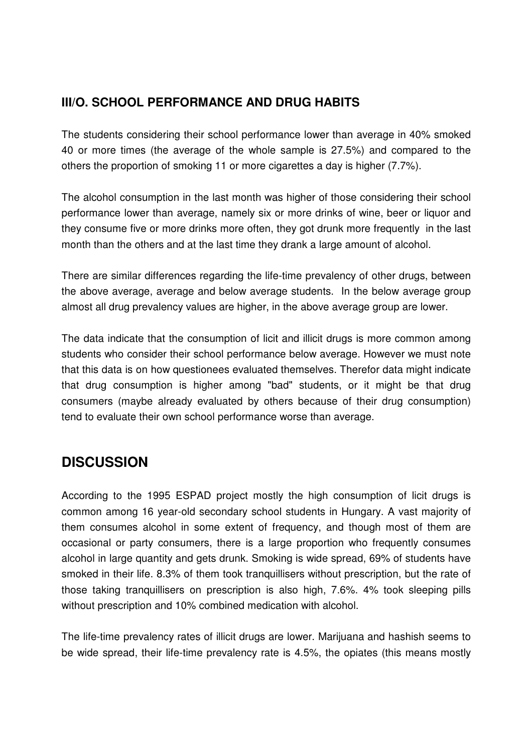### III/O. SCHOOL PERFORMANCE AND DRUG HABITS

The students considering their school performance lower than average in 40% smoked 40 or more times (the average of the whole sample is 27.5%) and compared to the others the proportion of smoking 11 or more cigarettes a day is higher (7.7%).

The alcohol consumption in the last month was higher of those considering their school performance lower than average, namely six or more drinks of wine, beer or liquor and they consume five or more drinks more often, they got drunk more frequently in the last month than the others and at the last time they drank a large amount of alcohol.

There are similar differences regarding the life-time prevalency of other drugs, between the above average, average and below average students. In the below average group almost all drug prevalency values are higher, in the above average group are lower.

The data indicate that the consumption of licit and illicit drugs is more common among students who consider their school performance below average. However we must note that this data is on how questionees evaluated themselves. Therefor data might indicate that drug consumption is higher among "bad" students, or it might be that drug consumers (maybe already evaluated by others because of their drug consumption) tend to evaluate their own school performance worse than average.

## DISCUSSION

According to the 1995 ESPAD project mostly the high consumption of licit drugs is common among 16 year-old secondary school students in Hungary. A vast majority of them consumes alcohol in some extent of frequency, and though most of them are occasional or party consumers, there is a large proportion who frequently consumes alcohol in large quantity and gets drunk. Smoking is wide spread, 69% of students have smoked in their life. 8.3% of them took tranquillisers without prescription, but the rate of those taking tranquillisers on prescription is also high, 7.6%. 4% took sleeping pills without prescription and 10% combined medication with alcohol.

The life-time prevalency rates of illicit drugs are lower. Marijuana and hashish seems to be wide spread, their life-time prevalency rate is 4.5%, the opiates (this means mostly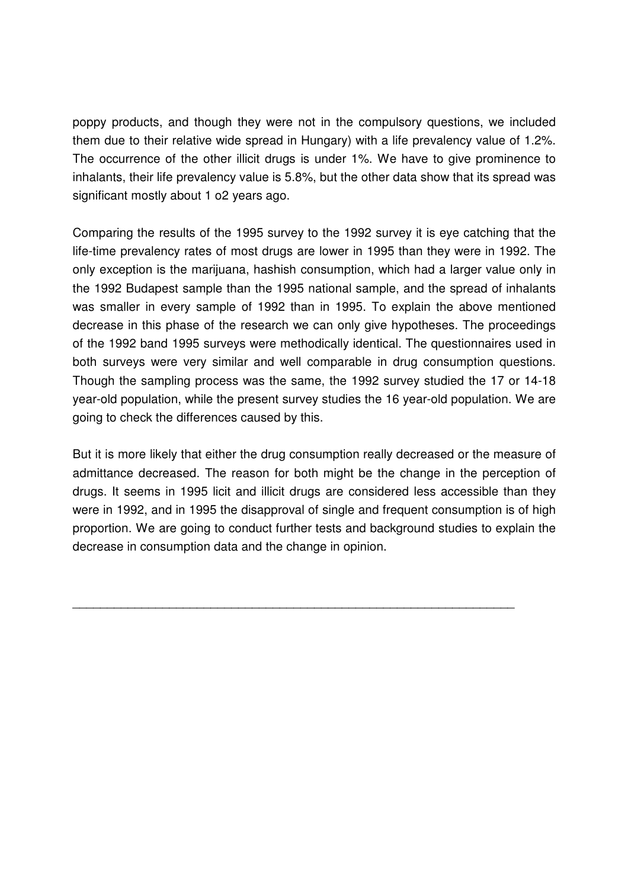poppy products, and though they were not in the compulsory questions, we included them due to their relative wide spread in Hungary) with a life prevalency value of 1.2%. The occurrence of the other illicit drugs is under 1%. We have to give prominence to inhalants, their life prevalency value is 5.8%, but the other data show that its spread was significant mostly about 1 o2 years ago.

Comparing the results of the 1995 survey to the 1992 survey it is eye catching that the life-time prevalency rates of most drugs are lower in 1995 than they were in 1992. The only exception is the marijuana, hashish consumption, which had a larger value only in the 1992 Budapest sample than the 1995 national sample, and the spread of inhalants was smaller in every sample of 1992 than in 1995. To explain the above mentioned decrease in this phase of the research we can only give hypotheses. The proceedings of the 1992 band 1995 surveys were methodically identical. The questionnaires used in both surveys were very similar and well comparable in drug consumption questions. Though the sampling process was the same, the 1992 survey studied the 17 or 14-18 year-old population, while the present survey studies the 16 year-old population. We are going to check the differences caused by this.

But it is more likely that either the drug consumption really decreased or the measure of admittance decreased. The reason for both might be the change in the perception of drugs. It seems in 1995 licit and illicit drugs are considered less accessible than they were in 1992, and in 1995 the disapproval of single and frequent consumption is of high proportion. We are going to conduct further tests and background studies to explain the decrease in consumption data and the change in opinion.

---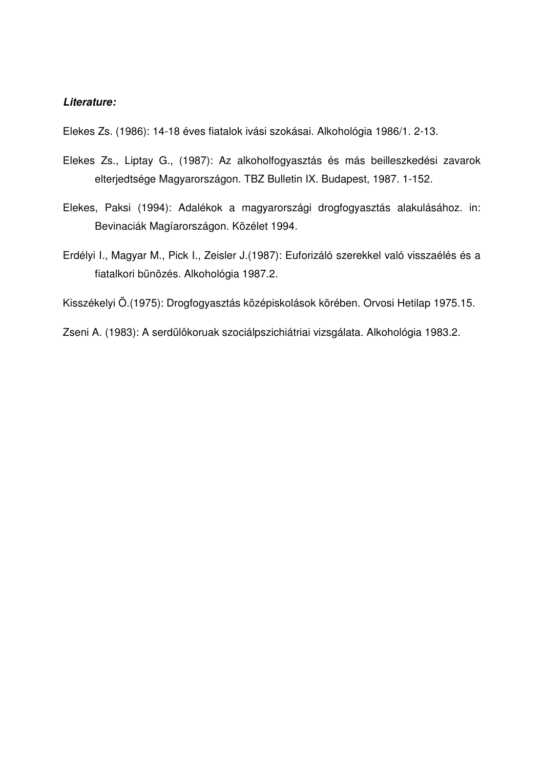***Literature:***

Elekes Zs. (1986): 14-18 éves fiatalok ivási szokásai. Alkohológia 1986/1. 2-13.

Elekes Zs., Liptay G., (1987): Az alkoholfogyasztás és más beilleszkedési zavarok elterjedtsége Magyarországon. TBZ Bulletin IX. Budapest, 1987. 1-152.

Elekes, Paksi (1994): Adalékok a magyarországi drogfogyasztás alakulásához. in: Bevinaciák Magíarországon. Közélet 1994.

Erdélyi I., Magyar M., Pick I., Zeisler J.(1987): Euforizáló szerekkel való visszaélés és a fiatalkori bünözés. Alkohológia 1987.2.

Kisszékelyi Ö.(1975): Drogfogyasztás középiskolások körében. Orvosi Hetilap 1975.15.

Zseni A. (1983): A serdülôkoruak szociálpszichiátriai vizsgálata. Alkohológia 1983.2.